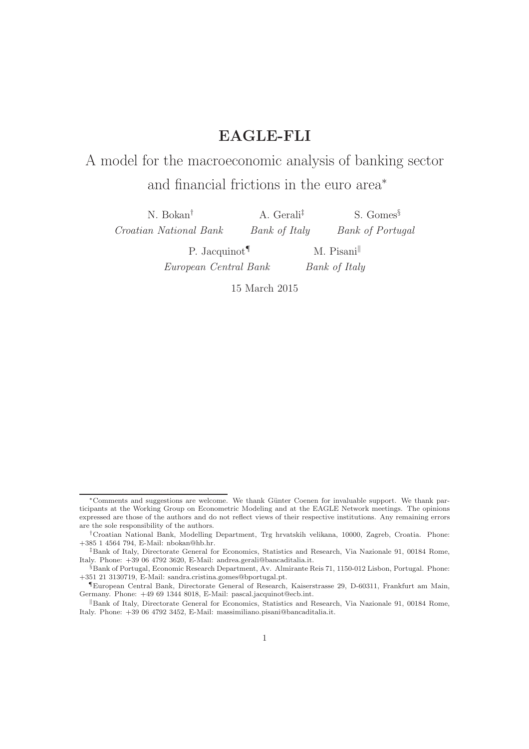# EAGLE-FLI

## A model for the macroeconomic analysis of banking sector and financial frictions in the euro area[*]

N. Bokan[†]
*Croatian National Bank*

A. Gerali[‡]
*Bank of Italy*

S. Gomes[§]
*Bank of Portugal*

P. Jacquinot[¶]
*European Central Bank*

M. Pisani[‖]
*Bank of Italy*

15 March 2015

---

[*] Comments and suggestions are welcome. We thank Günter Coenen for invaluable support. We thank participants at the Working Group on Econometric Modeling and at the EAGLE Network meetings. The opinions expressed are those of the authors and do not reflect views of their respective institutions. Any remaining errors are the sole responsibility of the authors.

[†] Croatian National Bank, Modelling Department, Trg hrvatskih velikana, 10000, Zagreb, Croatia. Phone: +385 1 4564 794, E-Mail: nbokan@hb.hr.

[‡] Bank of Italy, Directorate General for Economics, Statistics and Research, Via Nazionale 91, 00184 Rome, Italy. Phone: +39 06 4792 3620, E-Mail: andrea.gerali@bancaditalia.it.

[§] Bank of Portugal, Economic Research Department, Av. Almirante Reis 71, 1150-012 Lisbon, Portugal. Phone: +351 21 3130719, E-Mail: sandra.cristina.gomes@bportugal.pt.

[¶] European Central Bank, Directorate General of Research, Kaiserstrasse 29, D-60311, Frankfurt am Main, Germany. Phone: +49 69 1344 8018, E-Mail: pascal.jacquinot@ecb.int.

[‖] Bank of Italy, Directorate General for Economics, Statistics and Research, Via Nazionale 91, 00184 Rome, Italy. Phone: +39 06 4792 3452, E-Mail: massimiliano.pisani@bancaditalia.it.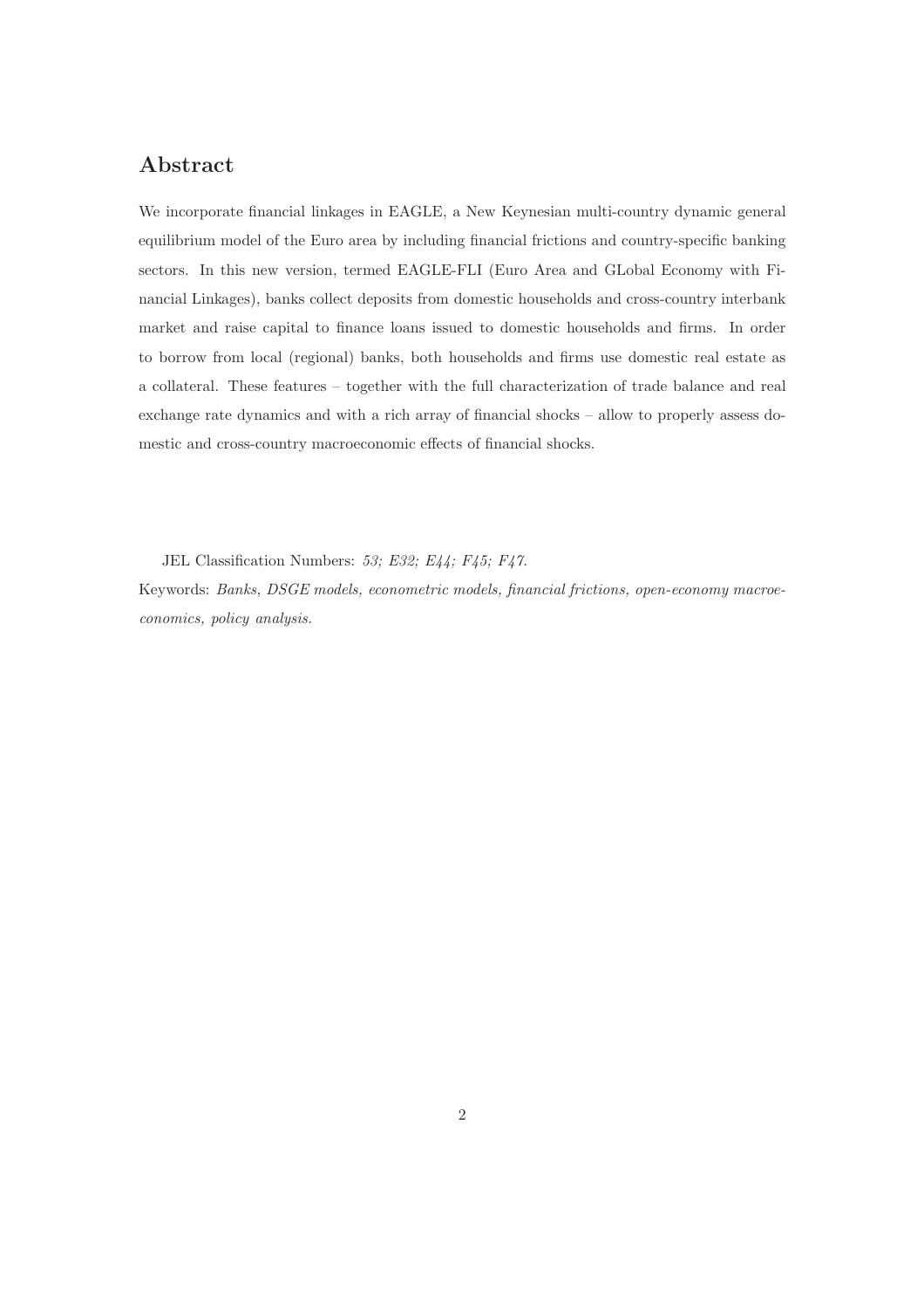## Abstract

We incorporate financial linkages in EAGLE, a New Keynesian multi-country dynamic general equilibrium model of the Euro area by including financial frictions and country-specific banking sectors. In this new version, termed EAGLE-FLI (Euro Area and GLobal Economy with Financial Linkages), banks collect deposits from domestic households and cross-country interbank market and raise capital to finance loans issued to domestic households and firms. In order to borrow from local (regional) banks, both households and firms use domestic real estate as a collateral. These features – together with the full characterization of trade balance and real exchange rate dynamics and with a rich array of financial shocks – allow to properly assess domestic and cross-country macroeconomic effects of financial shocks.

JEL Classification Numbers: *53; E32; E44; F45; F47.*

Keywords: *Banks, DSGE models, econometric models, financial frictions, open-economy macroeconomics, policy analysis.*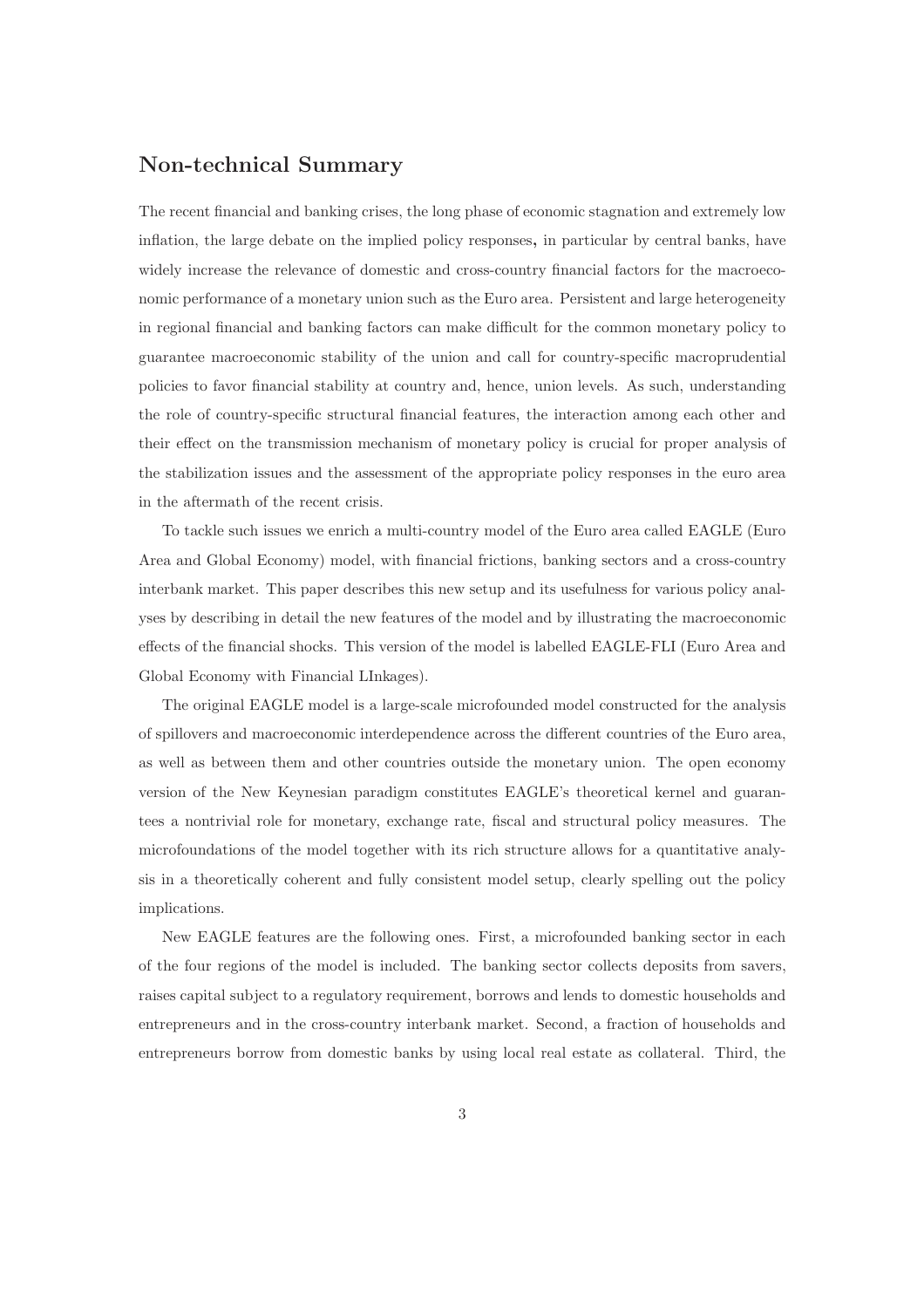## Non-technical Summary

The recent financial and banking crises, the long phase of economic stagnation and extremely low inflation, the large debate on the implied policy responses**,** in particular by central banks, have widely increase the relevance of domestic and cross-country financial factors for the macroeconomic performance of a monetary union such as the Euro area. Persistent and large heterogeneity in regional financial and banking factors can make difficult for the common monetary policy to guarantee macroeconomic stability of the union and call for country-specific macroprudential policies to favor financial stability at country and, hence, union levels. As such, understanding the role of country-specific structural financial features, the interaction among each other and their effect on the transmission mechanism of monetary policy is crucial for proper analysis of the stabilization issues and the assessment of the appropriate policy responses in the euro area in the aftermath of the recent crisis.

To tackle such issues we enrich a multi-country model of the Euro area called EAGLE (Euro Area and Global Economy) model, with financial frictions, banking sectors and a cross-country interbank market. This paper describes this new setup and its usefulness for various policy analyses by describing in detail the new features of the model and by illustrating the macroeconomic effects of the financial shocks. This version of the model is labelled EAGLE-FLI (Euro Area and Global Economy with Financial LInkages).

The original EAGLE model is a large-scale microfounded model constructed for the analysis of spillovers and macroeconomic interdependence across the different countries of the Euro area, as well as between them and other countries outside the monetary union. The open economy version of the New Keynesian paradigm constitutes EAGLE's theoretical kernel and guarantees a nontrivial role for monetary, exchange rate, fiscal and structural policy measures. The microfoundations of the model together with its rich structure allows for a quantitative analysis in a theoretically coherent and fully consistent model setup, clearly spelling out the policy implications.

New EAGLE features are the following ones. First, a microfounded banking sector in each of the four regions of the model is included. The banking sector collects deposits from savers, raises capital subject to a regulatory requirement, borrows and lends to domestic households and entrepreneurs and in the cross-country interbank market. Second, a fraction of households and entrepreneurs borrow from domestic banks by using local real estate as collateral. Third, the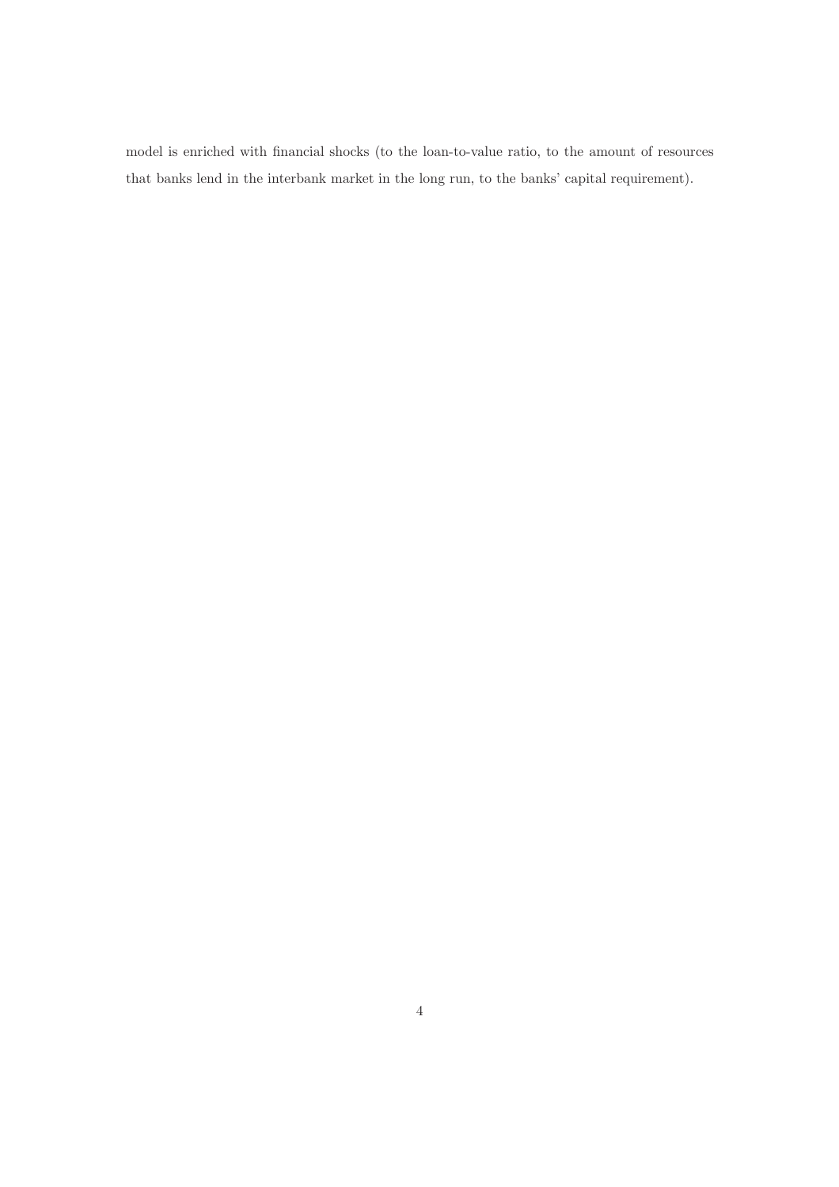model is enriched with financial shocks (to the loan-to-value ratio, to the amount of resources that banks lend in the interbank market in the long run, to the banks' capital requirement).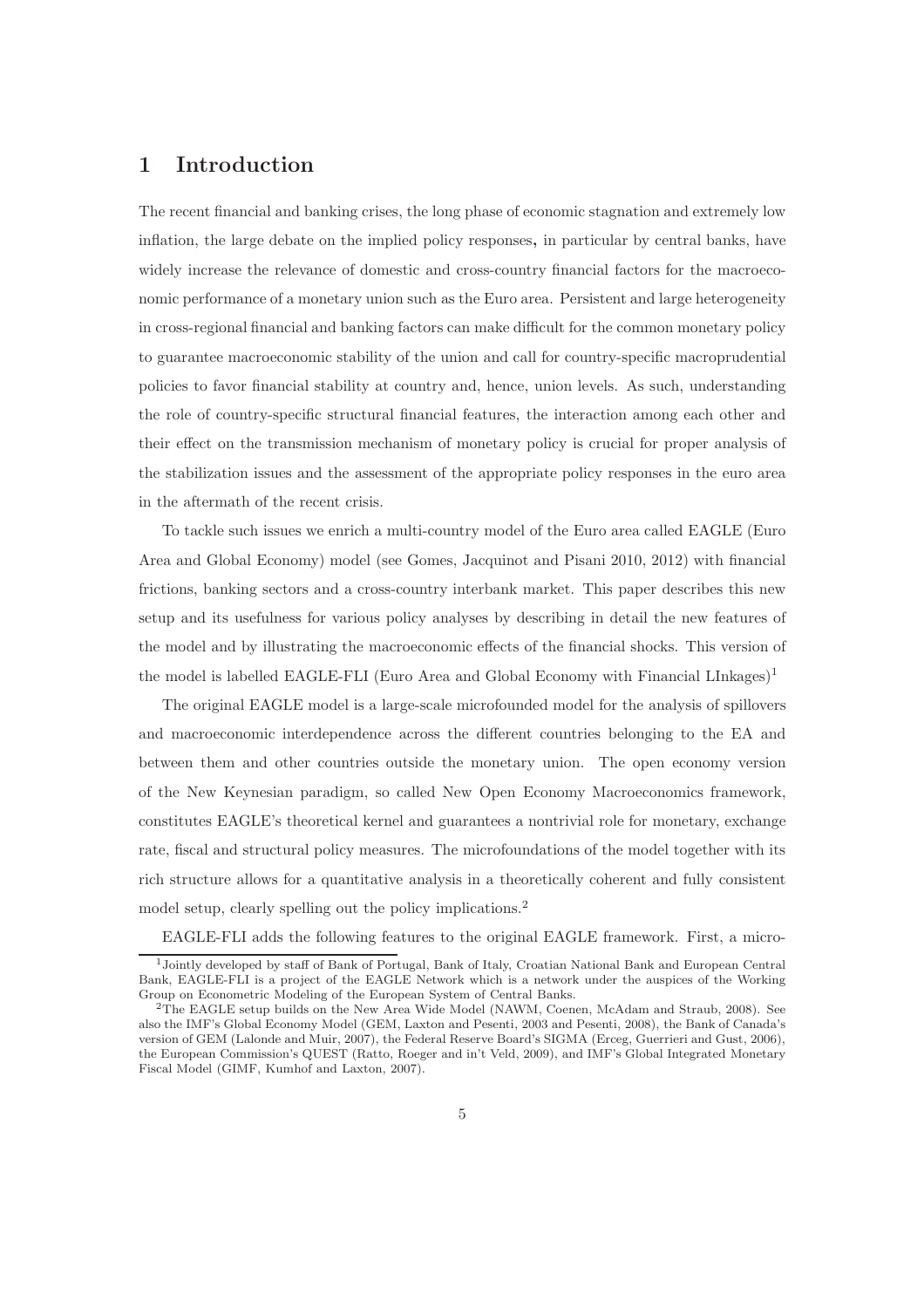# 1 Introduction

The recent financial and banking crises, the long phase of economic stagnation and extremely low inflation, the large debate on the implied policy responses, in particular by central banks, have widely increase the relevance of domestic and cross-country financial factors for the macroeconomic performance of a monetary union such as the Euro area. Persistent and large heterogeneity in cross-regional financial and banking factors can make difficult for the common monetary policy to guarantee macroeconomic stability of the union and call for country-specific macroprudential policies to favor financial stability at country and, hence, union levels. As such, understanding the role of country-specific structural financial features, the interaction among each other and their effect on the transmission mechanism of monetary policy is crucial for proper analysis of the stabilization issues and the assessment of the appropriate policy responses in the euro area in the aftermath of the recent crisis.

To tackle such issues we enrich a multi-country model of the Euro area called EAGLE (Euro Area and Global Economy) model (see Gomes, Jacquinot and Pisani 2010, 2012) with financial frictions, banking sectors and a cross-country interbank market. This paper describes this new setup and its usefulness for various policy analyses by describing in detail the new features of the model and by illustrating the macroeconomic effects of the financial shocks. This version of the model is labelled EAGLE-FLI (Euro Area and Global Economy with Financial LInkages)[1]

The original EAGLE model is a large-scale microfounded model for the analysis of spillovers and macroeconomic interdependence across the different countries belonging to the EA and between them and other countries outside the monetary union. The open economy version of the New Keynesian paradigm, so called New Open Economy Macroeconomics framework, constitutes EAGLE's theoretical kernel and guarantees a nontrivial role for monetary, exchange rate, fiscal and structural policy measures. The microfoundations of the model together with its rich structure allows for a quantitative analysis in a theoretically coherent and fully consistent model setup, clearly spelling out the policy implications.[2]

EAGLE-FLI adds the following features to the original EAGLE framework. First, a micro-

---

[1] Jointly developed by staff of Bank of Portugal, Bank of Italy, Croatian National Bank and European Central Bank, EAGLE-FLI is a project of the EAGLE Network which is a network under the auspices of the Working Group on Econometric Modeling of the European System of Central Banks.

[2] The EAGLE setup builds on the New Area Wide Model (NAWM, Coenen, McAdam and Straub, 2008). See also the IMF's Global Economy Model (GEM, Laxton and Pesenti, 2003 and Pesenti, 2008), the Bank of Canada's version of GEM (Lalonde and Muir, 2007), the Federal Reserve Board's SIGMA (Erceg, Guerrieri and Gust, 2006), the European Commission's QUEST (Ratto, Roeger and in't Veld, 2009), and IMF's Global Integrated Monetary Fiscal Model (GIMF, Kumhof and Laxton, 2007).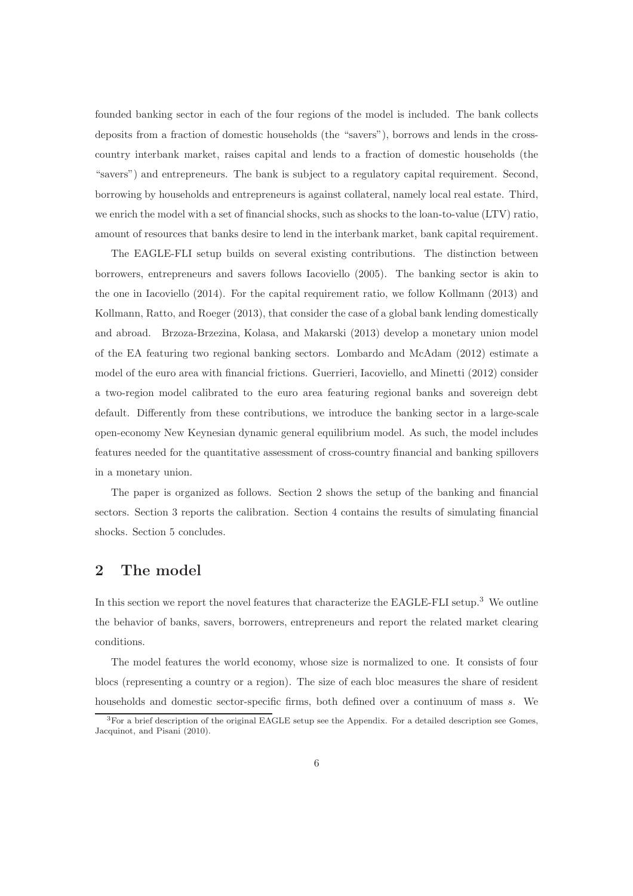founded banking sector in each of the four regions of the model is included. The bank collects deposits from a fraction of domestic households (the "savers"), borrows and lends in the cross-country interbank market, raises capital and lends to a fraction of domestic households (the "savers") and entrepreneurs. The bank is subject to a regulatory capital requirement. Second, borrowing by households and entrepreneurs is against collateral, namely local real estate. Third, we enrich the model with a set of financial shocks, such as shocks to the loan-to-value (LTV) ratio, amount of resources that banks desire to lend in the interbank market, bank capital requirement.

The EAGLE-FLI setup builds on several existing contributions. The distinction between borrowers, entrepreneurs and savers follows Iacoviello (2005). The banking sector is akin to the one in Iacoviello (2014). For the capital requirement ratio, we follow Kollmann (2013) and Kollmann, Ratto, and Roeger (2013), that consider the case of a global bank lending domestically and abroad. Brzoza-Brzezina, Kolasa, and Makarski (2013) develop a monetary union model of the EA featuring two regional banking sectors. Lombardo and McAdam (2012) estimate a model of the euro area with financial frictions. Guerrieri, Iacoviello, and Minetti (2012) consider a two-region model calibrated to the euro area featuring regional banks and sovereign debt default. Differently from these contributions, we introduce the banking sector in a large-scale open-economy New Keynesian dynamic general equilibrium model. As such, the model includes features needed for the quantitative assessment of cross-country financial and banking spillovers in a monetary union.

The paper is organized as follows. Section 2 shows the setup of the banking and financial sectors. Section 3 reports the calibration. Section 4 contains the results of simulating financial shocks. Section 5 concludes.

## 2 The model

In this section we report the novel features that characterize the EAGLE-FLI setup.[3] We outline the behavior of banks, savers, borrowers, entrepreneurs and report the related market clearing conditions.

The model features the world economy, whose size is normalized to one. It consists of four blocs (representing a country or a region). The size of each bloc measures the share of resident households and domestic sector-specific firms, both defined over a continuum of mass $s$. We

[3] For a brief description of the original EAGLE setup see the Appendix. For a detailed description see Gomes, Jacquinot, and Pisani (2010).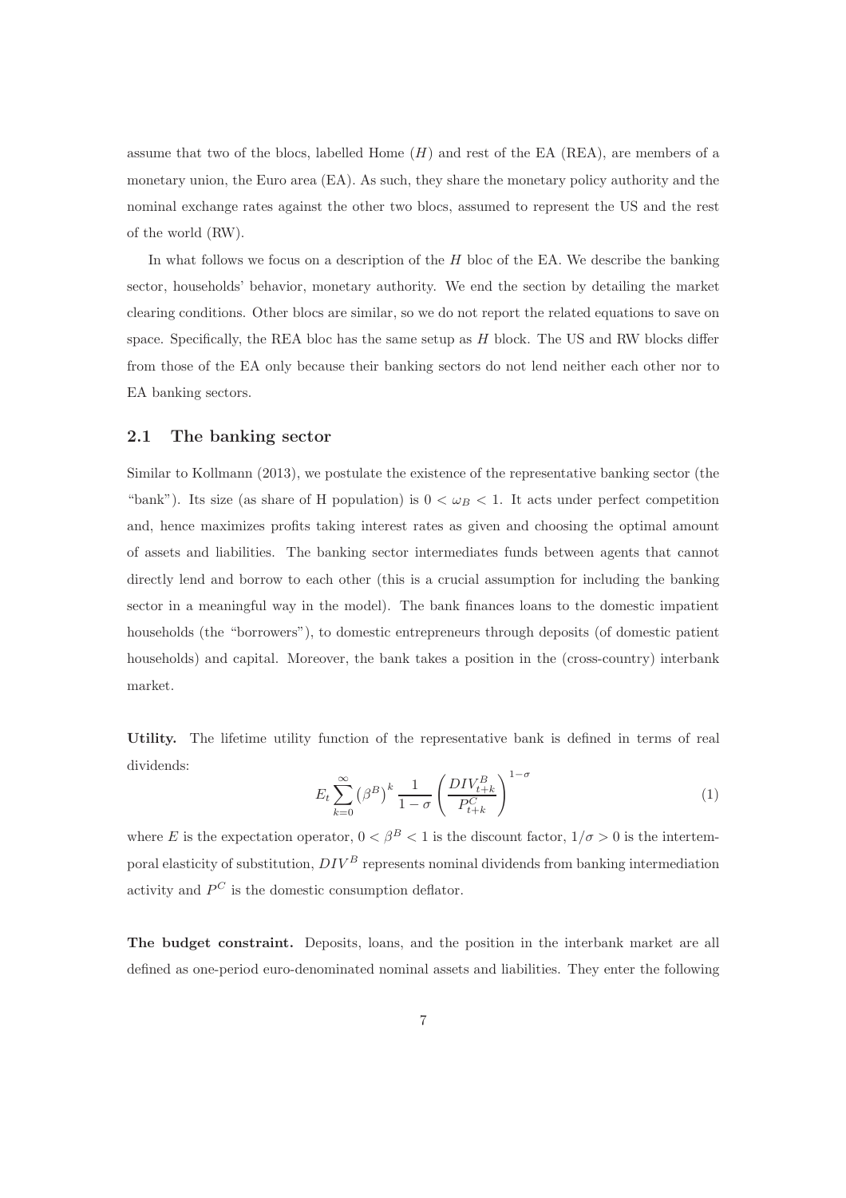assume that two of the blocs, labelled Home ($H$) and rest of the EA (REA), are members of a monetary union, the Euro area (EA). As such, they share the monetary policy authority and the nominal exchange rates against the other two blocs, assumed to represent the US and the rest of the world (RW).

In what follows we focus on a description of the $H$ bloc of the EA. We describe the banking sector, households' behavior, monetary authority. We end the section by detailing the market clearing conditions. Other blocs are similar, so we do not report the related equations to save on space. Specifically, the REA bloc has the same setup as $H$ block. The US and RW blocks differ from those of the EA only because their banking sectors do not lend neither each other nor to EA banking sectors.

## 2.1 The banking sector

Similar to Kollmann (2013), we postulate the existence of the representative banking sector (the "bank"). Its size (as share of H population) is $0 < \omega_B < 1$. It acts under perfect competition and, hence maximizes profits taking interest rates as given and choosing the optimal amount of assets and liabilities. The banking sector intermediates funds between agents that cannot directly lend and borrow to each other (this is a crucial assumption for including the banking sector in a meaningful way in the model). The bank finances loans to the domestic impatient households (the "borrowers"), to domestic entrepreneurs through deposits (of domestic patient households) and capital. Moreover, the bank takes a position in the (cross-country) interbank market.

**Utility.** The lifetime utility function of the representative bank is defined in terms of real dividends:

$$E_t \sum_{k=0}^{\infty} \left(\beta^B\right)^k \frac{1}{1-\sigma} \left(\frac{DIV_{t+k}^B}{P_{t+k}^C}\right)^{1-\sigma} \tag{1}$$

where $E$ is the expectation operator, $0 < \beta^B < 1$ is the discount factor, $1/\sigma > 0$ is the intertemporal elasticity of substitution, $DIV^B$ represents nominal dividends from banking intermediation activity and $P^C$ is the domestic consumption deflator.

**The budget constraint.** Deposits, loans, and the position in the interbank market are all defined as one-period euro-denominated nominal assets and liabilities. They enter the following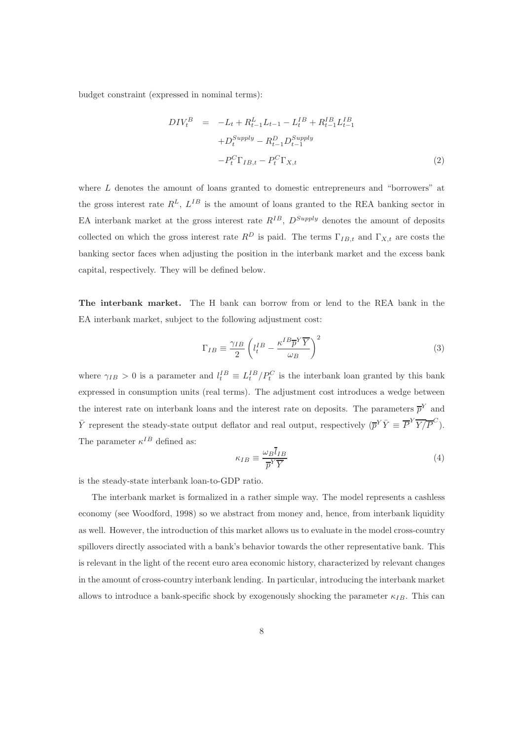budget constraint (expressed in nominal terms):

$$
\begin{aligned}
DIV_t^B &= -L_t + R_{t-1}^L L_{t-1} - L_t^{IB} + R_{t-1}^{IB} L_{t-1}^{IB} \\
&\quad + D_t^{Supply} - R_{t-1}^D D_{t-1}^{Supply} \\
&\quad - P_t^C \Gamma_{IB,t} - P_t^C \Gamma_{X,t}
\end{aligned}
\tag{2}
$$

where $L$ denotes the amount of loans granted to domestic entrepreneurs and "borrowers" at the gross interest rate $R^L$, $L^{IB}$ is the amount of loans granted to the REA banking sector in EA interbank market at the gross interest rate $R^{IB}$, $D^{Supply}$ denotes the amount of deposits collected on which the gross interest rate $R^D$ is paid. The terms $\Gamma_{IB,t}$ and $\Gamma_{X,t}$ are costs the banking sector faces when adjusting the position in the interbank market and the excess bank capital, respectively. They will be defined below.

**The interbank market.** The H bank can borrow from or lend to the REA bank in the EA interbank market, subject to the following adjustment cost:

$$
\Gamma_{IB} \equiv \frac{\gamma_{IB}}{2} \left( l_t^{IB} - \frac{\kappa^{IB} \overline{p}^Y \overline{Y}}{\omega_B} \right)^2 \tag{3}
$$

where $\gamma_{IB} > 0$ is a parameter and $l_t^{IB} \equiv L_t^{IB} / P_t^C$ is the interbank loan granted by this bank expressed in consumption units (real terms). The adjustment cost introduces a wedge between the interest rate on interbank loans and the interest rate on deposits. The parameters $\overline{p}^Y$ and $\bar{Y}$ represent the steady-state output deflator and real output, respectively ($\overline{p}^Y \bar{Y} \equiv \overline{P}^Y \overline{Y/\overline{P}^C}$). The parameter $\kappa^{IB}$ defined as:

$$
\kappa_{IB} \equiv \frac{\omega_B \bar{l}_{IB}}{\overline{p}^Y \overline{Y}} \tag{4}
$$

is the steady-state interbank loan-to-GDP ratio.

The interbank market is formalized in a rather simple way. The model represents a cashless economy (see Woodford, 1998) so we abstract from money and, hence, from interbank liquidity as well. However, the introduction of this market allows us to evaluate in the model cross-country spillovers directly associated with a bank's behavior towards the other representative bank. This is relevant in the light of the recent euro area economic history, characterized by relevant changes in the amount of cross-country interbank lending. In particular, introducing the interbank market allows to introduce a bank-specific shock by exogenously shocking the parameter $\kappa_{IB}$. This can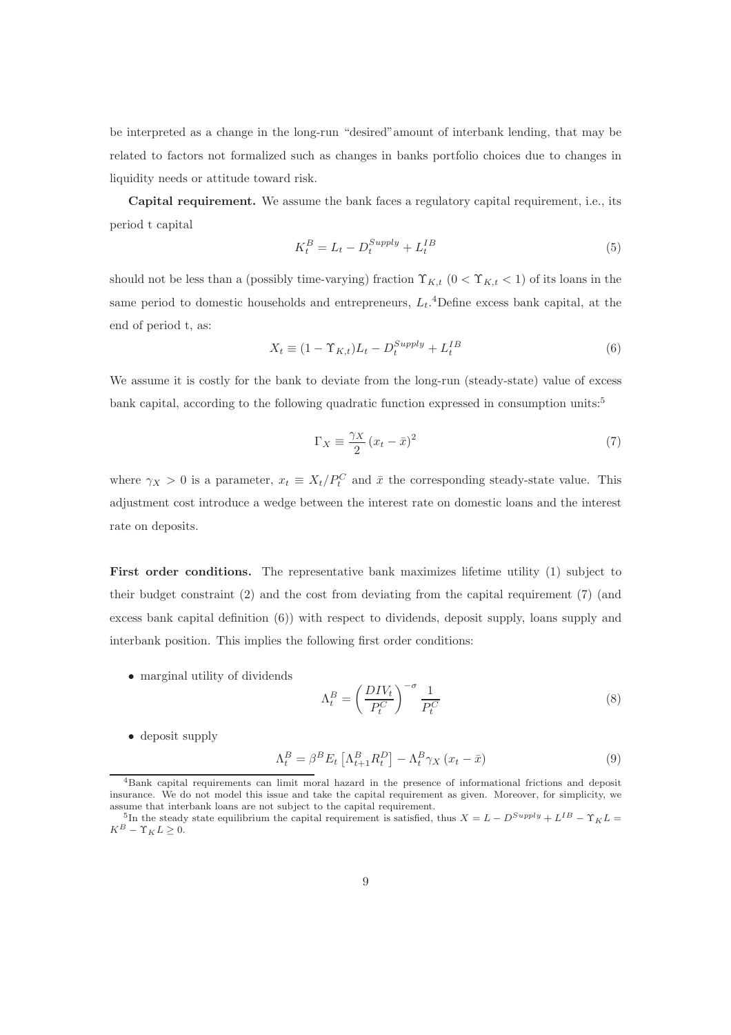be interpreted as a change in the long-run "desired" amount of interbank lending, that may be related to factors not formalized such as changes in banks portfolio choices due to changes in liquidity needs or attitude toward risk.

**Capital requirement.** We assume the bank faces a regulatory capital requirement, i.e., its period t capital

$$K_t^B = L_t - D_t^{Supply} + L_t^{IB} \tag{5}$$

should not be less than a (possibly time-varying) fraction $\Upsilon_{K,t}$ ($0 < \Upsilon_{K,t} < 1$) of its loans in the same period to domestic households and entrepreneurs, $L_t$.[4] Define excess bank capital, at the end of period t, as:

$$X_t \equiv (1 - \Upsilon_{K,t})L_t - D_t^{Supply} + L_t^{IB} \tag{6}$$

We assume it is costly for the bank to deviate from the long-run (steady-state) value of excess bank capital, according to the following quadratic function expressed in consumption units:[5]

$$\Gamma_X \equiv \frac{\gamma_X}{2}(x_t - \bar{x})^2 \tag{7}$$

where $\gamma_X > 0$ is a parameter, $x_t \equiv X_t/P_t^C$ and $\bar{x}$ the corresponding steady-state value. This adjustment cost introduce a wedge between the interest rate on domestic loans and the interest rate on deposits.

**First order conditions.** The representative bank maximizes lifetime utility (1) subject to their budget constraint (2) and the cost from deviating from the capital requirement (7) (and excess bank capital definition (6)) with respect to dividends, deposit supply, loans supply and interbank position. This implies the following first order conditions:

- marginal utility of dividends

$$\Lambda_t^B = \left(\frac{DIV_t}{P_t^C}\right)^{-\sigma} \frac{1}{P_t^C} \tag{8}$$

- deposit supply

$$\Lambda_t^B = \beta^B E_t\left[\Lambda_{t+1}^B R_t^D\right] - \Lambda_t^B \gamma_X (x_t - \bar{x}) \tag{9}$$

[4] Bank capital requirements can limit moral hazard in the presence of informational frictions and deposit insurance. We do not model this issue and take the capital requirement as given. Moreover, for simplicity, we assume that interbank loans are not subject to the capital requirement.

[5] In the steady state equilibrium the capital requirement is satisfied, thus $X = L - D^{Supply} + L^{IB} - \Upsilon_K L = K^B - \Upsilon_K L \geq 0$.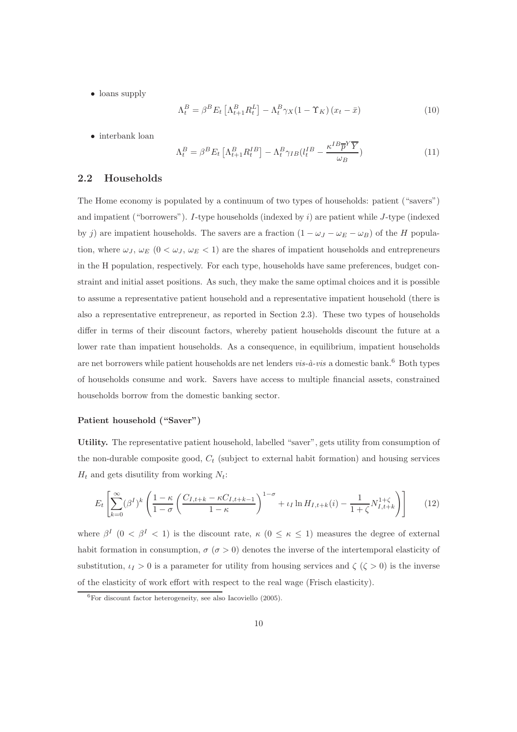- loans supply

$$\Lambda_t^B = \beta^B E_t \left[ \Lambda_{t+1}^B R_t^L \right] - \Lambda_t^B \gamma_X (1 - \Upsilon_K) (x_t - \bar{x}) \tag{10}$$

- interbank loan

$$\Lambda_t^B = \beta^B E_t \left[ \Lambda_{t+1}^B R_t^{IB} \right] - \Lambda_t^B \gamma_{IB} (l_t^{IB} - \frac{\kappa^{IB} \overline{p}^Y \overline{Y}}{\omega_B}) \tag{11}$$

## 2.2 Households

The Home economy is populated by a continuum of two types of households: patient ("savers") and impatient ("borrowers"). $I$-type households (indexed by $i$) are patient while $J$-type (indexed by $j$) are impatient households. The savers are a fraction $(1 - \omega_J - \omega_E - \omega_B)$ of the $H$ population, where $\omega_J$, $\omega_E$ $(0 < \omega_J,\ \omega_E < 1)$ are the shares of impatient households and entrepreneurs in the H population, respectively. For each type, households have same preferences, budget constraint and initial asset positions. As such, they make the same optimal choices and it is possible to assume a representative patient household and a representative impatient household (there is also a representative entrepreneur, as reported in Section 2.3). These two types of households differ in terms of their discount factors, whereby patient households discount the future at a lower rate than impatient households. As a consequence, in equilibrium, impatient households are net borrowers while patient households are net lenders *vis-à-vis* a domestic bank.[6] Both types of households consume and work. Savers have access to multiple financial assets, constrained households borrow from the domestic banking sector.

#### Patient household ("Saver")

**Utility.** The representative patient household, labelled "saver", gets utility from consumption of the non-durable composite good, $C_t$ (subject to external habit formation) and housing services $H_t$ and gets disutility from working $N_t$:

$$E_t \left[ \sum_{k=0}^{\infty} (\beta^I)^k \left( \frac{1-\kappa}{1-\sigma} \left( \frac{C_{I,t+k} - \kappa C_{I,t+k-1}}{1-\kappa} \right)^{1-\sigma} + \iota_I \ln H_{I,t+k}(i) - \frac{1}{1+\zeta} N_{I,t+k}^{1+\zeta} \right) \right] \tag{12}$$

where $\beta^I$ $(0 < \beta^I < 1)$ is the discount rate, $\kappa$ $(0 \leq \kappa \leq 1)$ measures the degree of external habit formation in consumption, $\sigma$ $(\sigma > 0)$ denotes the inverse of the intertemporal elasticity of substitution, $\iota_I > 0$ is a parameter for utility from housing services and $\zeta$ $(\zeta > 0)$ is the inverse of the elasticity of work effort with respect to the real wage (Frisch elasticity).

[6] For discount factor heterogeneity, see also Iacoviello (2005).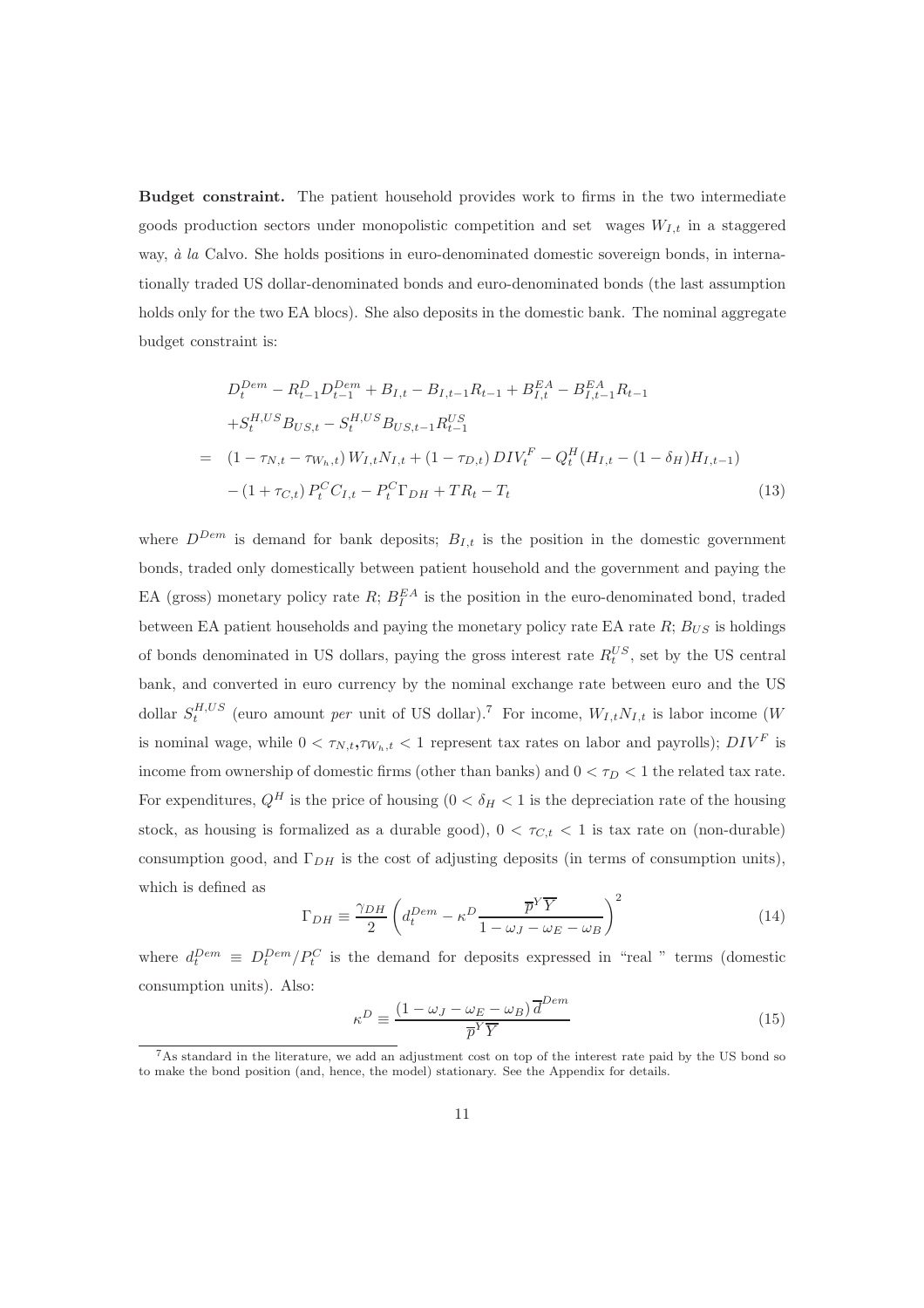**Budget constraint.** The patient household provides work to firms in the two intermediate goods production sectors under monopolistic competition and set wages $W_{I,t}$ in a staggered way, *à la* Calvo. She holds positions in euro-denominated domestic sovereign bonds, in internationally traded US dollar-denominated bonds and euro-denominated bonds (the last assumption holds only for the two EA blocs). She also deposits in the domestic bank. The nominal aggregate budget constraint is:

$$
\begin{aligned}
& D_t^{Dem} - R_{t-1}^D D_{t-1}^{Dem} + B_{I,t} - B_{I,t-1} R_{t-1} + B_{I,t}^{EA} - B_{I,t-1}^{EA} R_{t-1} \\
& + S_t^{H,US} B_{US,t} - S_t^{H,US} B_{US,t-1} R_{t-1}^{US} \\
= \; & (1 - \tau_{N,t} - \tau_{W_h,t}) W_{I,t} N_{I,t} + (1 - \tau_{D,t}) DIV_t^F - Q_t^H (H_{I,t} - (1 - \delta_H) H_{I,t-1}) \\
& - (1 + \tau_{C,t}) P_t^C C_{I,t} - P_t^C \Gamma_{DH} + TR_t - T_t \qquad (13)
\end{aligned}
$$

where $D^{Dem}$ is demand for bank deposits; $B_{I,t}$ is the position in the domestic government bonds, traded only domestically between patient household and the government and paying the EA (gross) monetary policy rate $R$; $B_I^{EA}$ is the position in the euro-denominated bond, traded between EA patient households and paying the monetary policy rate EA rate $R$; $B_{US}$ is holdings of bonds denominated in US dollars, paying the gross interest rate $R_t^{US}$, set by the US central bank, and converted in euro currency by the nominal exchange rate between euro and the US dollar $S_t^{H,US}$ (euro amount *per* unit of US dollar).[7] For income, $W_{I,t} N_{I,t}$ is labor income ($W$ is nominal wage, while $0 < \tau_{N,t}, \tau_{W_h,t} < 1$ represent tax rates on labor and payrolls); $DIV^F$ is income from ownership of domestic firms (other than banks) and $0 < \tau_D < 1$ the related tax rate. For expenditures, $Q^H$ is the price of housing ($0 < \delta_H < 1$ is the depreciation rate of the housing stock, as housing is formalized as a durable good), $0 < \tau_{C,t} < 1$ is tax rate on (non-durable) consumption good, and $\Gamma_{DH}$ is the cost of adjusting deposits (in terms of consumption units), which is defined as

$$
\Gamma_{DH} \equiv \frac{\gamma_{DH}}{2} \left( d_t^{Dem} - \kappa^D \frac{\overline{p}^Y \overline{Y}}{1 - \omega_J - \omega_E - \omega_B} \right)^2 \qquad (14)
$$

where $d_t^{Dem} \equiv D_t^{Dem} / P_t^C$ is the demand for deposits expressed in "real " terms (domestic consumption units). Also:

$$
\kappa^D \equiv \frac{(1 - \omega_J - \omega_E - \omega_B) \overline{d}^{Dem}}{\overline{p}^Y \overline{Y}} \qquad (15)
$$

[7] As standard in the literature, we add an adjustment cost on top of the interest rate paid by the US bond so to make the bond position (and, hence, the model) stationary. See the Appendix for details.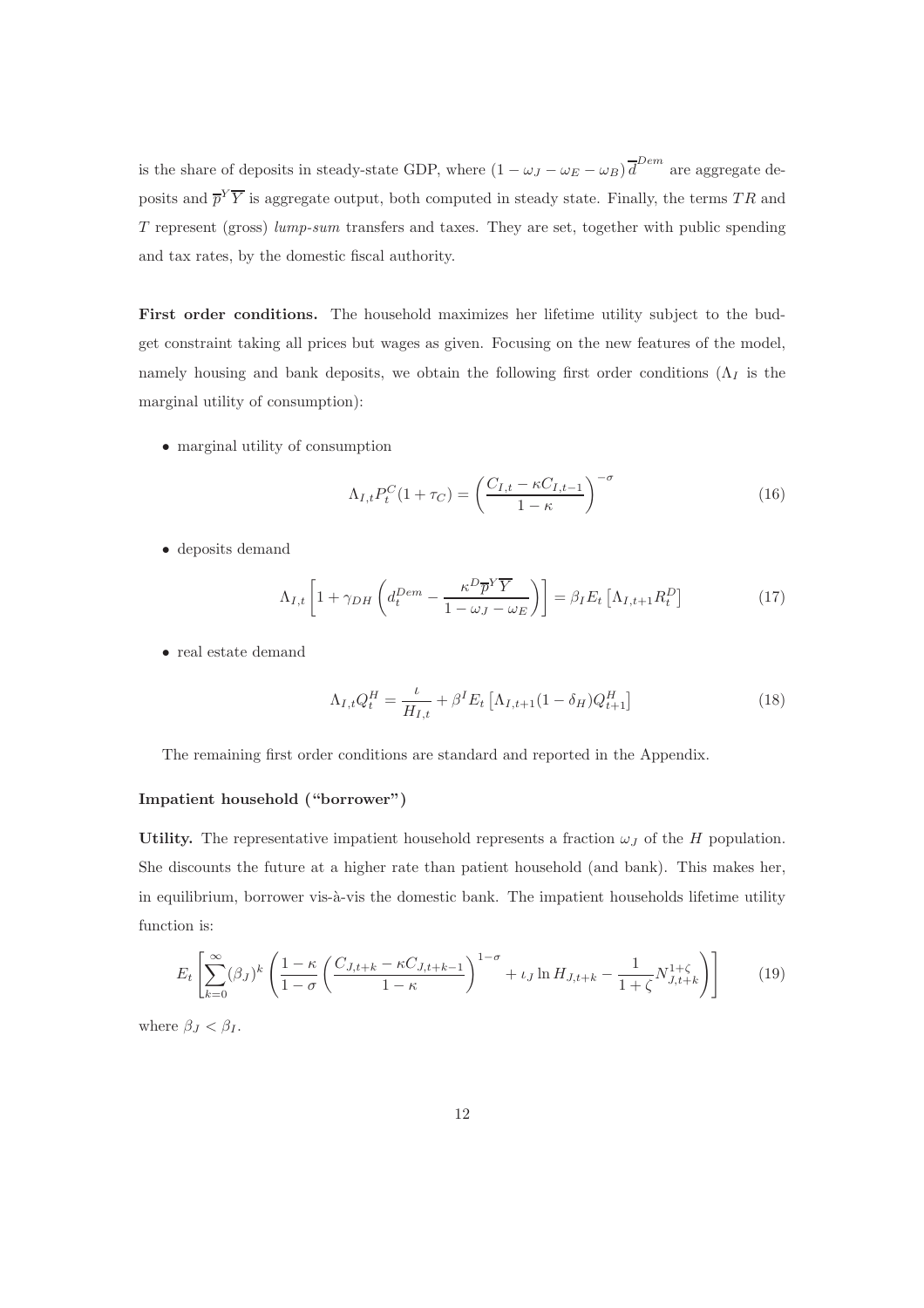is the share of deposits in steady-state GDP, where $(1-\omega_J-\omega_E-\omega_B)\overline{d}^{Dem}$ are aggregate deposits and $\overline{p}^Y\overline{Y}$ is aggregate output, both computed in steady state. Finally, the terms $TR$ and $T$ represent (gross) *lump-sum* transfers and taxes. They are set, together with public spending and tax rates, by the domestic fiscal authority.

**First order conditions.** The household maximizes her lifetime utility subject to the budget constraint taking all prices but wages as given. Focusing on the new features of the model, namely housing and bank deposits, we obtain the following first order conditions ($\Lambda_I$ is the marginal utility of consumption):

- marginal utility of consumption

$$\Lambda_{I,t}P_t^C(1+\tau_C) = \left(\frac{C_{I,t}-\kappa C_{I,t-1}}{1-\kappa}\right)^{-\sigma} \tag{16}$$

- deposits demand

$$\Lambda_{I,t}\left[1+\gamma_{DH}\left(d_t^{Dem}-\frac{\kappa^D\overline{p}^Y\overline{Y}}{1-\omega_J-\omega_E}\right)\right] = \beta_I E_t\left[\Lambda_{I,t+1}R_t^D\right] \tag{17}$$

- real estate demand

$$\Lambda_{I,t}Q_t^H = \frac{\iota}{H_{I,t}} + \beta^I E_t\left[\Lambda_{I,t+1}(1-\delta_H)Q_{t+1}^H\right] \tag{18}$$

The remaining first order conditions are standard and reported in the Appendix.

### Impatient household ("borrower")

**Utility.** The representative impatient household represents a fraction $\omega_J$ of the $H$ population. She discounts the future at a higher rate than patient household (and bank). This makes her, in equilibrium, borrower vis-à-vis the domestic bank. The impatient households lifetime utility function is:

$$E_t\left[\sum_{k=0}^{\infty}(\beta_J)^k\left(\frac{1-\kappa}{1-\sigma}\left(\frac{C_{J,t+k}-\kappa C_{J,t+k-1}}{1-\kappa}\right)^{1-\sigma}+\iota_J\ln H_{J,t+k}-\frac{1}{1+\zeta}N_{J,t+k}^{1+\zeta}\right)\right] \tag{19}$$

where $\beta_J < \beta_I$.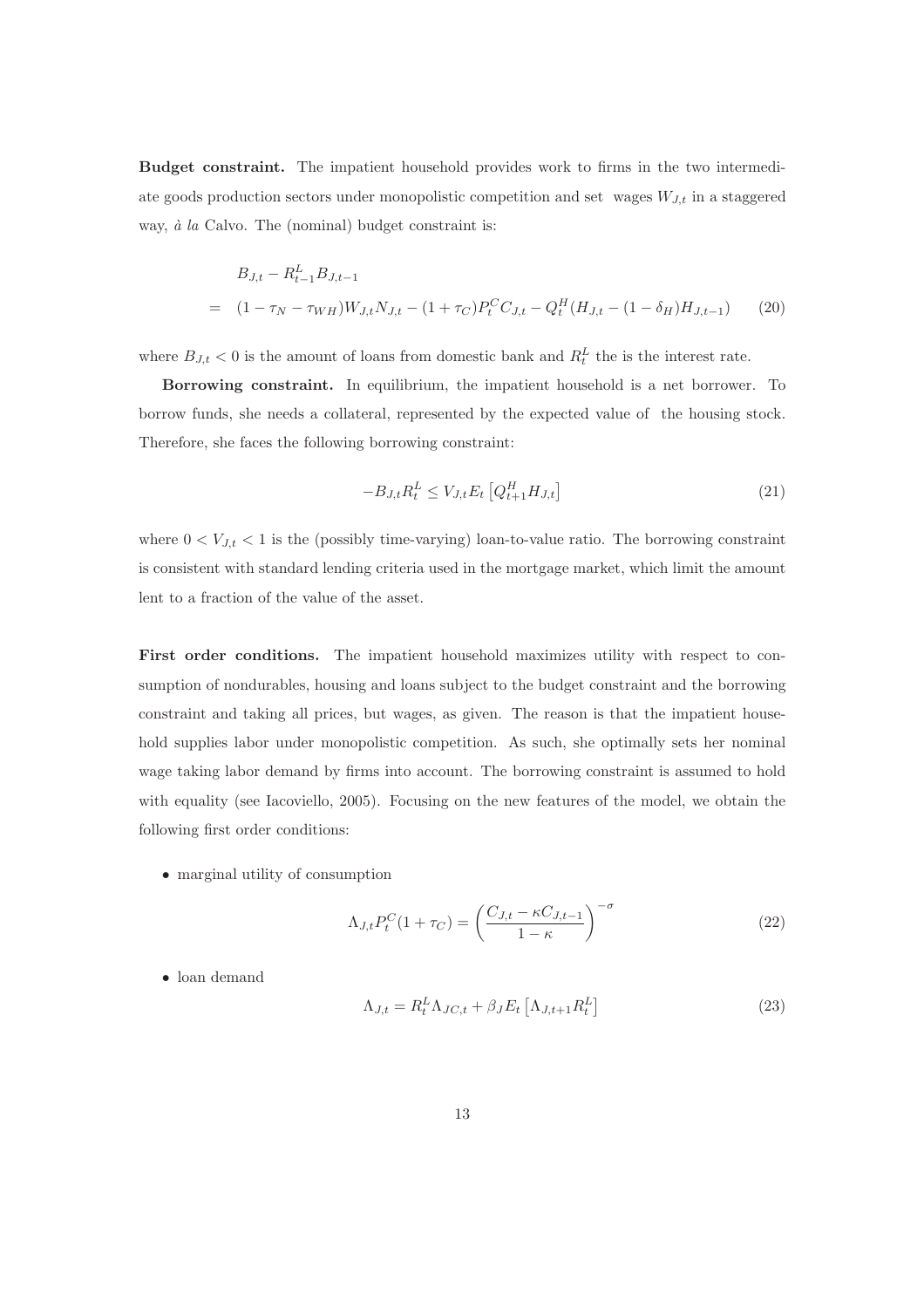**Budget constraint.** The impatient household provides work to firms in the two intermediate goods production sectors under monopolistic competition and set wages $W_{J,t}$ in a staggered way, *à la* Calvo. The (nominal) budget constraint is:

$$
\begin{aligned}
& B_{J,t} - R^L_{t-1} B_{J,t-1} \\
= \quad & (1 - \tau_N - \tau_{WH}) W_{J,t} N_{J,t} - (1 + \tau_C) P^C_t C_{J,t} - Q^H_t (H_{J,t} - (1 - \delta_H) H_{J,t-1})
\end{aligned}
\tag{20}
$$

where $B_{J,t} < 0$ is the amount of loans from domestic bank and $R^L_t$ the is the interest rate.

**Borrowing constraint.** In equilibrium, the impatient household is a net borrower. To borrow funds, she needs a collateral, represented by the expected value of the housing stock. Therefore, she faces the following borrowing constraint:

$$
-B_{J,t} R^L_t \leq V_{J,t} E_t \left[ Q^H_{t+1} H_{J,t} \right] \tag{21}
$$

where $0 < V_{J,t} < 1$ is the (possibly time-varying) loan-to-value ratio. The borrowing constraint is consistent with standard lending criteria used in the mortgage market, which limit the amount lent to a fraction of the value of the asset.

**First order conditions.** The impatient household maximizes utility with respect to consumption of nondurables, housing and loans subject to the budget constraint and the borrowing constraint and taking all prices, but wages, as given. The reason is that the impatient household supplies labor under monopolistic competition. As such, she optimally sets her nominal wage taking labor demand by firms into account. The borrowing constraint is assumed to hold with equality (see Iacoviello, 2005). Focusing on the new features of the model, we obtain the following first order conditions:

- marginal utility of consumption

$$
\Lambda_{J,t} P^C_t (1 + \tau_C) = \left( \frac{C_{J,t} - \kappa C_{J,t-1}}{1 - \kappa} \right)^{-\sigma} \tag{22}
$$

- loan demand

$$
\Lambda_{J,t} = R^L_t \Lambda_{JC,t} + \beta_J E_t \left[ \Lambda_{J,t+1} R^L_t \right] \tag{23}
$$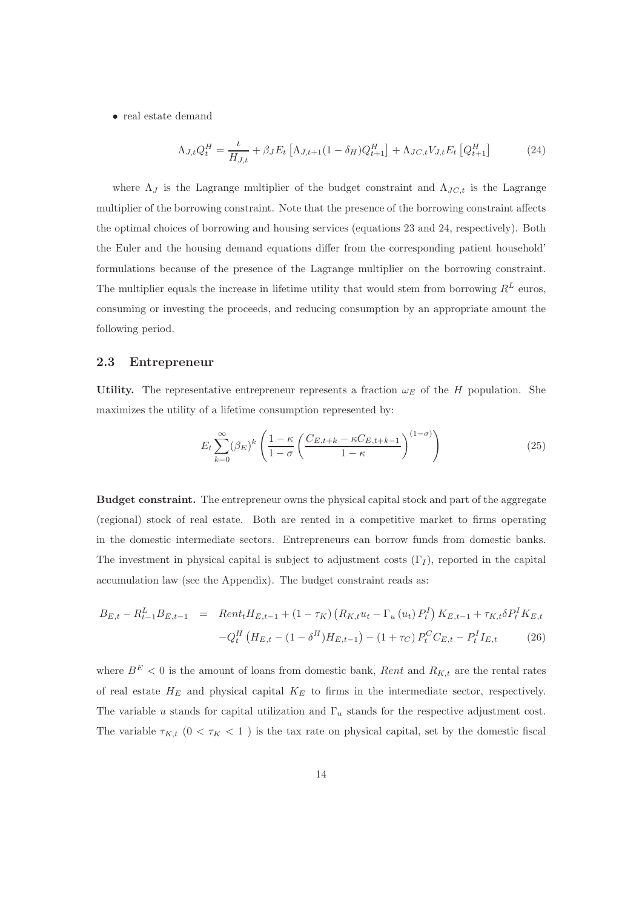- real estate demand

$$\Lambda_{J,t} Q_t^H = \frac{\iota}{H_{J,t}} + \beta_J E_t \left[ \Lambda_{J,t+1} (1 - \delta_H) Q_{t+1}^H \right] + \Lambda_{JC,t} V_{J,t} E_t \left[ Q_{t+1}^H \right] \tag{24}$$

where $\Lambda_J$ is the Lagrange multiplier of the budget constraint and $\Lambda_{JC,t}$ is the Lagrange multiplier of the borrowing constraint. Note that the presence of the borrowing constraint affects the optimal choices of borrowing and housing services (equations 23 and 24, respectively). Both the Euler and the housing demand equations differ from the corresponding patient household' formulations because of the presence of the Lagrange multiplier on the borrowing constraint. The multiplier equals the increase in lifetime utility that would stem from borrowing $R^L$ euros, consuming or investing the proceeds, and reducing consumption by an appropriate amount the following period.

## 2.3 Entrepreneur

**Utility.** The representative entrepreneur represents a fraction $\omega_E$ of the $H$ population. She maximizes the utility of a lifetime consumption represented by:

$$E_t \sum_{k=0}^{\infty} (\beta_E)^k \left( \frac{1-\kappa}{1-\sigma} \left( \frac{C_{E,t+k} - \kappa C_{E,t+k-1}}{1-\kappa} \right)^{(1-\sigma)} \right) \tag{25}$$

**Budget constraint.** The entrepreneur owns the physical capital stock and part of the aggregate (regional) stock of real estate. Both are rented in a competitive market to firms operating in the domestic intermediate sectors. Entrepreneurs can borrow funds from domestic banks. The investment in physical capital is subject to adjustment costs ($\Gamma_I$), reported in the capital accumulation law (see the Appendix). The budget constraint reads as:

$$\begin{aligned} B_{E,t} - R_{t-1}^L B_{E,t-1} &= Rent_t H_{E,t-1} + (1 - \tau_K) \left( R_{K,t} u_t - \Gamma_u (u_t) P_t^I \right) K_{E,t-1} + \tau_{K,t} \delta P_t^I K_{E,t} \\ &\quad - Q_t^H \left( H_{E,t} - (1 - \delta^H) H_{E,t-1} \right) - (1 + \tau_C) P_t^C C_{E,t} - P_t^I I_{E,t} \end{aligned} \tag{26}$$

where $B^E < 0$ is the amount of loans from domestic bank, $Rent$ and $R_{K,t}$ are the rental rates of real estate $H_E$ and physical capital $K_E$ to firms in the intermediate sector, respectively. The variable $u$ stands for capital utilization and $\Gamma_u$ stands for the respective adjustment cost. The variable $\tau_{K,t}$ ($0 < \tau_K < 1$ ) is the tax rate on physical capital, set by the domestic fiscal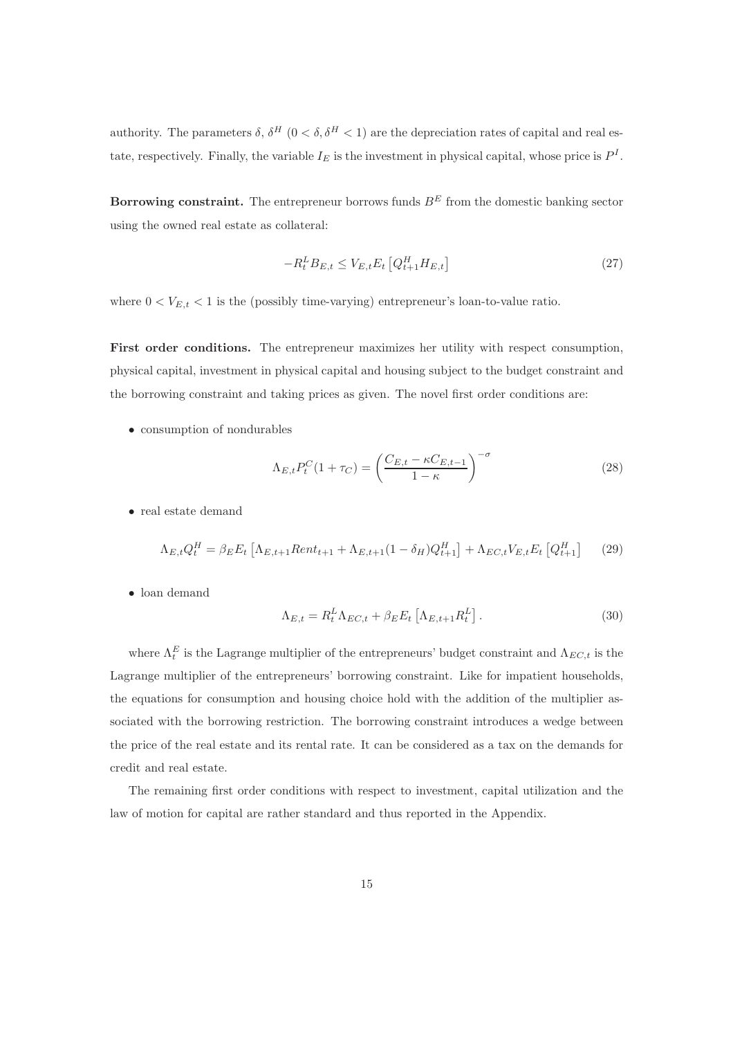authority. The parameters $\delta$, $\delta^H$ ($0 < \delta, \delta^H < 1$) are the depreciation rates of capital and real estate, respectively. Finally, the variable $I_E$ is the investment in physical capital, whose price is $P^I$.

**Borrowing constraint.** The entrepreneur borrows funds $B^E$ from the domestic banking sector using the owned real estate as collateral:

$$-R_t^L B_{E,t} \leq V_{E,t} E_t \left[ Q_{t+1}^H H_{E,t} \right] \tag{27}$$

where $0 < V_{E,t} < 1$ is the (possibly time-varying) entrepreneur's loan-to-value ratio.

**First order conditions.** The entrepreneur maximizes her utility with respect consumption, physical capital, investment in physical capital and housing subject to the budget constraint and the borrowing constraint and taking prices as given. The novel first order conditions are:

- consumption of nondurables

$$\Lambda_{E,t} P_t^C (1 + \tau_C) = \left( \frac{C_{E,t} - \kappa C_{E,t-1}}{1 - \kappa} \right)^{-\sigma} \tag{28}$$

- real estate demand

$$\Lambda_{E,t} Q_t^H = \beta_E E_t \left[ \Lambda_{E,t+1} Rent_{t+1} + \Lambda_{E,t+1} (1 - \delta_H) Q_{t+1}^H \right] + \Lambda_{EC,t} V_{E,t} E_t \left[ Q_{t+1}^H \right] \tag{29}$$

- loan demand

$$\Lambda_{E,t} = R_t^L \Lambda_{EC,t} + \beta_E E_t \left[ \Lambda_{E,t+1} R_t^L \right]. \tag{30}$$

where $\Lambda_t^E$ is the Lagrange multiplier of the entrepreneurs' budget constraint and $\Lambda_{EC,t}$ is the Lagrange multiplier of the entrepreneurs' borrowing constraint. Like for impatient households, the equations for consumption and housing choice hold with the addition of the multiplier associated with the borrowing restriction. The borrowing constraint introduces a wedge between the price of the real estate and its rental rate. It can be considered as a tax on the demands for credit and real estate.

The remaining first order conditions with respect to investment, capital utilization and the law of motion for capital are rather standard and thus reported in the Appendix.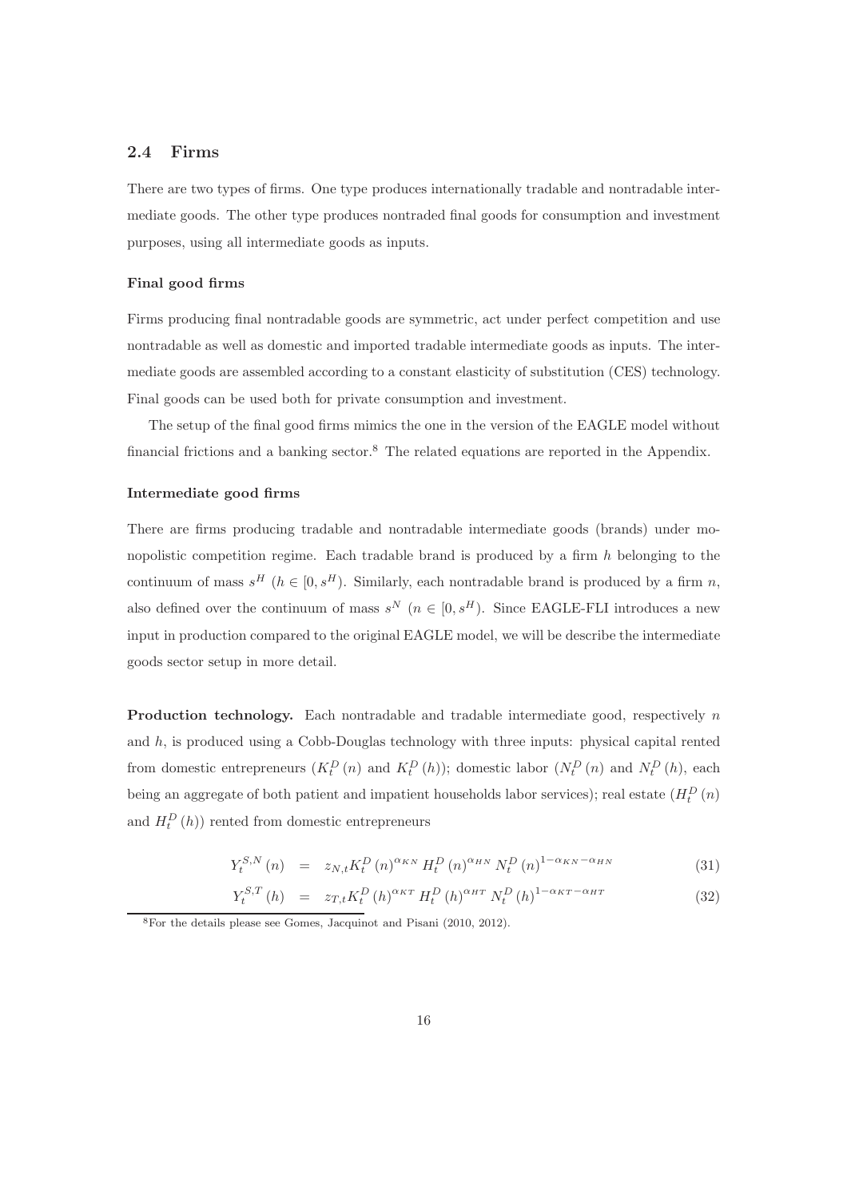## 2.4 Firms

There are two types of firms. One type produces internationally tradable and nontradable intermediate goods. The other type produces nontraded final goods for consumption and investment purposes, using all intermediate goods as inputs.

### Final good firms

Firms producing final nontradable goods are symmetric, act under perfect competition and use nontradable as well as domestic and imported tradable intermediate goods as inputs. The intermediate goods are assembled according to a constant elasticity of substitution (CES) technology. Final goods can be used both for private consumption and investment.

The setup of the final good firms mimics the one in the version of the EAGLE model without financial frictions and a banking sector.[8] The related equations are reported in the Appendix.

### Intermediate good firms

There are firms producing tradable and nontradable intermediate goods (brands) under monopolistic competition regime. Each tradable brand is produced by a firm $h$ belonging to the continuum of mass $s^H$ ($h \in [0, s^H)$. Similarly, each nontradable brand is produced by a firm $n$, also defined over the continuum of mass $s^N$ ($n \in [0, s^H)$. Since EAGLE-FLI introduces a new input in production compared to the original EAGLE model, we will be describe the intermediate goods sector setup in more detail.

**Production technology.** Each nontradable and tradable intermediate good, respectively $n$ and $h$, is produced using a Cobb-Douglas technology with three inputs: physical capital rented from domestic entrepreneurs ($K_t^D(n)$ and $K_t^D(h)$); domestic labor ($N_t^D(n)$ and $N_t^D(h)$, each being an aggregate of both patient and impatient households labor services); real estate ($H_t^D(n)$ and $H_t^D(h)$) rented from domestic entrepreneurs

$$Y_t^{S,N}(n) = z_{N,t} K_t^D(n)^{\alpha_{KN}} H_t^D(n)^{\alpha_{HN}} N_t^D(n)^{1-\alpha_{KN}-\alpha_{HN}} \tag{31}$$

$$Y_t^{S,T}(h) = z_{T,t} K_t^D(h)^{\alpha_{KT}} H_t^D(h)^{\alpha_{HT}} N_t^D(h)^{1-\alpha_{KT}-\alpha_{HT}} \tag{32}$$

[8] For the details please see Gomes, Jacquinot and Pisani (2010, 2012).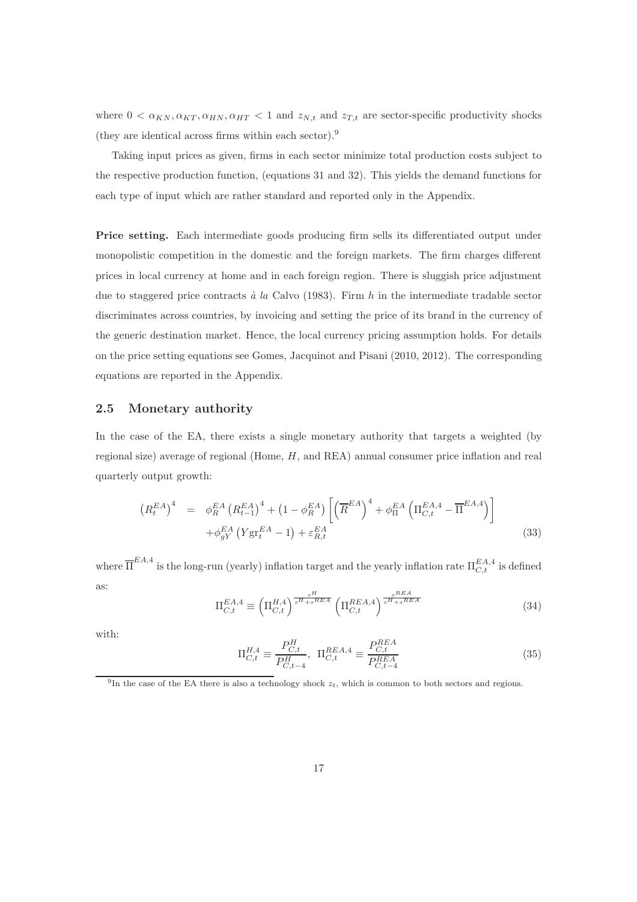where $0 < \alpha_{KN}, \alpha_{KT}, \alpha_{HN}, \alpha_{HT} < 1$ and $z_{N,t}$ and $z_{T,t}$ are sector-specific productivity shocks (they are identical across firms within each sector).[9]

Taking input prices as given, firms in each sector minimize total production costs subject to the respective production function, (equations 31 and 32). This yields the demand functions for each type of input which are rather standard and reported only in the Appendix.

**Price setting.** Each intermediate goods producing firm sells its differentiated output under monopolistic competition in the domestic and the foreign markets. The firm charges different prices in local currency at home and in each foreign region. There is sluggish price adjustment due to staggered price contracts *à la* Calvo (1983). Firm $h$ in the intermediate tradable sector discriminates across countries, by invoicing and setting the price of its brand in the currency of the generic destination market. Hence, the local currency pricing assumption holds. For details on the price setting equations see Gomes, Jacquinot and Pisani (2010, 2012). The corresponding equations are reported in the Appendix.

## 2.5 Monetary authority

In the case of the EA, there exists a single monetary authority that targets a weighted (by regional size) average of regional (Home, $H$, and REA) annual consumer price inflation and real quarterly output growth:

$$\begin{aligned}\left(R_t^{EA}\right)^4 &= \phi_R^{EA}\left(R_{t-1}^{EA}\right)^4 + \left(1-\phi_R^{EA}\right)\left[\left(\overline{R}^{EA}\right)^4 + \phi_\Pi^{EA}\left(\Pi_{C,t}^{EA,4} - \overline{\Pi}^{EA,4}\right)\right] \\ &\quad + \phi_{gY}^{EA}\left(Y\text{gr}_t^{EA} - 1\right) + \varepsilon_{R,t}^{EA} \end{aligned} \tag{33}$$

where $\overline{\Pi}^{EA,4}$ is the long-run (yearly) inflation target and the yearly inflation rate $\Pi_{C,t}^{EA,4}$ is defined as:

$$\Pi_{C,t}^{EA,4} \equiv \left(\Pi_{C,t}^{H,4}\right)^{\frac{s^H}{s^H+s^{REA}}}\left(\Pi_{C,t}^{REA,4}\right)^{\frac{s^{REA}}{s^H+s^{REA}}} \tag{34}$$

with:

$$\Pi_{C,t}^{H,4} \equiv \frac{P_{C,t}^H}{P_{C,t-4}^H}, \;\; \Pi_{C,t}^{REA,4} \equiv \frac{P_{C,t}^{REA}}{P_{C,t-4}^{REA}} \tag{35}$$

[9] In the case of the EA there is also a technology shock $z_t$, which is common to both sectors and regions.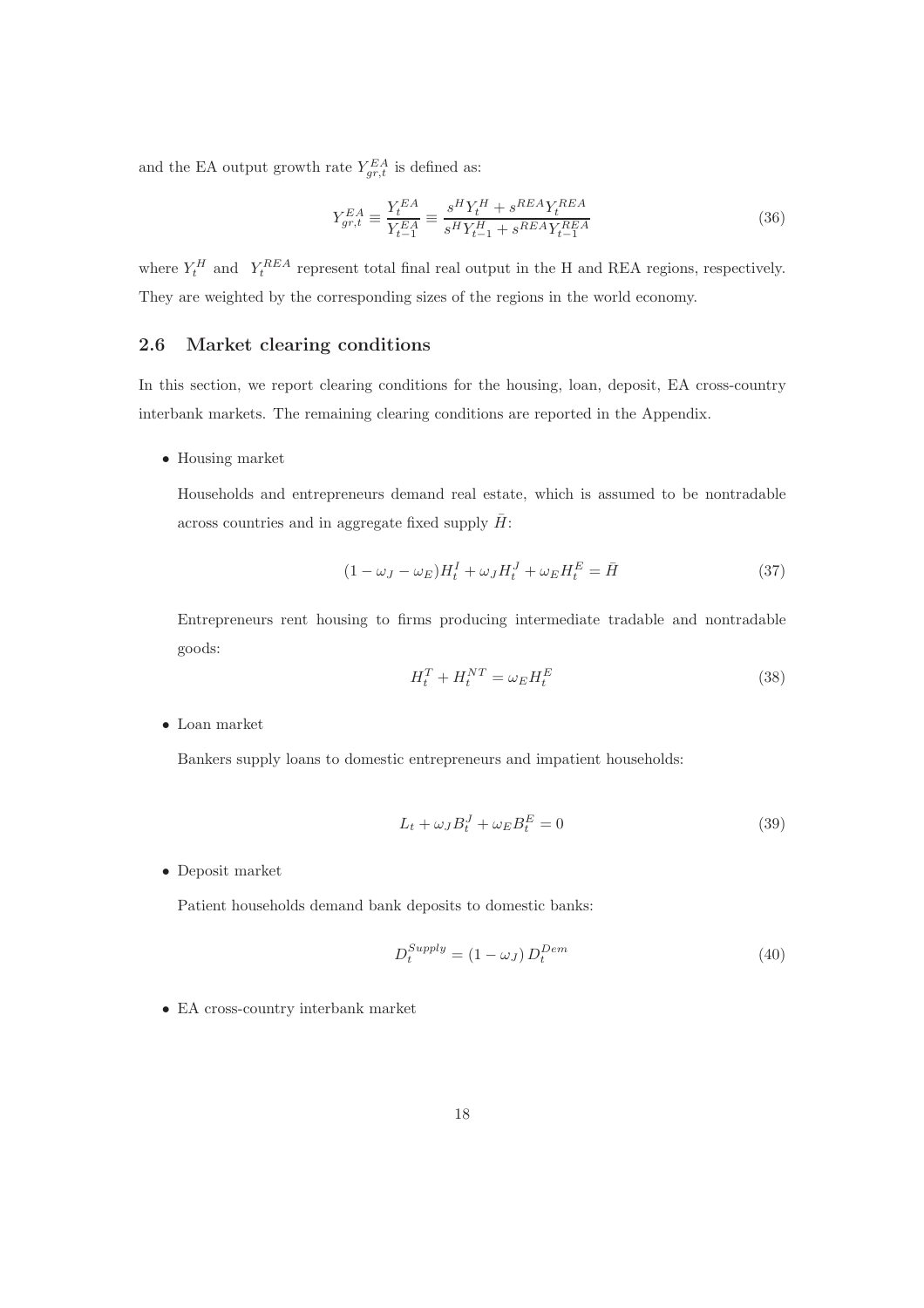and the EA output growth rate $Y^{EA}_{gr,t}$ is defined as:

$$Y^{EA}_{gr,t} \equiv \frac{Y^{EA}_t}{Y^{EA}_{t-1}} \equiv \frac{s^H Y^H_t + s^{REA} Y^{REA}_t}{s^H Y^H_{t-1} + s^{REA} Y^{REA}_{t-1}} \tag{36}$$

where $Y^H_t$ and $Y^{REA}_t$ represent total final real output in the H and REA regions, respectively. They are weighted by the corresponding sizes of the regions in the world economy.

## 2.6 Market clearing conditions

In this section, we report clearing conditions for the housing, loan, deposit, EA cross-country interbank markets. The remaining clearing conditions are reported in the Appendix.

- Housing market

  Households and entrepreneurs demand real estate, which is assumed to be nontradable across countries and in aggregate fixed supply $\bar{H}$:

$$(1 - \omega_J - \omega_E) H^I_t + \omega_J H^J_t + \omega_E H^E_t = \bar{H} \tag{37}$$

  Entrepreneurs rent housing to firms producing intermediate tradable and nontradable goods:

$$H^T_t + H^{NT}_t = \omega_E H^E_t \tag{38}$$

- Loan market

  Bankers supply loans to domestic entrepreneurs and impatient households:

$$L_t + \omega_J B^J_t + \omega_E B^E_t = 0 \tag{39}$$

- Deposit market

  Patient households demand bank deposits to domestic banks:

$$D^{Supply}_t = (1 - \omega_J) D^{Dem}_t \tag{40}$$

- EA cross-country interbank market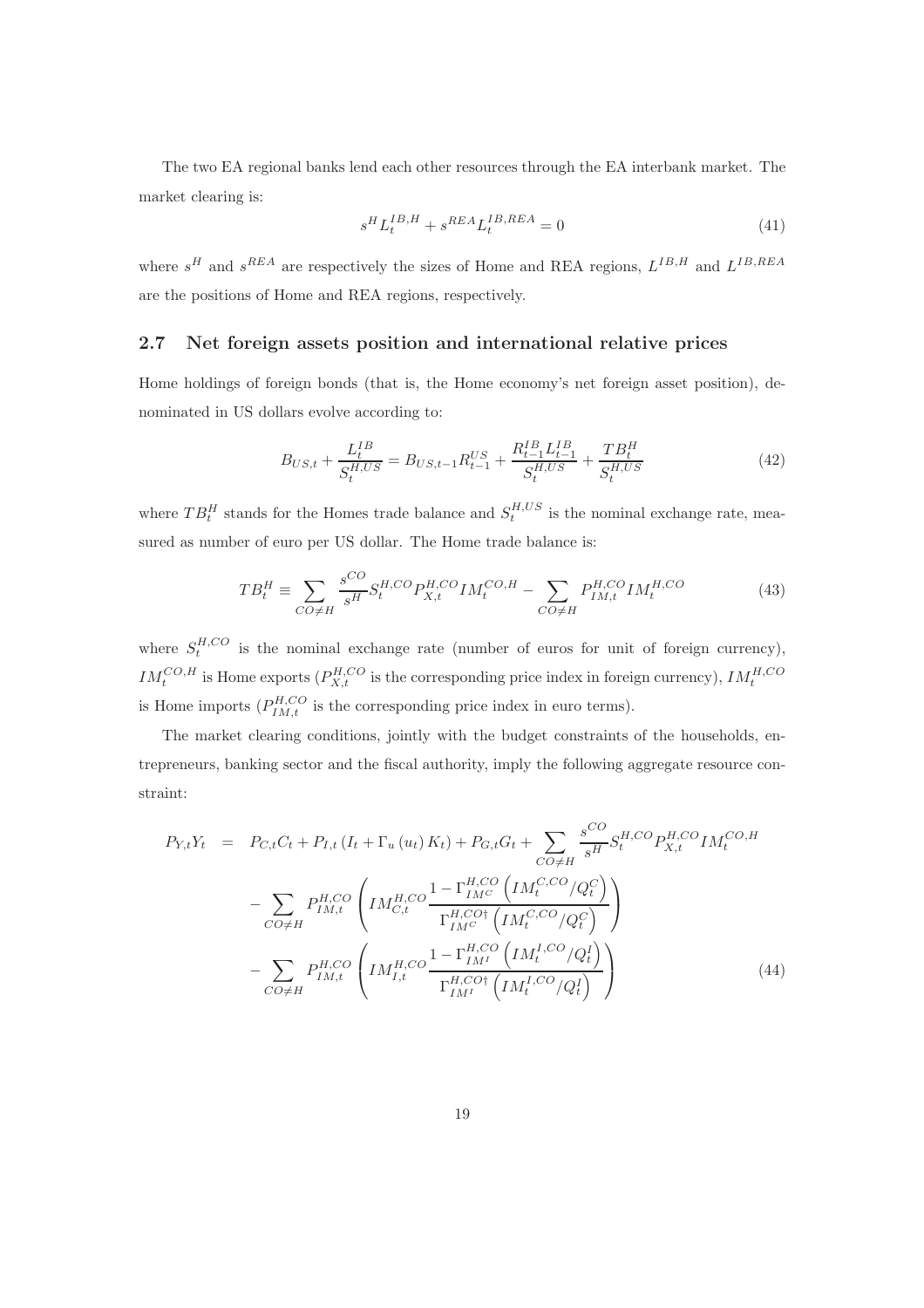The two EA regional banks lend each other resources through the EA interbank market. The market clearing is:

$$s^H L_t^{IB,H} + s^{REA} L_t^{IB,REA} = 0 \tag{41}$$

where $s^H$ and $s^{REA}$ are respectively the sizes of Home and REA regions, $L^{IB,H}$ and $L^{IB,REA}$ are the positions of Home and REA regions, respectively.

## 2.7 Net foreign assets position and international relative prices

Home holdings of foreign bonds (that is, the Home economy's net foreign asset position), denominated in US dollars evolve according to:

$$B_{US,t} + \frac{L_t^{IB}}{S_t^{H,US}} = B_{US,t-1} R_{t-1}^{US} + \frac{R_{t-1}^{IB} L_{t-1}^{IB}}{S_t^{H,US}} + \frac{TB_t^H}{S_t^{H,US}} \tag{42}$$

where $TB_t^H$ stands for the Homes trade balance and $S_t^{H,US}$ is the nominal exchange rate, measured as number of euro per US dollar. The Home trade balance is:

$$TB_t^H \equiv \sum_{CO \neq H} \frac{s^{CO}}{s^H} S_t^{H,CO} P_{X,t}^{H,CO} IM_t^{CO,H} - \sum_{CO \neq H} P_{IM,t}^{H,CO} IM_t^{H,CO} \tag{43}$$

where $S_t^{H,CO}$ is the nominal exchange rate (number of euros for unit of foreign currency), $IM_t^{CO,H}$ is Home exports ($P_{X,t}^{H,CO}$ is the corresponding price index in foreign currency), $IM_t^{H,CO}$ is Home imports ($P_{IM,t}^{H,CO}$ is the corresponding price index in euro terms).

The market clearing conditions, jointly with the budget constraints of the households, entrepreneurs, banking sector and the fiscal authority, imply the following aggregate resource constraint:

$$\begin{aligned}
P_{Y,t} Y_t &= P_{C,t} C_t + P_{I,t} \left( I_t + \Gamma_u \left( u_t \right) K_t \right) + P_{G,t} G_t + \sum_{CO \neq H} \frac{s^{CO}}{s^H} S_t^{H,CO} P_{X,t}^{H,CO} IM_t^{CO,H} \\
&\quad - \sum_{CO \neq H} P_{IM,t}^{H,CO} \left( IM_{C,t}^{H,CO} \frac{1 - \Gamma_{IM^C}^{H,CO} \left( IM_t^{C,CO} / Q_t^C \right)}{\Gamma_{IM^C}^{H,CO\dagger} \left( IM_t^{C,CO} / Q_t^C \right)} \right) \\
&\quad - \sum_{CO \neq H} P_{IM,t}^{H,CO} \left( IM_{I,t}^{H,CO} \frac{1 - \Gamma_{IM^I}^{H,CO} \left( IM_t^{I,CO} / Q_t^I \right)}{\Gamma_{IM^I}^{H,CO\dagger} \left( IM_t^{I,CO} / Q_t^I \right)} \right)
\end{aligned} \tag{44}$$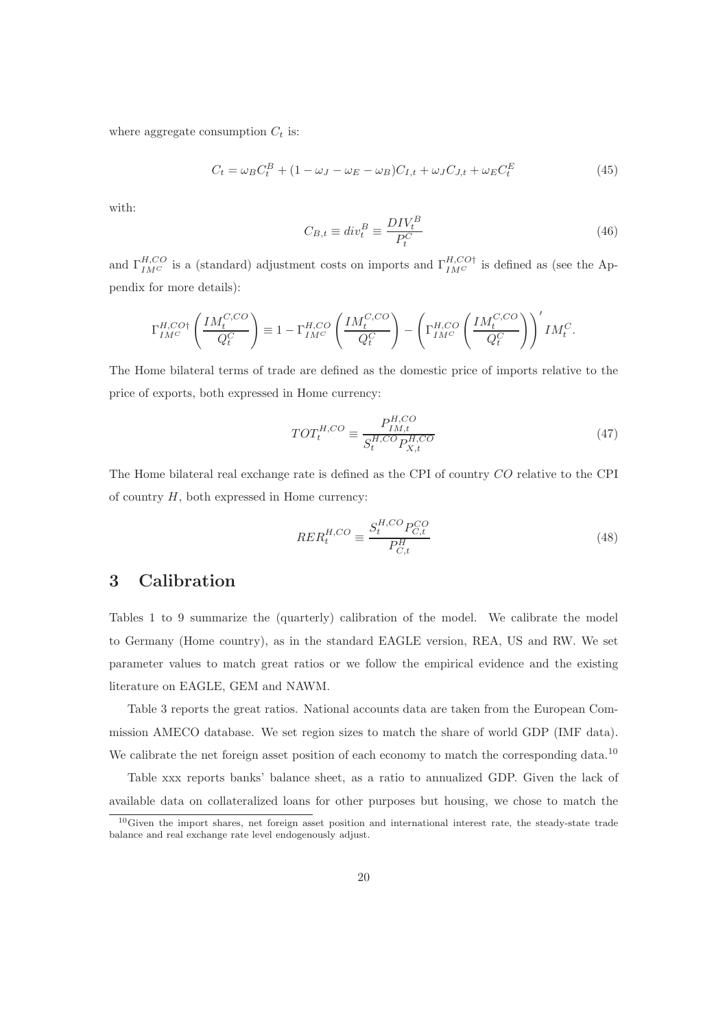where aggregate consumption $C_t$ is:

$$C_t = \omega_B C_t^B + (1 - \omega_J - \omega_E - \omega_B) C_{I,t} + \omega_J C_{J,t} + \omega_E C_t^E \tag{45}$$

with:

$$C_{B,t} \equiv div_t^B \equiv \frac{DIV_t^B}{P_t^C} \tag{46}$$

and $\Gamma_{IM^C}^{H,CO}$ is a (standard) adjustment costs on imports and $\Gamma_{IM^C}^{H,CO\dagger}$ is defined as (see the Appendix for more details):

$$\Gamma_{IM^C}^{H,CO\dagger}\left(\frac{IM_t^{C,CO}}{Q_t^C}\right) \equiv 1 - \Gamma_{IM^C}^{H,CO}\left(\frac{IM_t^{C,CO}}{Q_t^C}\right) - \left(\Gamma_{IM^C}^{H,CO}\left(\frac{IM_t^{C,CO}}{Q_t^C}\right)\right)' IM_t^C.$$

The Home bilateral terms of trade are defined as the domestic price of imports relative to the price of exports, both expressed in Home currency:

$$TOT_t^{H,CO} \equiv \frac{P_{IM,t}^{H,CO}}{S_t^{H,CO} P_{X,t}^{H,CO}} \tag{47}$$

The Home bilateral real exchange rate is defined as the CPI of country $CO$ relative to the CPI of country $H$, both expressed in Home currency:

$$RER_t^{H,CO} \equiv \frac{S_t^{H,CO} P_{C,t}^{CO}}{P_{C,t}^{H}} \tag{48}$$

# 3 Calibration

Tables 1 to 9 summarize the (quarterly) calibration of the model. We calibrate the model to Germany (Home country), as in the standard EAGLE version, REA, US and RW. We set parameter values to match great ratios or we follow the empirical evidence and the existing literature on EAGLE, GEM and NAWM.

Table 3 reports the great ratios. National accounts data are taken from the European Commission AMECO database. We set region sizes to match the share of world GDP (IMF data). We calibrate the net foreign asset position of each economy to match the corresponding data.[10]

Table xxx reports banks' balance sheet, as a ratio to annualized GDP. Given the lack of available data on collateralized loans for other purposes but housing, we chose to match the

[10] Given the import shares, net foreign asset position and international interest rate, the steady-state trade balance and real exchange rate level endogenously adjust.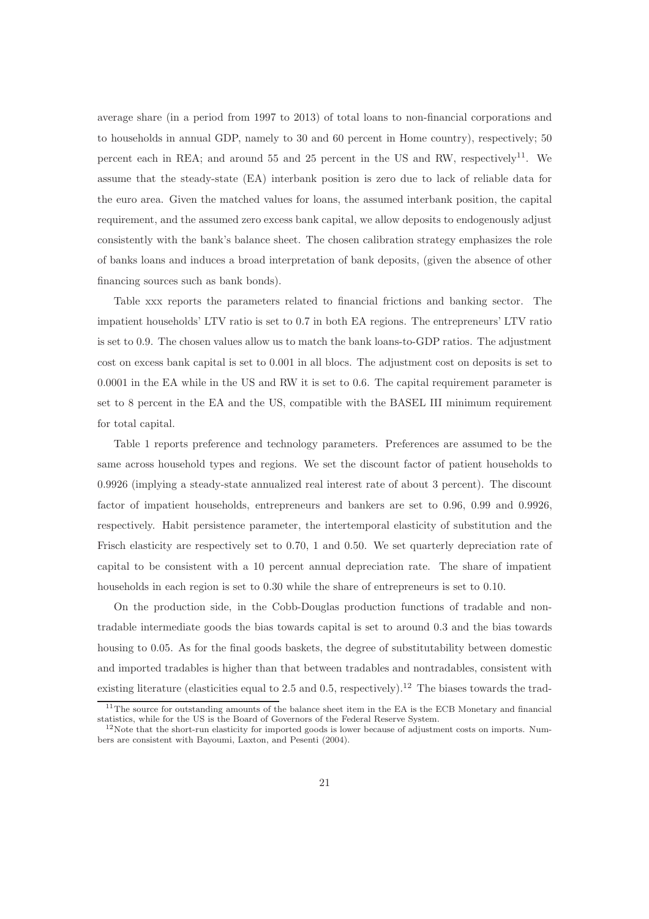average share (in a period from 1997 to 2013) of total loans to non-financial corporations and to households in annual GDP, namely to 30 and 60 percent in Home country), respectively; 50 percent each in REA; and around 55 and 25 percent in the US and RW, respectively[11]. We assume that the steady-state (EA) interbank position is zero due to lack of reliable data for the euro area. Given the matched values for loans, the assumed interbank position, the capital requirement, and the assumed zero excess bank capital, we allow deposits to endogenously adjust consistently with the bank's balance sheet. The chosen calibration strategy emphasizes the role of banks loans and induces a broad interpretation of bank deposits, (given the absence of other financing sources such as bank bonds).

Table xxx reports the parameters related to financial frictions and banking sector. The impatient households' LTV ratio is set to 0.7 in both EA regions. The entrepreneurs' LTV ratio is set to 0.9. The chosen values allow us to match the bank loans-to-GDP ratios. The adjustment cost on excess bank capital is set to 0.001 in all blocs. The adjustment cost on deposits is set to 0.0001 in the EA while in the US and RW it is set to 0.6. The capital requirement parameter is set to 8 percent in the EA and the US, compatible with the BASEL III minimum requirement for total capital.

Table 1 reports preference and technology parameters. Preferences are assumed to be the same across household types and regions. We set the discount factor of patient households to 0.9926 (implying a steady-state annualized real interest rate of about 3 percent). The discount factor of impatient households, entrepreneurs and bankers are set to 0.96, 0.99 and 0.9926, respectively. Habit persistence parameter, the intertemporal elasticity of substitution and the Frisch elasticity are respectively set to 0.70, 1 and 0.50. We set quarterly depreciation rate of capital to be consistent with a 10 percent annual depreciation rate. The share of impatient households in each region is set to 0.30 while the share of entrepreneurs is set to 0.10.

On the production side, in the Cobb-Douglas production functions of tradable and nontradable intermediate goods the bias towards capital is set to around 0.3 and the bias towards housing to 0.05. As for the final goods baskets, the degree of substitutability between domestic and imported tradables is higher than that between tradables and nontradables, consistent with existing literature (elasticities equal to 2.5 and 0.5, respectively).[12] The biases towards the trad-

[11] The source for outstanding amounts of the balance sheet item in the EA is the ECB Monetary and financial statistics, while for the US is the Board of Governors of the Federal Reserve System.

[12] Note that the short-run elasticity for imported goods is lower because of adjustment costs on imports. Numbers are consistent with Bayoumi, Laxton, and Pesenti (2004).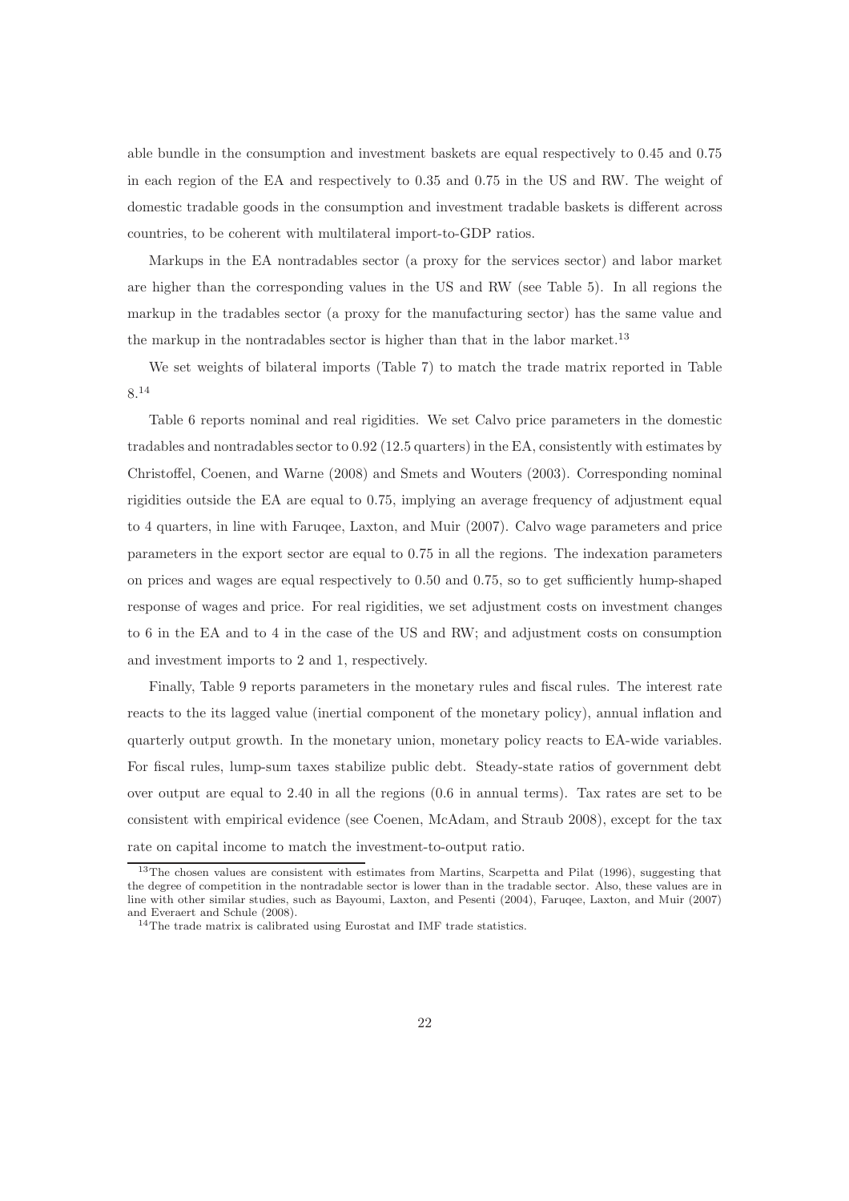able bundle in the consumption and investment baskets are equal respectively to 0.45 and 0.75 in each region of the EA and respectively to 0.35 and 0.75 in the US and RW. The weight of domestic tradable goods in the consumption and investment tradable baskets is different across countries, to be coherent with multilateral import-to-GDP ratios.

Markups in the EA nontradables sector (a proxy for the services sector) and labor market are higher than the corresponding values in the US and RW (see Table 5). In all regions the markup in the tradables sector (a proxy for the manufacturing sector) has the same value and the markup in the nontradables sector is higher than that in the labor market.[13]

We set weights of bilateral imports (Table 7) to match the trade matrix reported in Table 8.[14]

Table 6 reports nominal and real rigidities. We set Calvo price parameters in the domestic tradables and nontradables sector to 0.92 (12.5 quarters) in the EA, consistently with estimates by Christoffel, Coenen, and Warne (2008) and Smets and Wouters (2003). Corresponding nominal rigidities outside the EA are equal to 0.75, implying an average frequency of adjustment equal to 4 quarters, in line with Faruqee, Laxton, and Muir (2007). Calvo wage parameters and price parameters in the export sector are equal to 0.75 in all the regions. The indexation parameters on prices and wages are equal respectively to 0.50 and 0.75, so to get sufficiently hump-shaped response of wages and price. For real rigidities, we set adjustment costs on investment changes to 6 in the EA and to 4 in the case of the US and RW; and adjustment costs on consumption and investment imports to 2 and 1, respectively.

Finally, Table 9 reports parameters in the monetary rules and fiscal rules. The interest rate reacts to the its lagged value (inertial component of the monetary policy), annual inflation and quarterly output growth. In the monetary union, monetary policy reacts to EA-wide variables. For fiscal rules, lump-sum taxes stabilize public debt. Steady-state ratios of government debt over output are equal to 2.40 in all the regions (0.6 in annual terms). Tax rates are set to be consistent with empirical evidence (see Coenen, McAdam, and Straub 2008), except for the tax rate on capital income to match the investment-to-output ratio.

---

[13] The chosen values are consistent with estimates from Martins, Scarpetta and Pilat (1996), suggesting that the degree of competition in the nontradable sector is lower than in the tradable sector. Also, these values are in line with other similar studies, such as Bayoumi, Laxton, and Pesenti (2004), Faruqee, Laxton, and Muir (2007) and Everaert and Schule (2008).

[14] The trade matrix is calibrated using Eurostat and IMF trade statistics.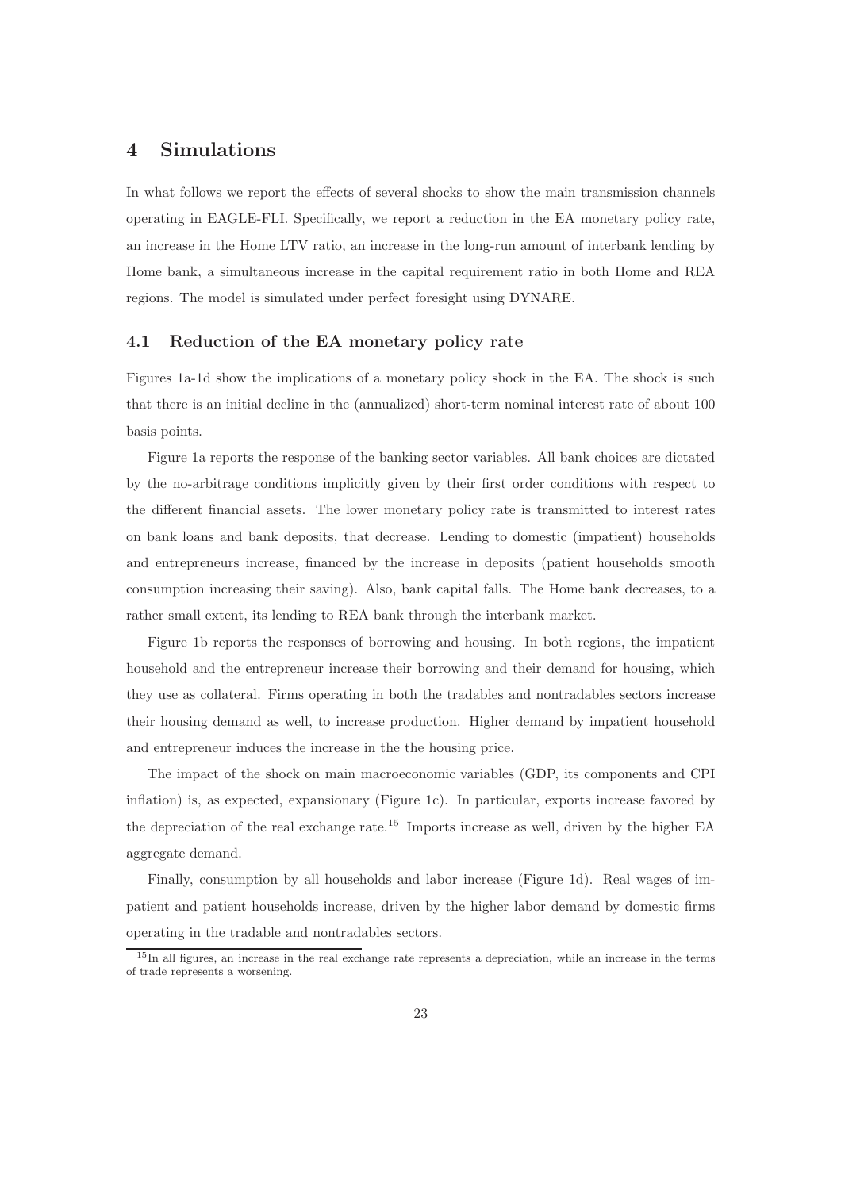# 4 Simulations

In what follows we report the effects of several shocks to show the main transmission channels operating in EAGLE-FLI. Specifically, we report a reduction in the EA monetary policy rate, an increase in the Home LTV ratio, an increase in the long-run amount of interbank lending by Home bank, a simultaneous increase in the capital requirement ratio in both Home and REA regions. The model is simulated under perfect foresight using DYNARE.

## 4.1 Reduction of the EA monetary policy rate

Figures 1a-1d show the implications of a monetary policy shock in the EA. The shock is such that there is an initial decline in the (annualized) short-term nominal interest rate of about 100 basis points.

Figure 1a reports the response of the banking sector variables. All bank choices are dictated by the no-arbitrage conditions implicitly given by their first order conditions with respect to the different financial assets. The lower monetary policy rate is transmitted to interest rates on bank loans and bank deposits, that decrease. Lending to domestic (impatient) households and entrepreneurs increase, financed by the increase in deposits (patient households smooth consumption increasing their saving). Also, bank capital falls. The Home bank decreases, to a rather small extent, its lending to REA bank through the interbank market.

Figure 1b reports the responses of borrowing and housing. In both regions, the impatient household and the entrepreneur increase their borrowing and their demand for housing, which they use as collateral. Firms operating in both the tradables and nontradables sectors increase their housing demand as well, to increase production. Higher demand by impatient household and entrepreneur induces the increase in the the housing price.

The impact of the shock on main macroeconomic variables (GDP, its components and CPI inflation) is, as expected, expansionary (Figure 1c). In particular, exports increase favored by the depreciation of the real exchange rate.[15] Imports increase as well, driven by the higher EA aggregate demand.

Finally, consumption by all households and labor increase (Figure 1d). Real wages of impatient and patient households increase, driven by the higher labor demand by domestic firms operating in the tradable and nontradables sectors.

[15] In all figures, an increase in the real exchange rate represents a depreciation, while an increase in the terms of trade represents a worsening.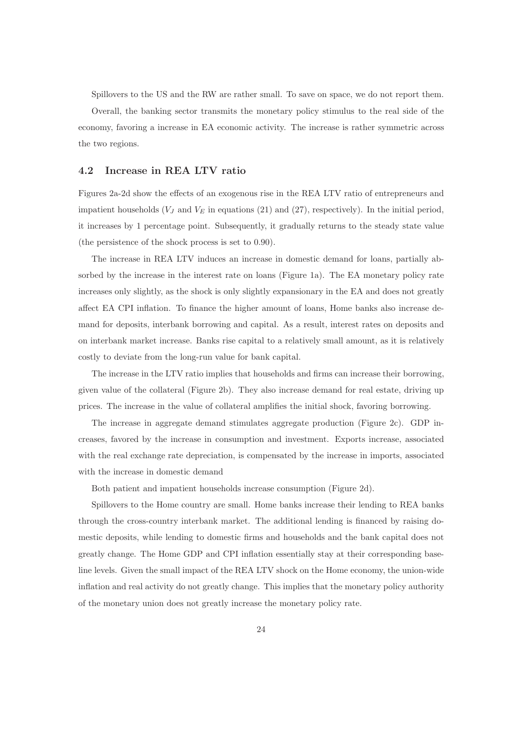Spillovers to the US and the RW are rather small. To save on space, we do not report them.

Overall, the banking sector transmits the monetary policy stimulus to the real side of the economy, favoring a increase in EA economic activity. The increase is rather symmetric across the two regions.

## 4.2 Increase in REA LTV ratio

Figures 2a-2d show the effects of an exogenous rise in the REA LTV ratio of entrepreneurs and impatient households ($V_J$ and $V_E$ in equations (21) and (27), respectively). In the initial period, it increases by 1 percentage point. Subsequently, it gradually returns to the steady state value (the persistence of the shock process is set to 0.90).

The increase in REA LTV induces an increase in domestic demand for loans, partially absorbed by the increase in the interest rate on loans (Figure 1a). The EA monetary policy rate increases only slightly, as the shock is only slightly expansionary in the EA and does not greatly affect EA CPI inflation. To finance the higher amount of loans, Home banks also increase demand for deposits, interbank borrowing and capital. As a result, interest rates on deposits and on interbank market increase. Banks rise capital to a relatively small amount, as it is relatively costly to deviate from the long-run value for bank capital.

The increase in the LTV ratio implies that households and firms can increase their borrowing, given value of the collateral (Figure 2b). They also increase demand for real estate, driving up prices. The increase in the value of collateral amplifies the initial shock, favoring borrowing.

The increase in aggregate demand stimulates aggregate production (Figure 2c). GDP increases, favored by the increase in consumption and investment. Exports increase, associated with the real exchange rate depreciation, is compensated by the increase in imports, associated with the increase in domestic demand

Both patient and impatient households increase consumption (Figure 2d).

Spillovers to the Home country are small. Home banks increase their lending to REA banks through the cross-country interbank market. The additional lending is financed by raising domestic deposits, while lending to domestic firms and households and the bank capital does not greatly change. The Home GDP and CPI inflation essentially stay at their corresponding baseline levels. Given the small impact of the REA LTV shock on the Home economy, the union-wide inflation and real activity do not greatly change. This implies that the monetary policy authority of the monetary union does not greatly increase the monetary policy rate.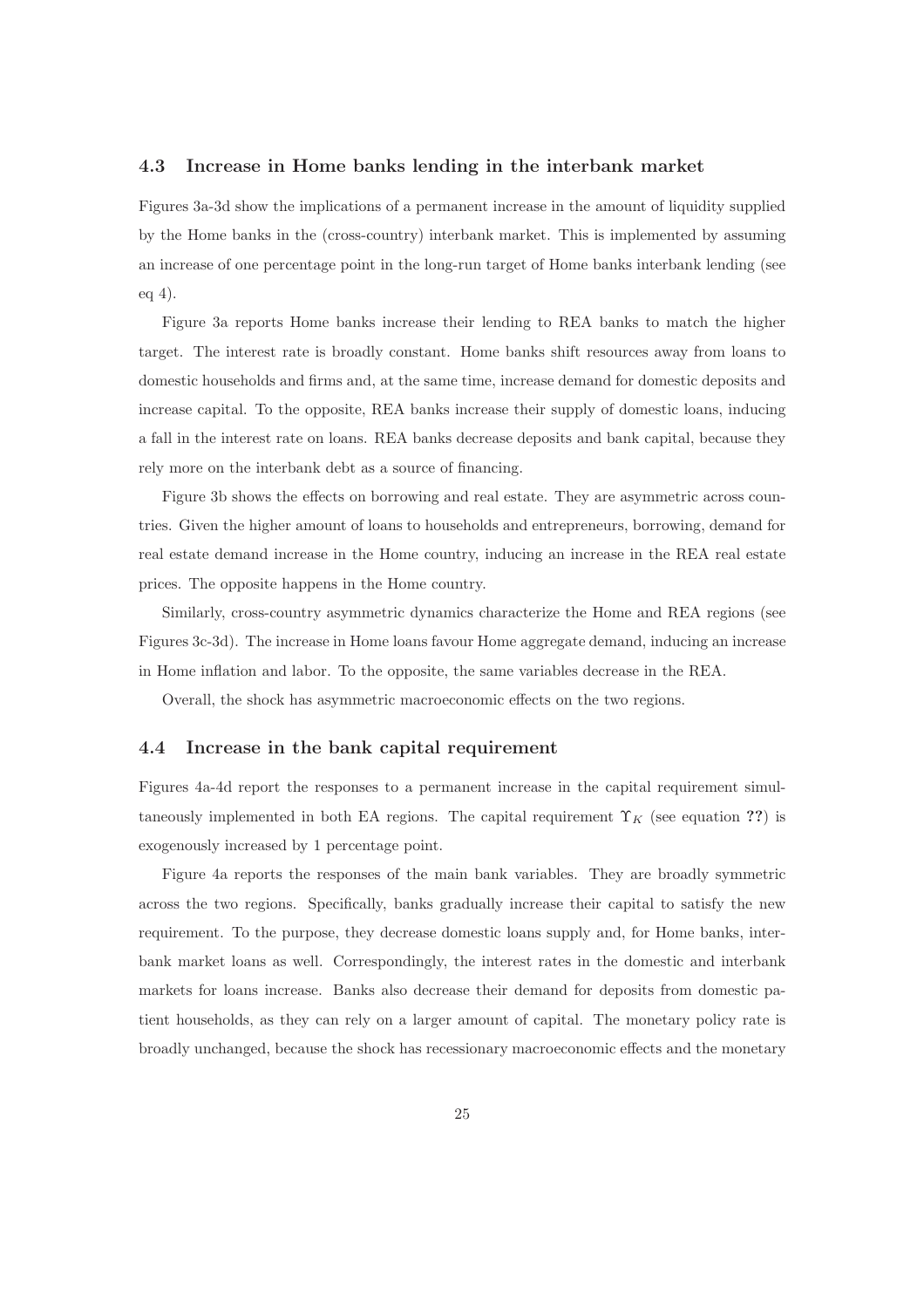### 4.3 Increase in Home banks lending in the interbank market

Figures 3a-3d show the implications of a permanent increase in the amount of liquidity supplied by the Home banks in the (cross-country) interbank market. This is implemented by assuming an increase of one percentage point in the long-run target of Home banks interbank lending (see eq 4).

Figure 3a reports Home banks increase their lending to REA banks to match the higher target. The interest rate is broadly constant. Home banks shift resources away from loans to domestic households and firms and, at the same time, increase demand for domestic deposits and increase capital. To the opposite, REA banks increase their supply of domestic loans, inducing a fall in the interest rate on loans. REA banks decrease deposits and bank capital, because they rely more on the interbank debt as a source of financing.

Figure 3b shows the effects on borrowing and real estate. They are asymmetric across countries. Given the higher amount of loans to households and entrepreneurs, borrowing, demand for real estate demand increase in the Home country, inducing an increase in the REA real estate prices. The opposite happens in the Home country.

Similarly, cross-country asymmetric dynamics characterize the Home and REA regions (see Figures 3c-3d). The increase in Home loans favour Home aggregate demand, inducing an increase in Home inflation and labor. To the opposite, the same variables decrease in the REA.

Overall, the shock has asymmetric macroeconomic effects on the two regions.

### 4.4 Increase in the bank capital requirement

Figures 4a-4d report the responses to a permanent increase in the capital requirement simultaneously implemented in both EA regions. The capital requirement $\Upsilon_K$ (see equation **??**) is exogenously increased by 1 percentage point.

Figure 4a reports the responses of the main bank variables. They are broadly symmetric across the two regions. Specifically, banks gradually increase their capital to satisfy the new requirement. To the purpose, they decrease domestic loans supply and, for Home banks, interbank market loans as well. Correspondingly, the interest rates in the domestic and interbank markets for loans increase. Banks also decrease their demand for deposits from domestic patient households, as they can rely on a larger amount of capital. The monetary policy rate is broadly unchanged, because the shock has recessionary macroeconomic effects and the monetary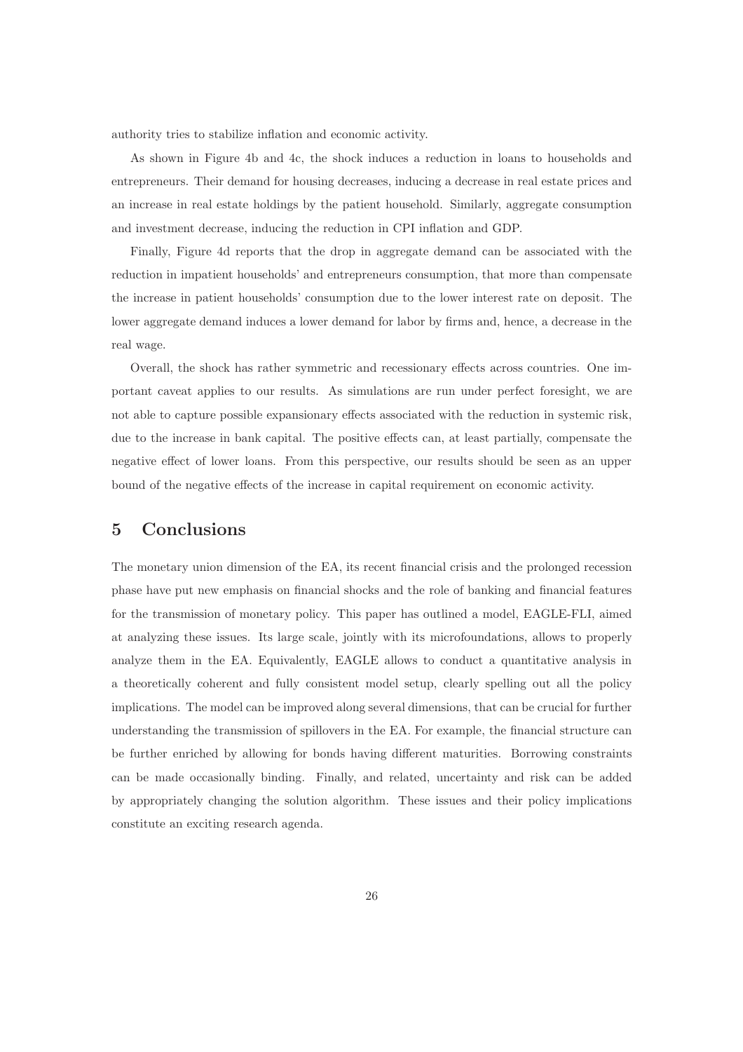authority tries to stabilize inflation and economic activity.

As shown in Figure 4b and 4c, the shock induces a reduction in loans to households and entrepreneurs. Their demand for housing decreases, inducing a decrease in real estate prices and an increase in real estate holdings by the patient household. Similarly, aggregate consumption and investment decrease, inducing the reduction in CPI inflation and GDP.

Finally, Figure 4d reports that the drop in aggregate demand can be associated with the reduction in impatient households' and entrepreneurs consumption, that more than compensate the increase in patient households' consumption due to the lower interest rate on deposit. The lower aggregate demand induces a lower demand for labor by firms and, hence, a decrease in the real wage.

Overall, the shock has rather symmetric and recessionary effects across countries. One important caveat applies to our results. As simulations are run under perfect foresight, we are not able to capture possible expansionary effects associated with the reduction in systemic risk, due to the increase in bank capital. The positive effects can, at least partially, compensate the negative effect of lower loans. From this perspective, our results should be seen as an upper bound of the negative effects of the increase in capital requirement on economic activity.

# 5 Conclusions

The monetary union dimension of the EA, its recent financial crisis and the prolonged recession phase have put new emphasis on financial shocks and the role of banking and financial features for the transmission of monetary policy. This paper has outlined a model, EAGLE-FLI, aimed at analyzing these issues. Its large scale, jointly with its microfoundations, allows to properly analyze them in the EA. Equivalently, EAGLE allows to conduct a quantitative analysis in a theoretically coherent and fully consistent model setup, clearly spelling out all the policy implications. The model can be improved along several dimensions, that can be crucial for further understanding the transmission of spillovers in the EA. For example, the financial structure can be further enriched by allowing for bonds having different maturities. Borrowing constraints can be made occasionally binding. Finally, and related, uncertainty and risk can be added by appropriately changing the solution algorithm. These issues and their policy implications constitute an exciting research agenda.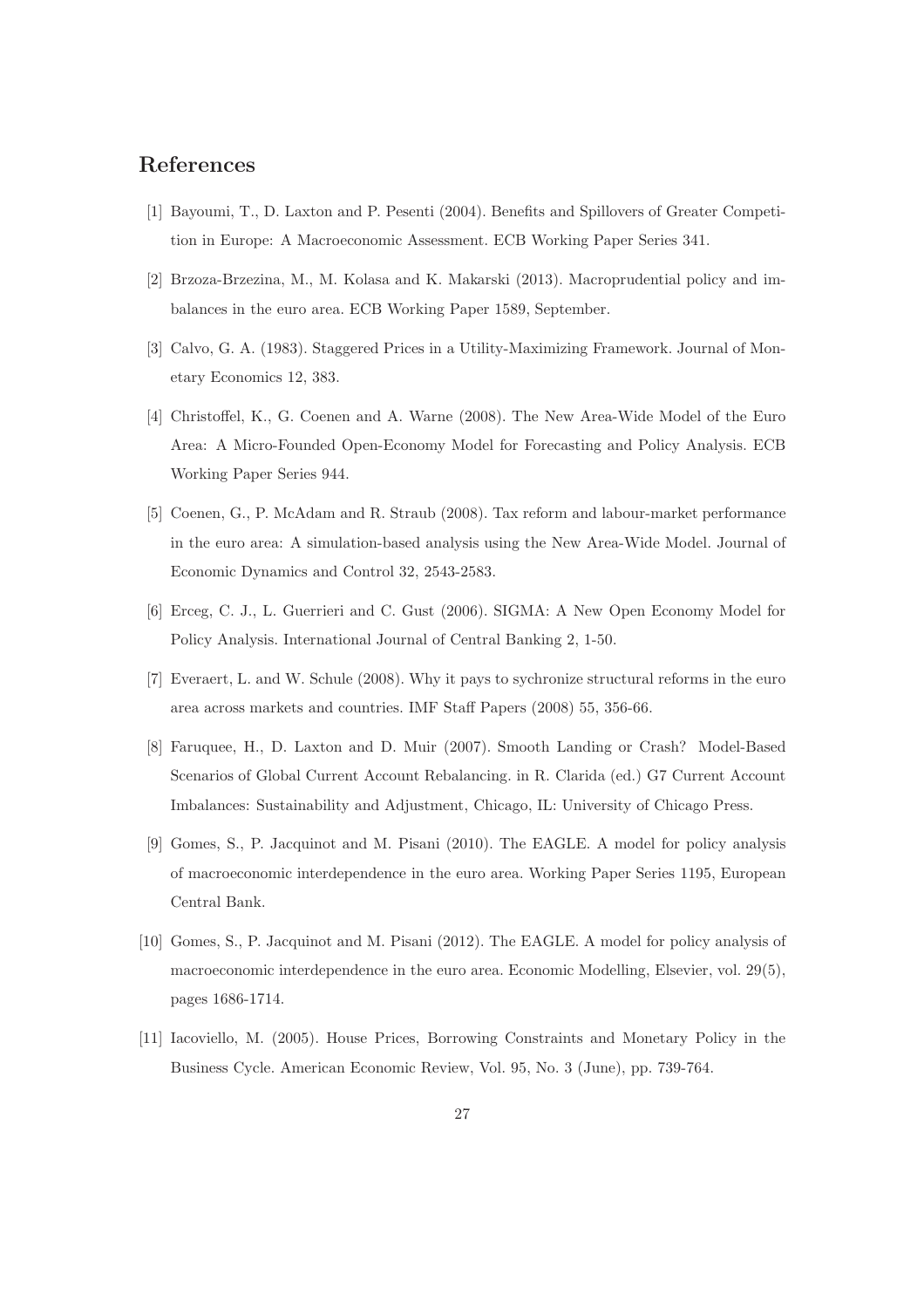## References

[1] Bayoumi, T., D. Laxton and P. Pesenti (2004). Benefits and Spillovers of Greater Competition in Europe: A Macroeconomic Assessment. ECB Working Paper Series 341.

[2] Brzoza-Brzezina, M., M. Kolasa and K. Makarski (2013). Macroprudential policy and imbalances in the euro area. ECB Working Paper 1589, September.

[3] Calvo, G. A. (1983). Staggered Prices in a Utility-Maximizing Framework. Journal of Monetary Economics 12, 383.

[4] Christoffel, K., G. Coenen and A. Warne (2008). The New Area-Wide Model of the Euro Area: A Micro-Founded Open-Economy Model for Forecasting and Policy Analysis. ECB Working Paper Series 944.

[5] Coenen, G., P. McAdam and R. Straub (2008). Tax reform and labour-market performance in the euro area: A simulation-based analysis using the New Area-Wide Model. Journal of Economic Dynamics and Control 32, 2543-2583.

[6] Erceg, C. J., L. Guerrieri and C. Gust (2006). SIGMA: A New Open Economy Model for Policy Analysis. International Journal of Central Banking 2, 1-50.

[7] Everaert, L. and W. Schule (2008). Why it pays to sychronize structural reforms in the euro area across markets and countries. IMF Staff Papers (2008) 55, 356-66.

[8] Faruquee, H., D. Laxton and D. Muir (2007). Smooth Landing or Crash? Model-Based Scenarios of Global Current Account Rebalancing. in R. Clarida (ed.) G7 Current Account Imbalances: Sustainability and Adjustment, Chicago, IL: University of Chicago Press.

[9] Gomes, S., P. Jacquinot and M. Pisani (2010). The EAGLE. A model for policy analysis of macroeconomic interdependence in the euro area. Working Paper Series 1195, European Central Bank.

[10] Gomes, S., P. Jacquinot and M. Pisani (2012). The EAGLE. A model for policy analysis of macroeconomic interdependence in the euro area. Economic Modelling, Elsevier, vol. 29(5), pages 1686-1714.

[11] Iacoviello, M. (2005). House Prices, Borrowing Constraints and Monetary Policy in the Business Cycle. American Economic Review, Vol. 95, No. 3 (June), pp. 739-764.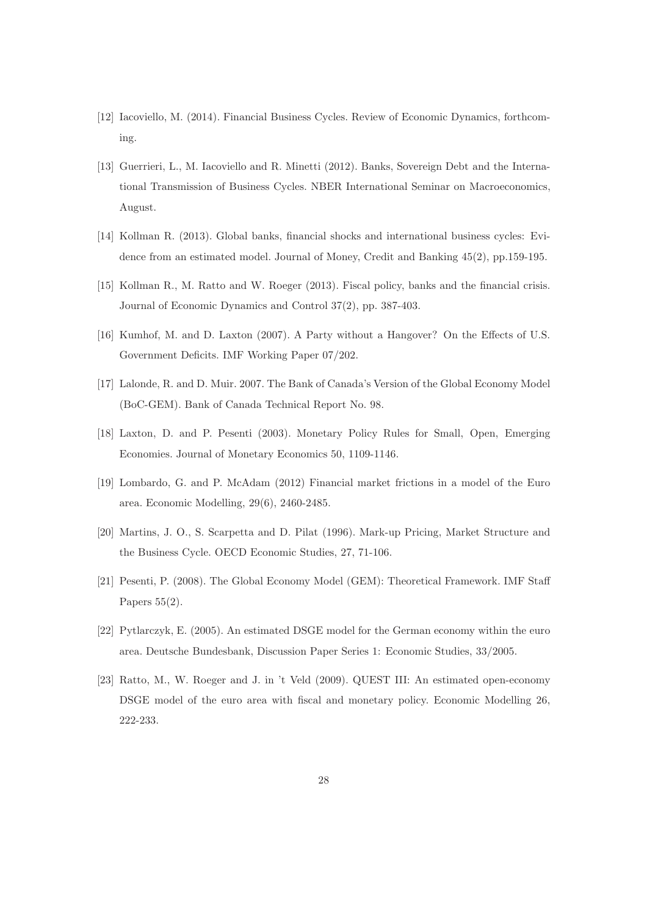[12] Iacoviello, M. (2014). Financial Business Cycles. Review of Economic Dynamics, forthcoming.

[13] Guerrieri, L., M. Iacoviello and R. Minetti (2012). Banks, Sovereign Debt and the International Transmission of Business Cycles. NBER International Seminar on Macroeconomics, August.

[14] Kollman R. (2013). Global banks, financial shocks and international business cycles: Evidence from an estimated model. Journal of Money, Credit and Banking 45(2), pp.159-195.

[15] Kollman R., M. Ratto and W. Roeger (2013). Fiscal policy, banks and the financial crisis. Journal of Economic Dynamics and Control 37(2), pp. 387-403.

[16] Kumhof, M. and D. Laxton (2007). A Party without a Hangover? On the Effects of U.S. Government Deficits. IMF Working Paper 07/202.

[17] Lalonde, R. and D. Muir. 2007. The Bank of Canada's Version of the Global Economy Model (BoC-GEM). Bank of Canada Technical Report No. 98.

[18] Laxton, D. and P. Pesenti (2003). Monetary Policy Rules for Small, Open, Emerging Economies. Journal of Monetary Economics 50, 1109-1146.

[19] Lombardo, G. and P. McAdam (2012) Financial market frictions in a model of the Euro area. Economic Modelling, 29(6), 2460-2485.

[20] Martins, J. O., S. Scarpetta and D. Pilat (1996). Mark-up Pricing, Market Structure and the Business Cycle. OECD Economic Studies, 27, 71-106.

[21] Pesenti, P. (2008). The Global Economy Model (GEM): Theoretical Framework. IMF Staff Papers 55(2).

[22] Pytlarczyk, E. (2005). An estimated DSGE model for the German economy within the euro area. Deutsche Bundesbank, Discussion Paper Series 1: Economic Studies, 33/2005.

[23] Ratto, M., W. Roeger and J. in 't Veld (2009). QUEST III: An estimated open-economy DSGE model of the euro area with fiscal and monetary policy. Economic Modelling 26, 222-233.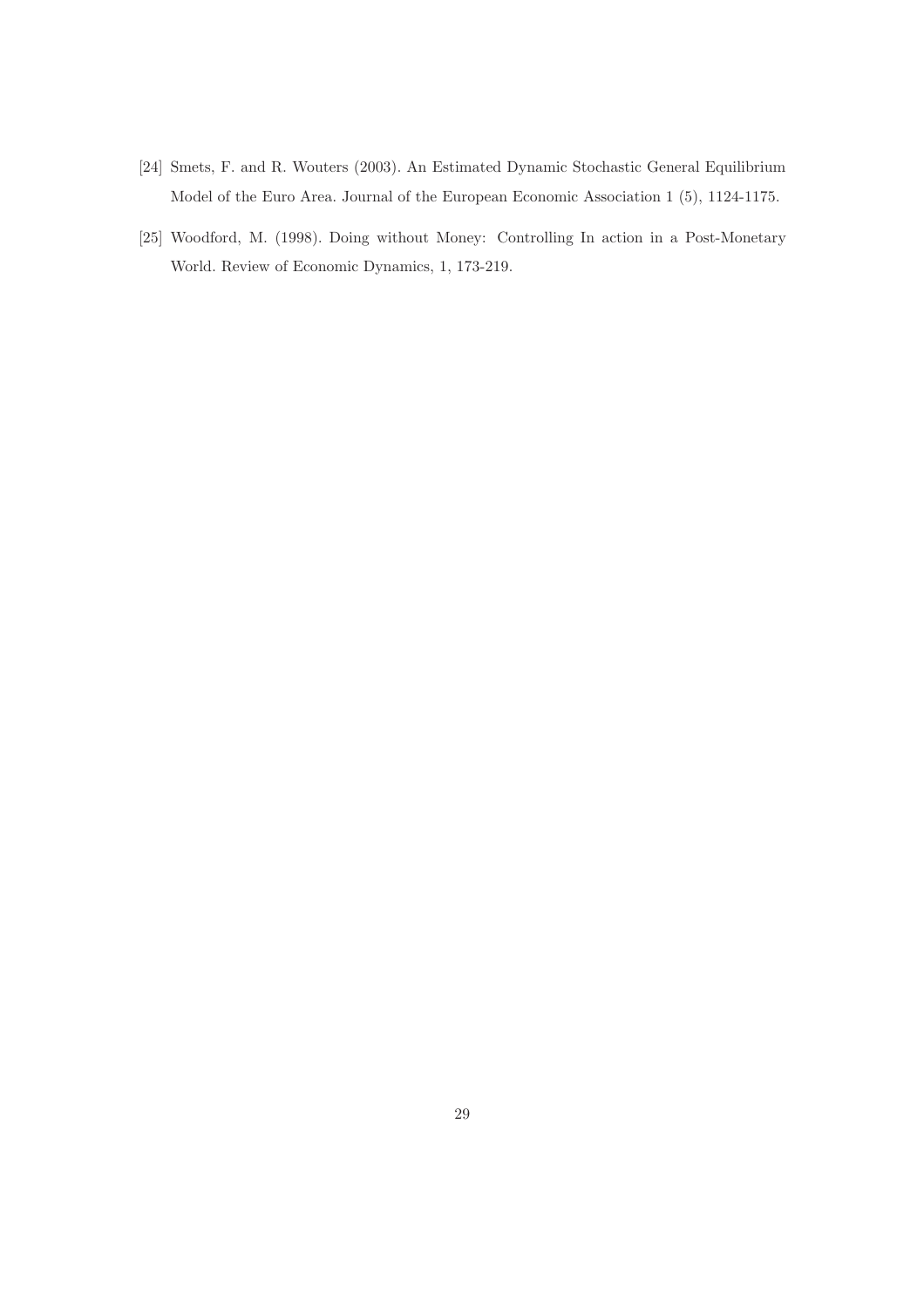[24] Smets, F. and R. Wouters (2003). An Estimated Dynamic Stochastic General Equilibrium Model of the Euro Area. Journal of the European Economic Association 1 (5), 1124-1175.

[25] Woodford, M. (1998). Doing without Money: Controlling In action in a Post-Monetary World. Review of Economic Dynamics, 1, 173-219.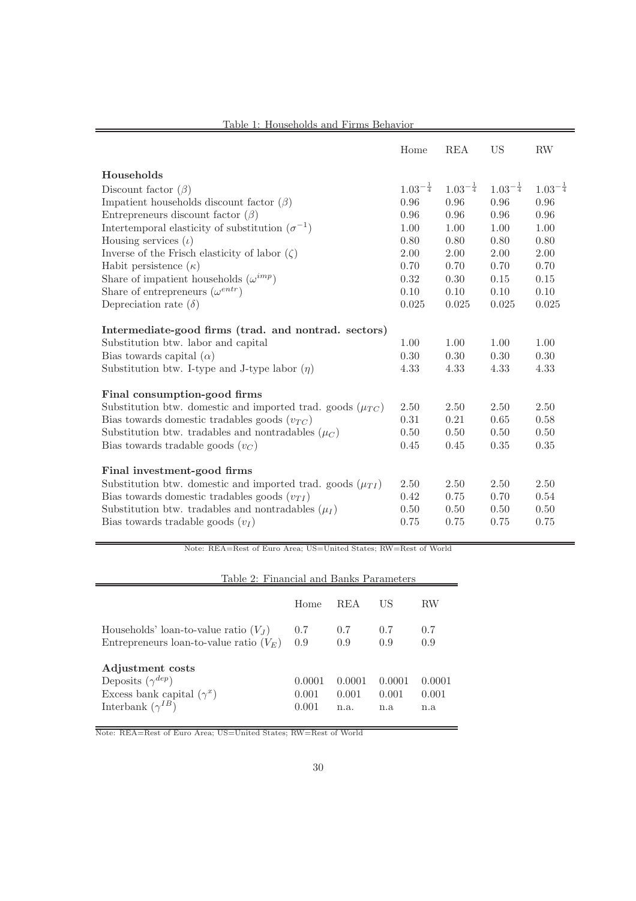Table 1: Households and Firms Behavior

| | Home | REA | US | RW |
|---|---|---|---|---|
| **Households** | | | | |
| Discount factor ($\beta$) | $1.03^{-\frac{1}{4}}$ | $1.03^{-\frac{1}{4}}$ | $1.03^{-\frac{1}{4}}$ | $1.03^{-\frac{1}{4}}$ |
| Impatient households discount factor ($\beta$) | 0.96 | 0.96 | 0.96 | 0.96 |
| Entrepreneurs discount factor ($\beta$) | 0.96 | 0.96 | 0.96 | 0.96 |
| Intertemporal elasticity of substitution ($\sigma^{-1}$) | 1.00 | 1.00 | 1.00 | 1.00 |
| Housing services ($\iota$) | 0.80 | 0.80 | 0.80 | 0.80 |
| Inverse of the Frisch elasticity of labor ($\zeta$) | 2.00 | 2.00 | 2.00 | 2.00 |
| Habit persistence ($\kappa$) | 0.70 | 0.70 | 0.70 | 0.70 |
| Share of impatient households ($\omega^{imp}$) | 0.32 | 0.30 | 0.15 | 0.15 |
| Share of entrepreneurs ($\omega^{entr}$) | 0.10 | 0.10 | 0.10 | 0.10 |
| Depreciation rate ($\delta$) | 0.025 | 0.025 | 0.025 | 0.025 |
| **Intermediate-good firms (trad. and nontrad. sectors)** | | | | |
| Substitution btw. labor and capital | 1.00 | 1.00 | 1.00 | 1.00 |
| Bias towards capital ($\alpha$) | 0.30 | 0.30 | 0.30 | 0.30 |
| Substitution btw. I-type and J-type labor ($\eta$) | 4.33 | 4.33 | 4.33 | 4.33 |
| **Final consumption-good firms** | | | | |
| Substitution btw. domestic and imported trad. goods ($\mu_{TC}$) | 2.50 | 2.50 | 2.50 | 2.50 |
| Bias towards domestic tradables goods ($\upsilon_{TC}$) | 0.31 | 0.21 | 0.65 | 0.58 |
| Substitution btw. tradables and nontradables ($\mu_C$) | 0.50 | 0.50 | 0.50 | 0.50 |
| Bias towards tradable goods ($\upsilon_C$) | 0.45 | 0.45 | 0.35 | 0.35 |
| **Final investment-good firms** | | | | |
| Substitution btw. domestic and imported trad. goods ($\mu_{TI}$) | 2.50 | 2.50 | 2.50 | 2.50 |
| Bias towards domestic tradables goods ($\upsilon_{TI}$) | 0.42 | 0.75 | 0.70 | 0.54 |
| Substitution btw. tradables and nontradables ($\mu_I$) | 0.50 | 0.50 | 0.50 | 0.50 |
| Bias towards tradable goods ($\upsilon_I$) | 0.75 | 0.75 | 0.75 | 0.75 |

Note: REA=Rest of Euro Area; US=United States; RW=Rest of World

Table 2: Financial and Banks Parameters

| | Home | REA | US | RW |
|---|---|---|---|---|
| Households' loan-to-value ratio ($V_J$) | 0.7 | 0.7 | 0.7 | 0.7 |
| Entrepreneurs loan-to-value ratio ($V_E$) | 0.9 | 0.9 | 0.9 | 0.9 |
| **Adjustment costs** | | | | |
| Deposits ($\gamma^{dep}$) | 0.0001 | 0.0001 | 0.0001 | 0.0001 |
| Excess bank capital ($\gamma^x$) | 0.001 | 0.001 | 0.001 | 0.001 |
| Interbank ($\gamma^{IB}$) | 0.001 | n.a. | n.a | n.a |

Note: REA=Rest of Euro Area; US=United States; RW=Rest of World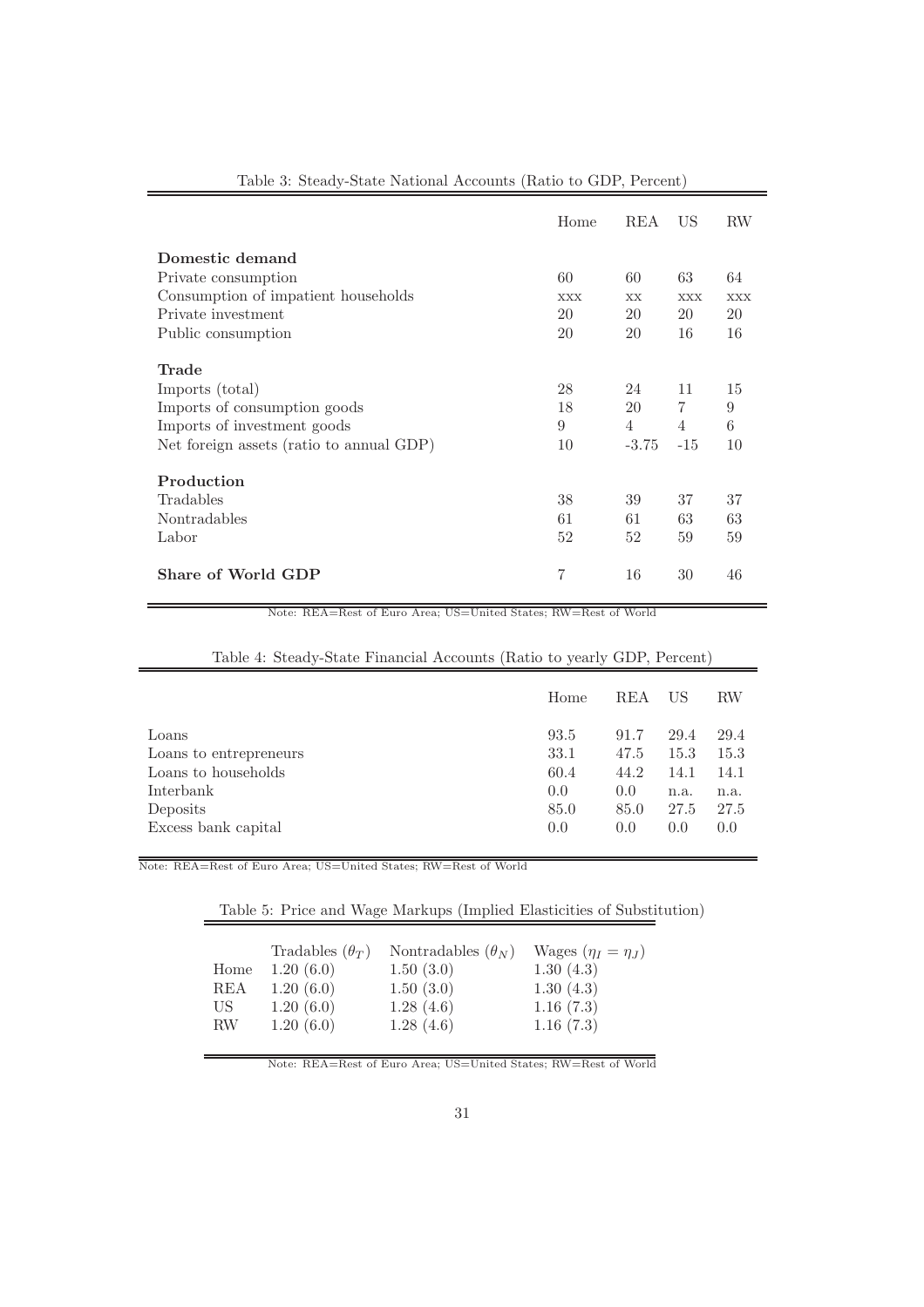Table 3: Steady-State National Accounts (Ratio to GDP, Percent)

| | Home | REA | US | RW |
|---|---|---|---|---|
| **Domestic demand** | | | | |
| Private consumption | 60 | 60 | 63 | 64 |
| Consumption of impatient households | xxx | xx | xxx | xxx |
| Private investment | 20 | 20 | 20 | 20 |
| Public consumption | 20 | 20 | 16 | 16 |
| **Trade** | | | | |
| Imports (total) | 28 | 24 | 11 | 15 |
| Imports of consumption goods | 18 | 20 | 7 | 9 |
| Imports of investment goods | 9 | 4 | 4 | 6 |
| Net foreign assets (ratio to annual GDP) | 10 | -3.75 | -15 | 10 |
| **Production** | | | | |
| Tradables | 38 | 39 | 37 | 37 |
| Nontradables | 61 | 61 | 63 | 63 |
| Labor | 52 | 52 | 59 | 59 |
| **Share of World GDP** | 7 | 16 | 30 | 46 |

Note: REA=Rest of Euro Area; US=United States; RW=Rest of World

Table 4: Steady-State Financial Accounts (Ratio to yearly GDP, Percent)

| | Home | REA | US | RW |
|---|---|---|---|---|
| Loans | 93.5 | 91.7 | 29.4 | 29.4 |
| Loans to entrepreneurs | 33.1 | 47.5 | 15.3 | 15.3 |
| Loans to households | 60.4 | 44.2 | 14.1 | 14.1 |
| Interbank | 0.0 | 0.0 | n.a. | n.a. |
| Deposits | 85.0 | 85.0 | 27.5 | 27.5 |
| Excess bank capital | 0.0 | 0.0 | 0.0 | 0.0 |

Note: REA=Rest of Euro Area; US=United States; RW=Rest of World

Table 5: Price and Wage Markups (Implied Elasticities of Substitution)

| | Tradables ($\theta_T$) | Nontradables ($\theta_N$) | Wages ($\eta_I = \eta_J$) |
|---|---|---|---|
| Home | 1.20 (6.0) | 1.50 (3.0) | 1.30 (4.3) |
| REA | 1.20 (6.0) | 1.50 (3.0) | 1.30 (4.3) |
| US | 1.20 (6.0) | 1.28 (4.6) | 1.16 (7.3) |
| RW | 1.20 (6.0) | 1.28 (4.6) | 1.16 (7.3) |

Note: REA=Rest of Euro Area; US=United States; RW=Rest of World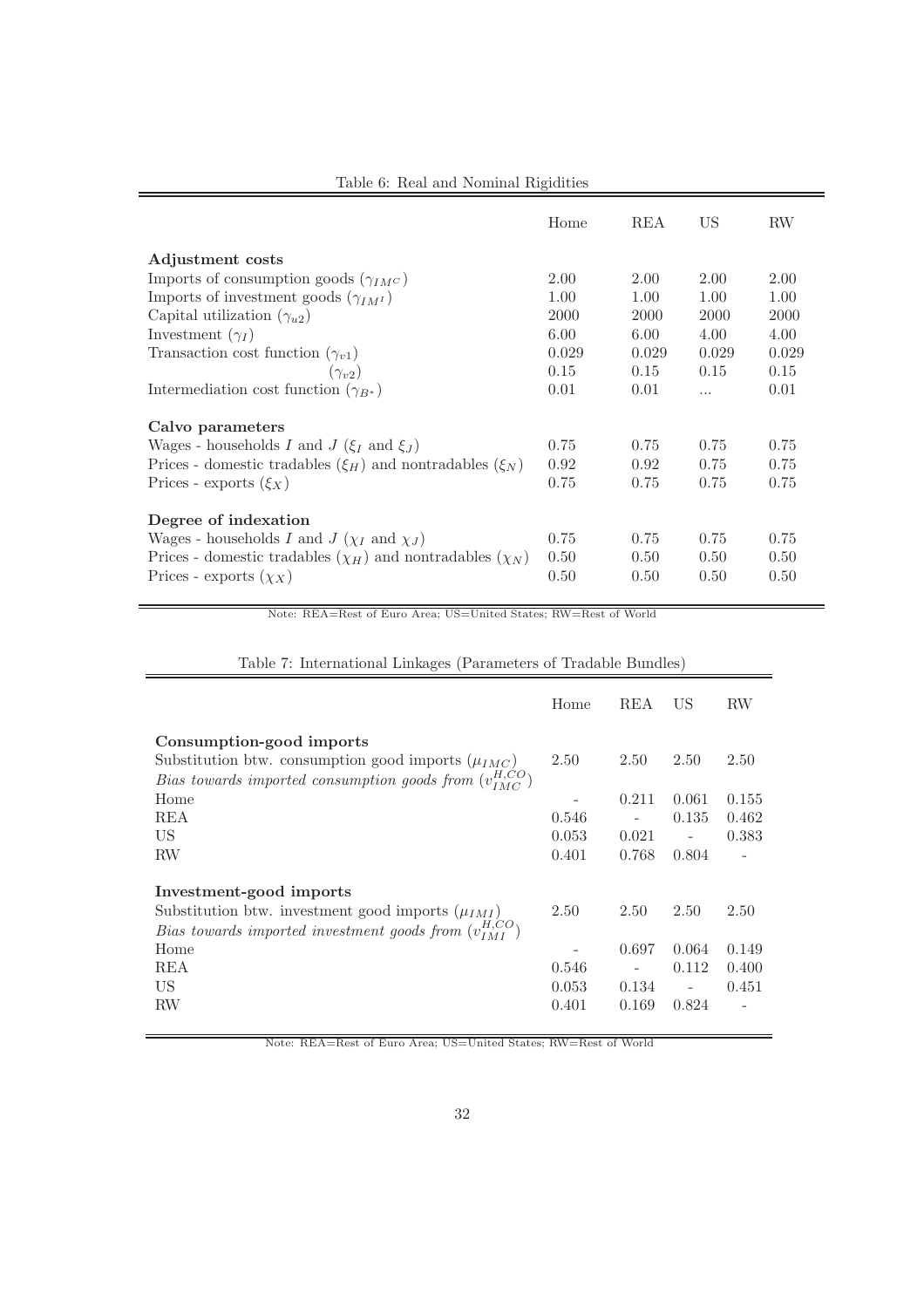Table 6: Real and Nominal Rigidities

| | Home | REA | US | RW |
|---|---|---|---|---|
| **Adjustment costs** | | | | |
| Imports of consumption goods ($\gamma_{IM^C}$) | 2.00 | 2.00 | 2.00 | 2.00 |
| Imports of investment goods ($\gamma_{IM^I}$) | 1.00 | 1.00 | 1.00 | 1.00 |
| Capital utilization ($\gamma_{u2}$) | 2000 | 2000 | 2000 | 2000 |
| Investment ($\gamma_I$) | 6.00 | 6.00 | 4.00 | 4.00 |
| Transaction cost function ($\gamma_{v1}$) | 0.029 | 0.029 | 0.029 | 0.029 |
| ($\gamma_{v2}$) | 0.15 | 0.15 | 0.15 | 0.15 |
| Intermediation cost function ($\gamma_{B^*}$) | 0.01 | 0.01 | ... | 0.01 |
| **Calvo parameters** | | | | |
| Wages - households $I$ and $J$ ($\xi_I$ and $\xi_J$) | 0.75 | 0.75 | 0.75 | 0.75 |
| Prices - domestic tradables ($\xi_H$) and nontradables ($\xi_N$) | 0.92 | 0.92 | 0.75 | 0.75 |
| Prices - exports ($\xi_X$) | 0.75 | 0.75 | 0.75 | 0.75 |
| **Degree of indexation** | | | | |
| Wages - households $I$ and $J$ ($\chi_I$ and $\chi_J$) | 0.75 | 0.75 | 0.75 | 0.75 |
| Prices - domestic tradables ($\chi_H$) and nontradables ($\chi_N$) | 0.50 | 0.50 | 0.50 | 0.50 |
| Prices - exports ($\chi_X$) | 0.50 | 0.50 | 0.50 | 0.50 |

Note: REA=Rest of Euro Area; US=United States; RW=Rest of World

Table 7: International Linkages (Parameters of Tradable Bundles)

| | Home | REA | US | RW |
|---|---|---|---|---|
| **Consumption-good imports** | | | | |
| Substitution btw. consumption good imports ($\mu_{IMC}$) | 2.50 | 2.50 | 2.50 | 2.50 |
| *Bias towards imported consumption goods from* ($v_{IMC}^{H,CO}$) | | | | |
| Home | - | 0.211 | 0.061 | 0.155 |
| REA | 0.546 | - | 0.135 | 0.462 |
| US | 0.053 | 0.021 | - | 0.383 |
| RW | 0.401 | 0.768 | 0.804 | - |
| **Investment-good imports** | | | | |
| Substitution btw. investment good imports ($\mu_{IMI}$) | 2.50 | 2.50 | 2.50 | 2.50 |
| *Bias towards imported investment goods from* ($v_{IMI}^{H,CO}$) | | | | |
| Home | - | 0.697 | 0.064 | 0.149 |
| REA | 0.546 | - | 0.112 | 0.400 |
| US | 0.053 | 0.134 | - | 0.451 |
| RW | 0.401 | 0.169 | 0.824 | - |

Note: REA=Rest of Euro Area; US=United States; RW=Rest of World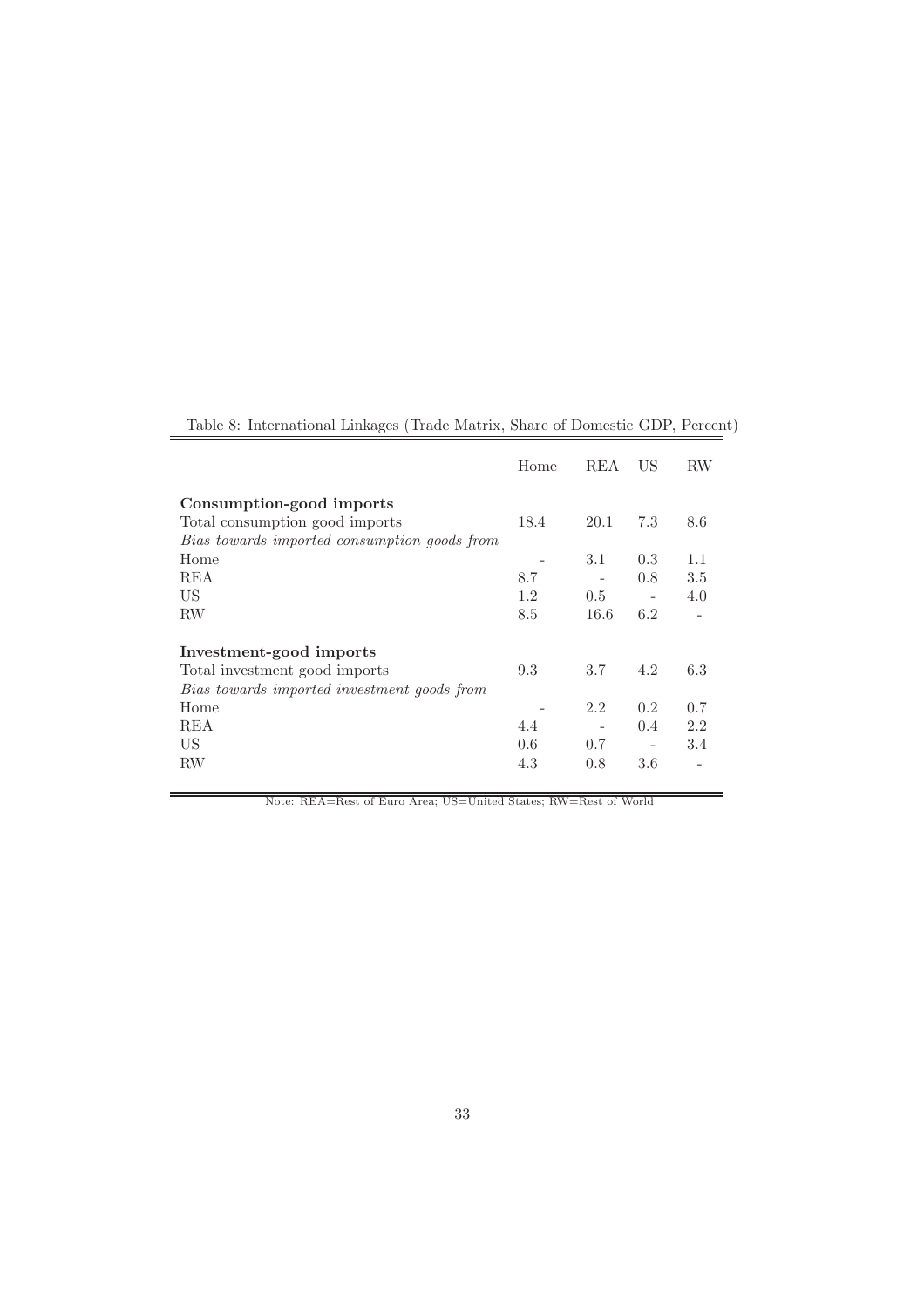Table 8: International Linkages (Trade Matrix, Share of Domestic GDP, Percent)

| | Home | REA | US | RW |
|---|---|---|---|---|
| **Consumption-good imports** | | | | |
| Total consumption good imports | 18.4 | 20.1 | 7.3 | 8.6 |
| *Bias towards imported consumption goods from* | | | | |
| Home | - | 3.1 | 0.3 | 1.1 |
| REA | 8.7 | - | 0.8 | 3.5 |
| US | 1.2 | 0.5 | - | 4.0 |
| RW | 8.5 | 16.6 | 6.2 | - |
| **Investment-good imports** | | | | |
| Total investment good imports | 9.3 | 3.7 | 4.2 | 6.3 |
| *Bias towards imported investment goods from* | | | | |
| Home | - | 2.2 | 0.2 | 0.7 |
| REA | 4.4 | - | 0.4 | 2.2 |
| US | 0.6 | 0.7 | - | 3.4 |
| RW | 4.3 | 0.8 | 3.6 | - |

Note: REA=Rest of Euro Area; US=United States; RW=Rest of World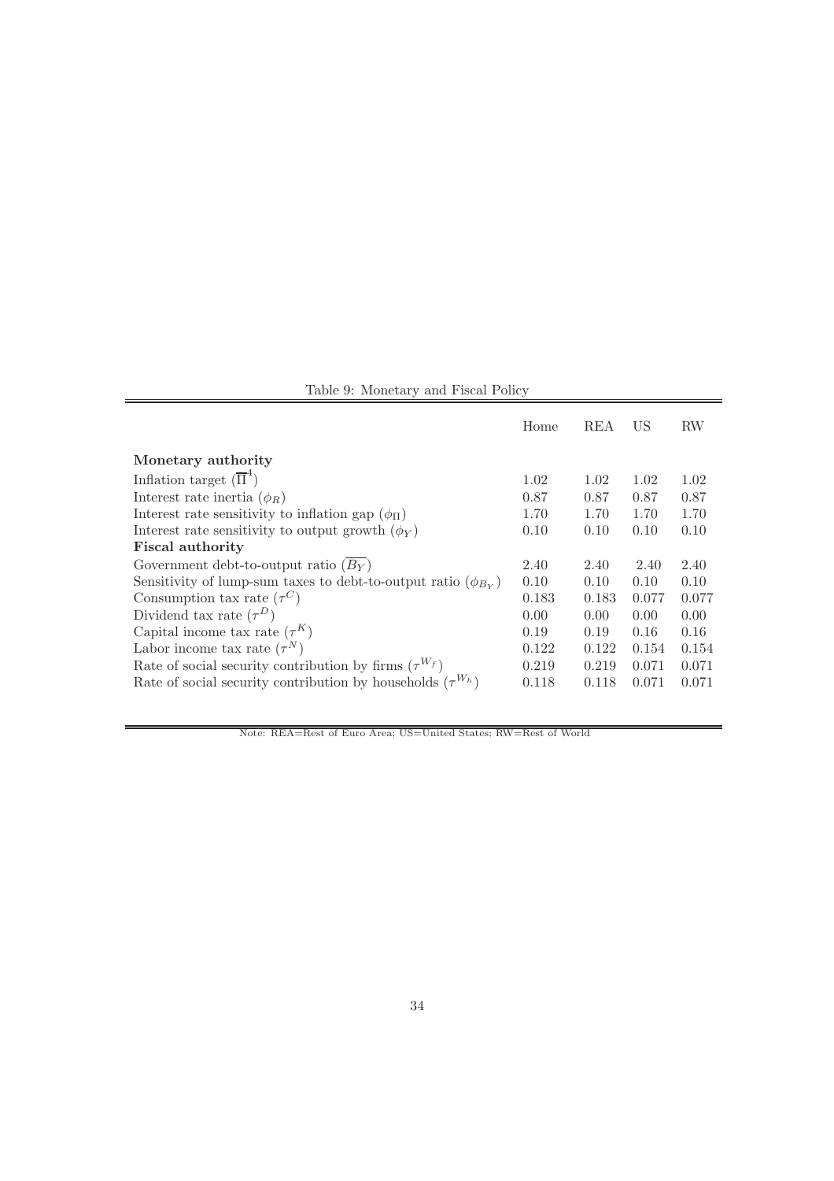Table 9: Monetary and Fiscal Policy

| | Home | REA | US | RW |
|---|---|---|---|---|
| **Monetary authority** | | | | |
| Inflation target ($\overline{\Pi}^4$) | 1.02 | 1.02 | 1.02 | 1.02 |
| Interest rate inertia ($\phi_R$) | 0.87 | 0.87 | 0.87 | 0.87 |
| Interest rate sensitivity to inflation gap ($\phi_\Pi$) | 1.70 | 1.70 | 1.70 | 1.70 |
| Interest rate sensitivity to output growth ($\phi_Y$) | 0.10 | 0.10 | 0.10 | 0.10 |
| **Fiscal authority** | | | | |
| Government debt-to-output ratio ($\overline{B_Y}$) | 2.40 | 2.40 | 2.40 | 2.40 |
| Sensitivity of lump-sum taxes to debt-to-output ratio ($\phi_{B_Y}$) | 0.10 | 0.10 | 0.10 | 0.10 |
| Consumption tax rate ($\tau^C$) | 0.183 | 0.183 | 0.077 | 0.077 |
| Dividend tax rate ($\tau^D$) | 0.00 | 0.00 | 0.00 | 0.00 |
| Capital income tax rate ($\tau^K$) | 0.19 | 0.19 | 0.16 | 0.16 |
| Labor income tax rate ($\tau^N$) | 0.122 | 0.122 | 0.154 | 0.154 |
| Rate of social security contribution by firms ($\tau^{W_f}$) | 0.219 | 0.219 | 0.071 | 0.071 |
| Rate of social security contribution by households ($\tau^{W_h}$) | 0.118 | 0.118 | 0.071 | 0.071 |

Note: REA=Rest of Euro Area; US=United States; RW=Rest of World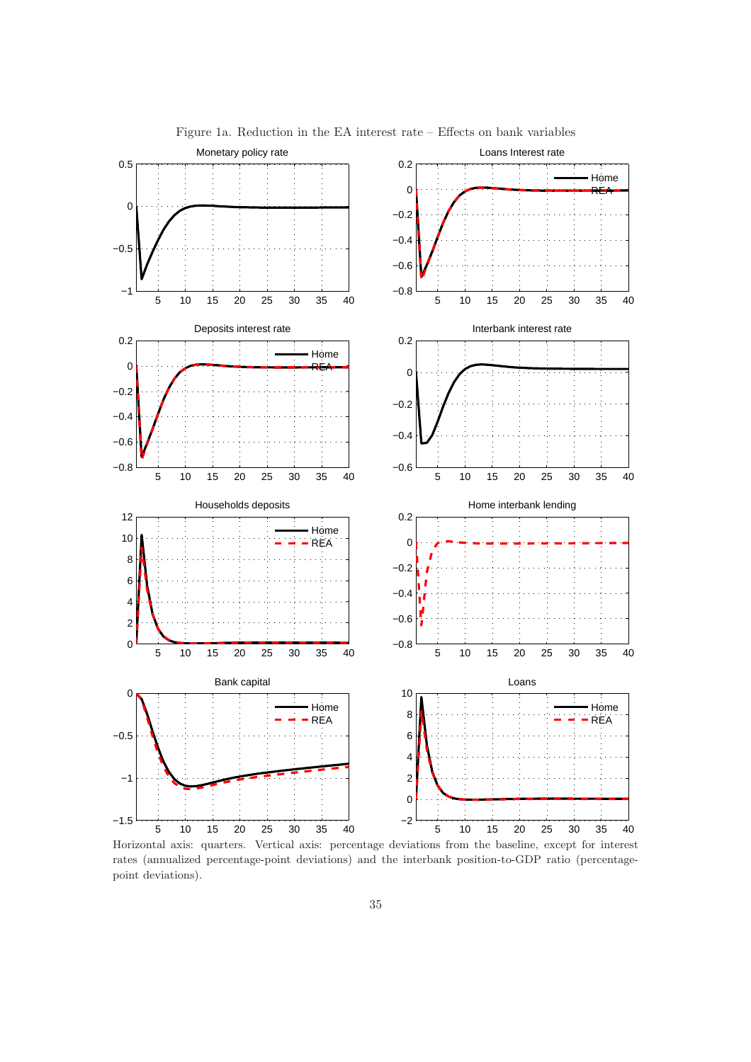Figure 1a. Reduction in the EA interest rate – Effects on bank variables

Horizontal axis: quarters. Vertical axis: percentage deviations from the baseline, except for interest rates (annualized percentage-point deviations) and the interbank position-to-GDP ratio (percentage-point deviations).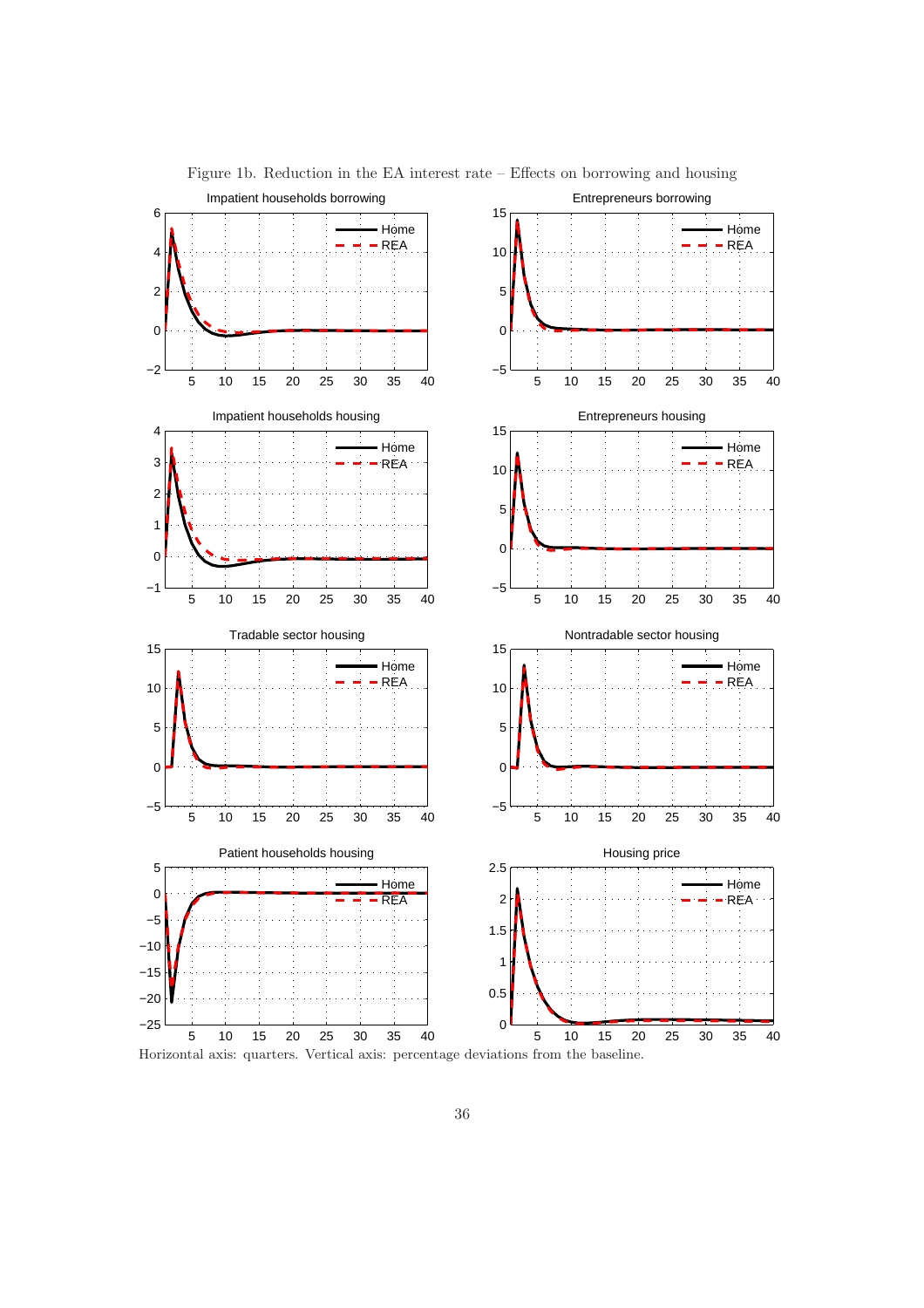Figure 1b. Reduction in the EA interest rate – Effects on borrowing and housing

Horizontal axis: quarters. Vertical axis: percentage deviations from the baseline.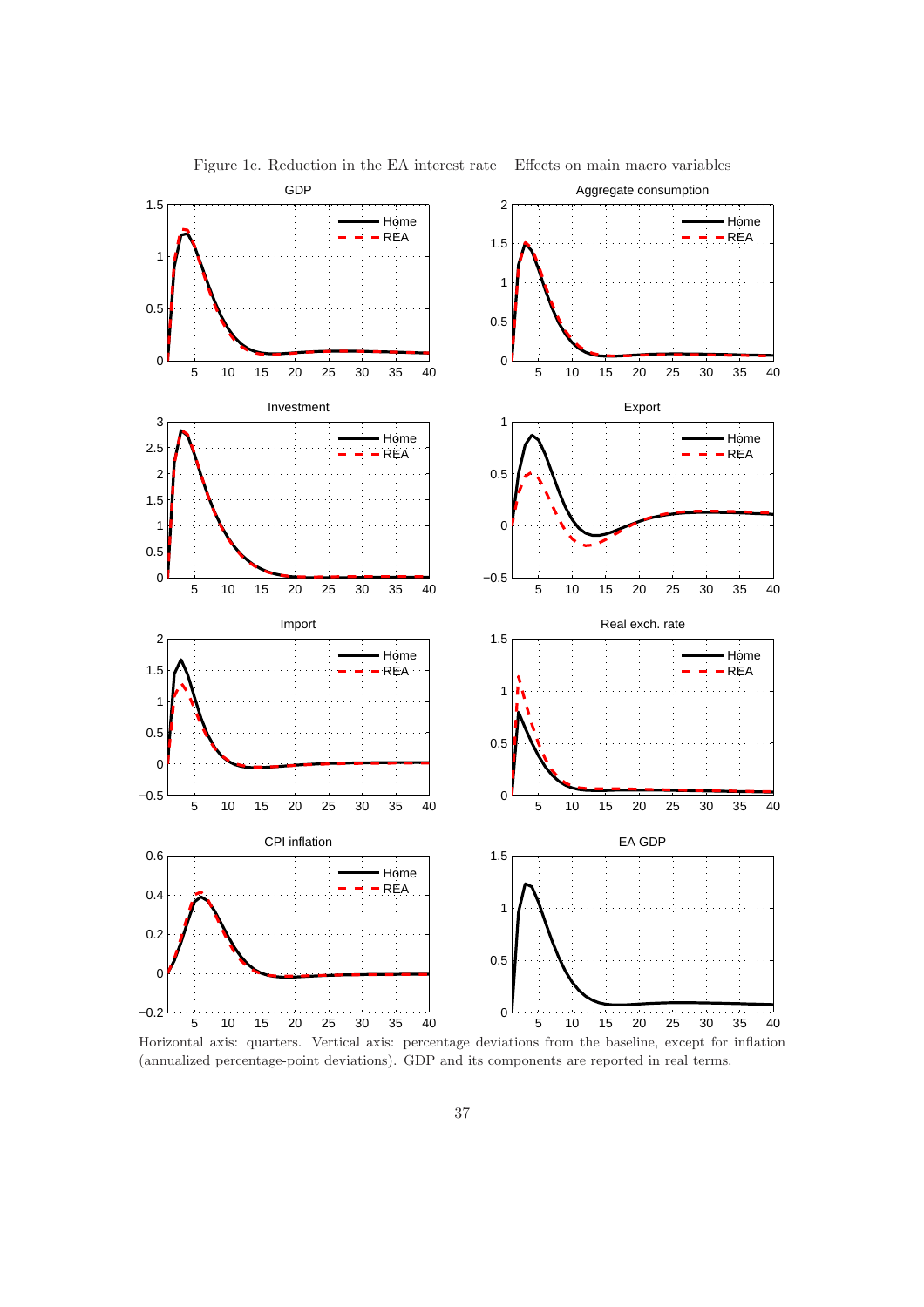Figure 1c. Reduction in the EA interest rate – Effects on main macro variables

Horizontal axis: quarters. Vertical axis: percentage deviations from the baseline, except for inflation (annualized percentage-point deviations). GDP and its components are reported in real terms.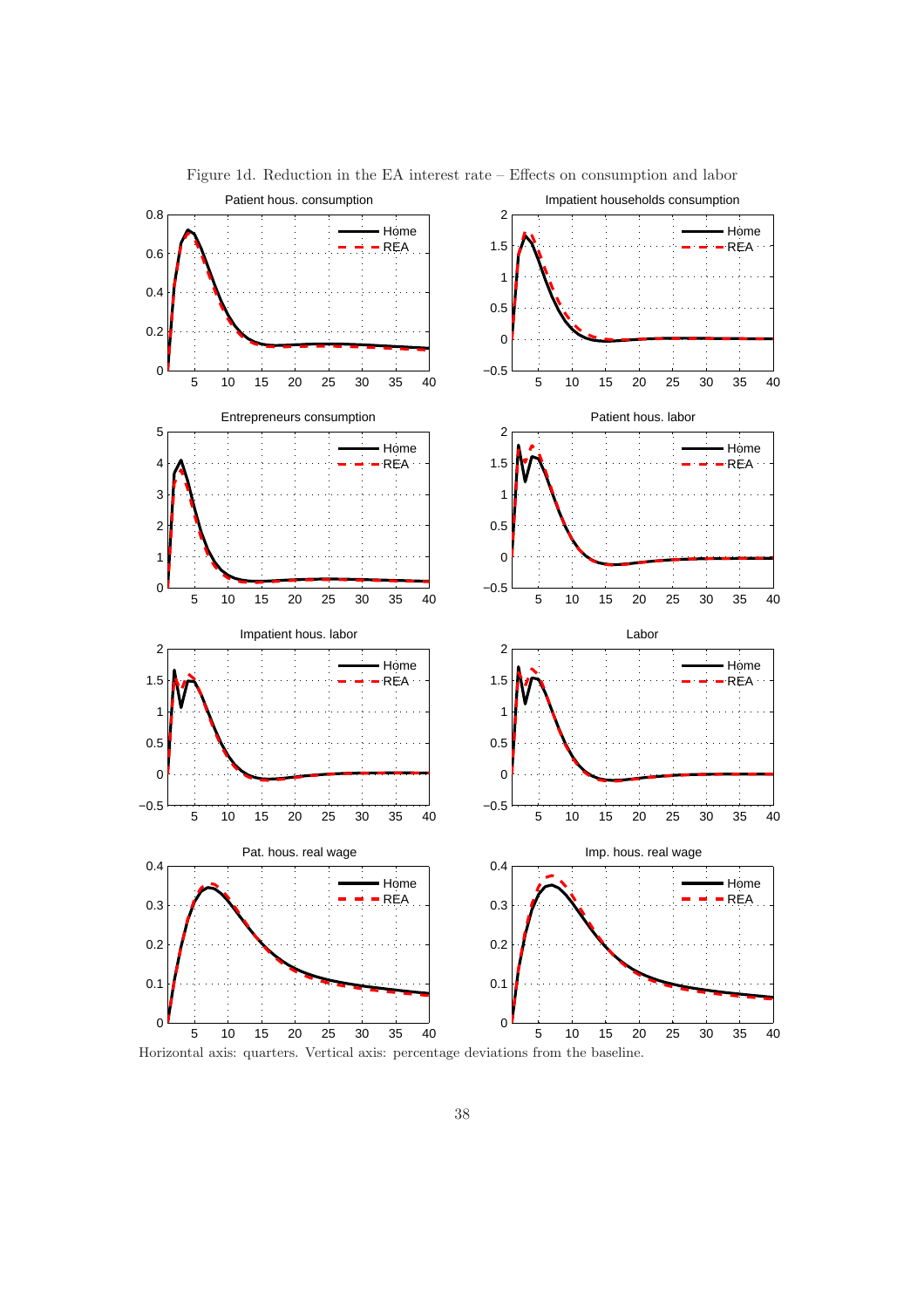Figure 1d. Reduction in the EA interest rate – Effects on consumption and labor

Horizontal axis: quarters. Vertical axis: percentage deviations from the baseline.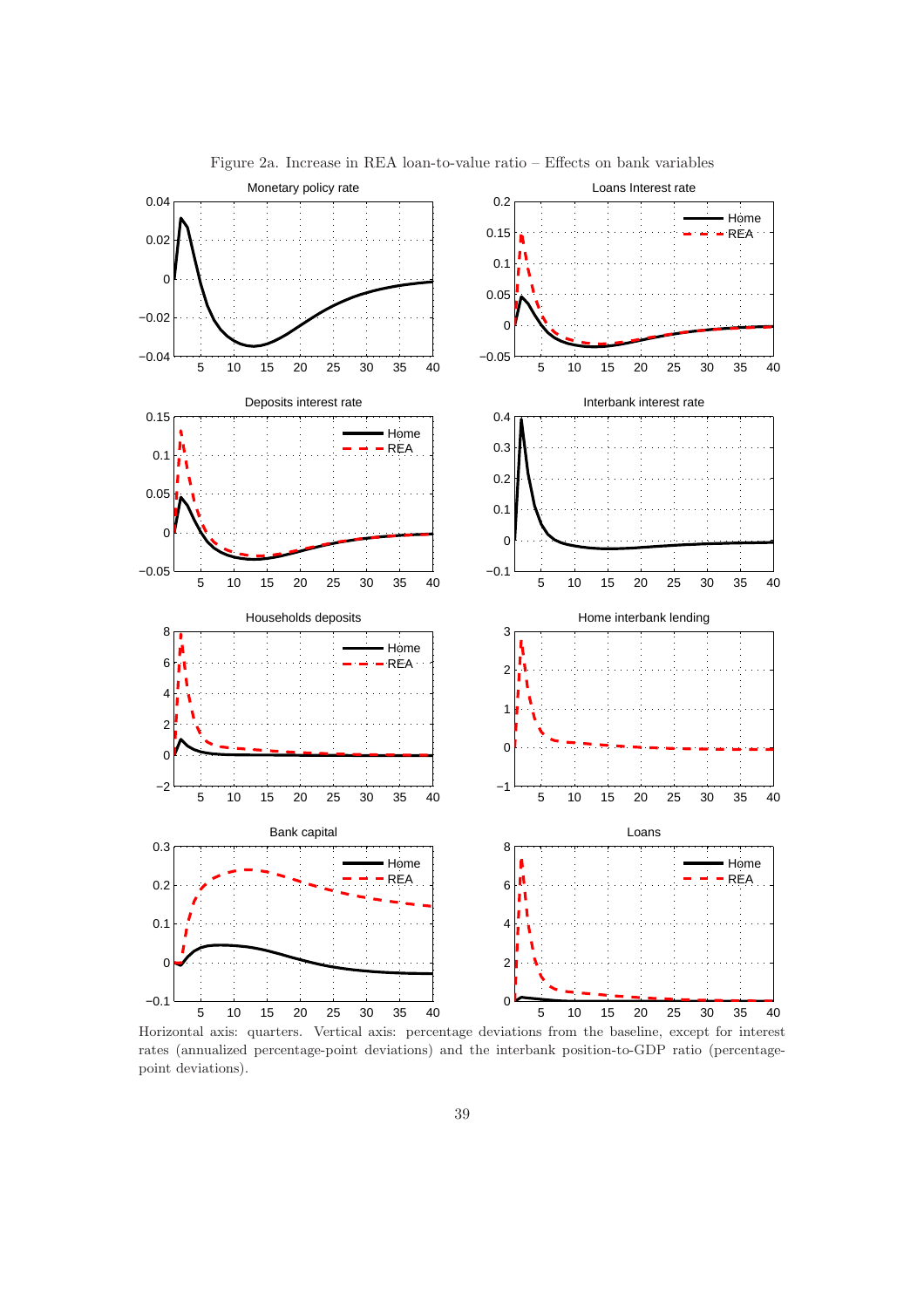Figure 2a. Increase in REA loan-to-value ratio – Effects on bank variables

Horizontal axis: quarters. Vertical axis: percentage deviations from the baseline, except for interest rates (annualized percentage-point deviations) and the interbank position-to-GDP ratio (percentage-point deviations).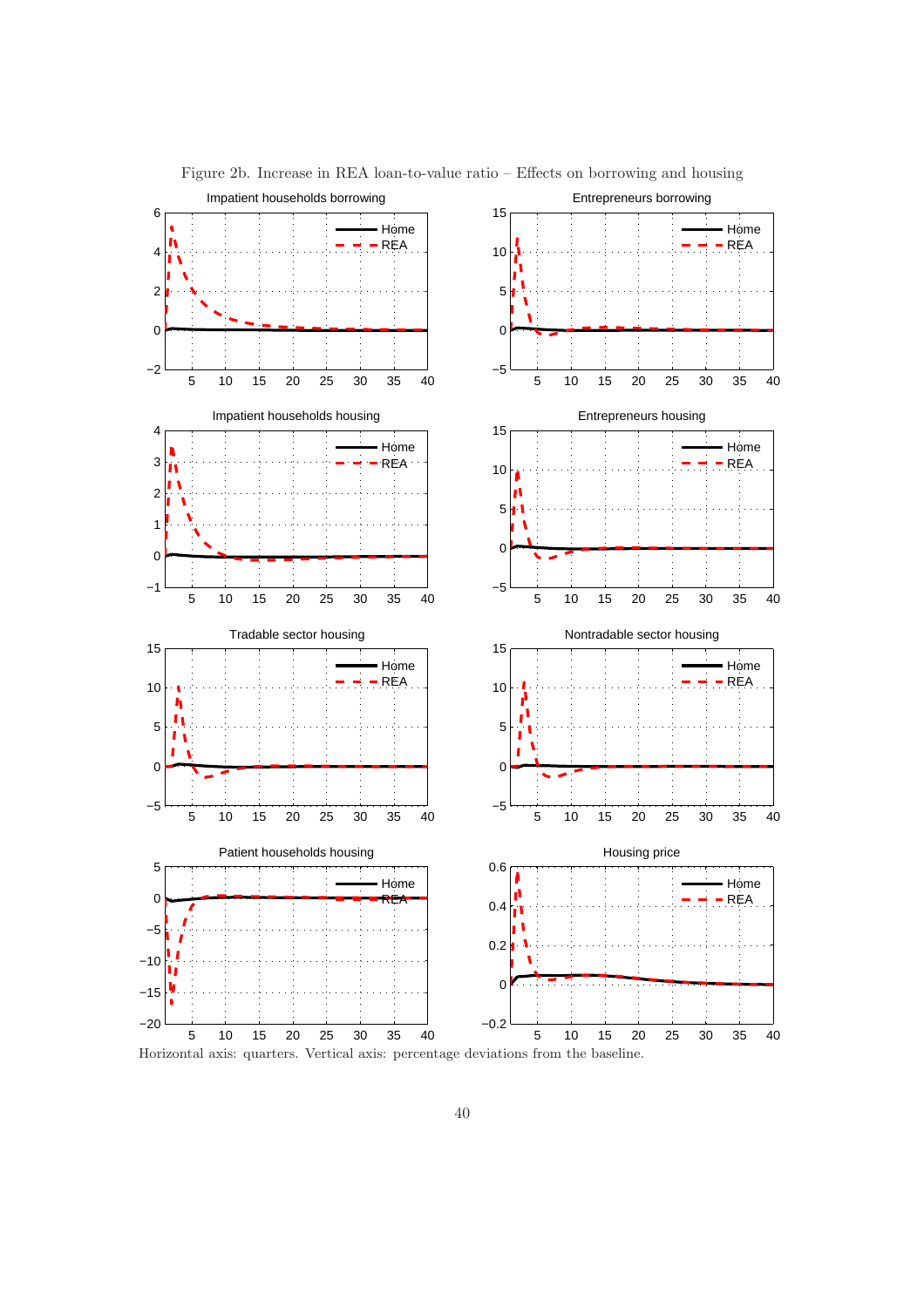Figure 2b. Increase in REA loan-to-value ratio – Effects on borrowing and housing

Horizontal axis: quarters. Vertical axis: percentage deviations from the baseline.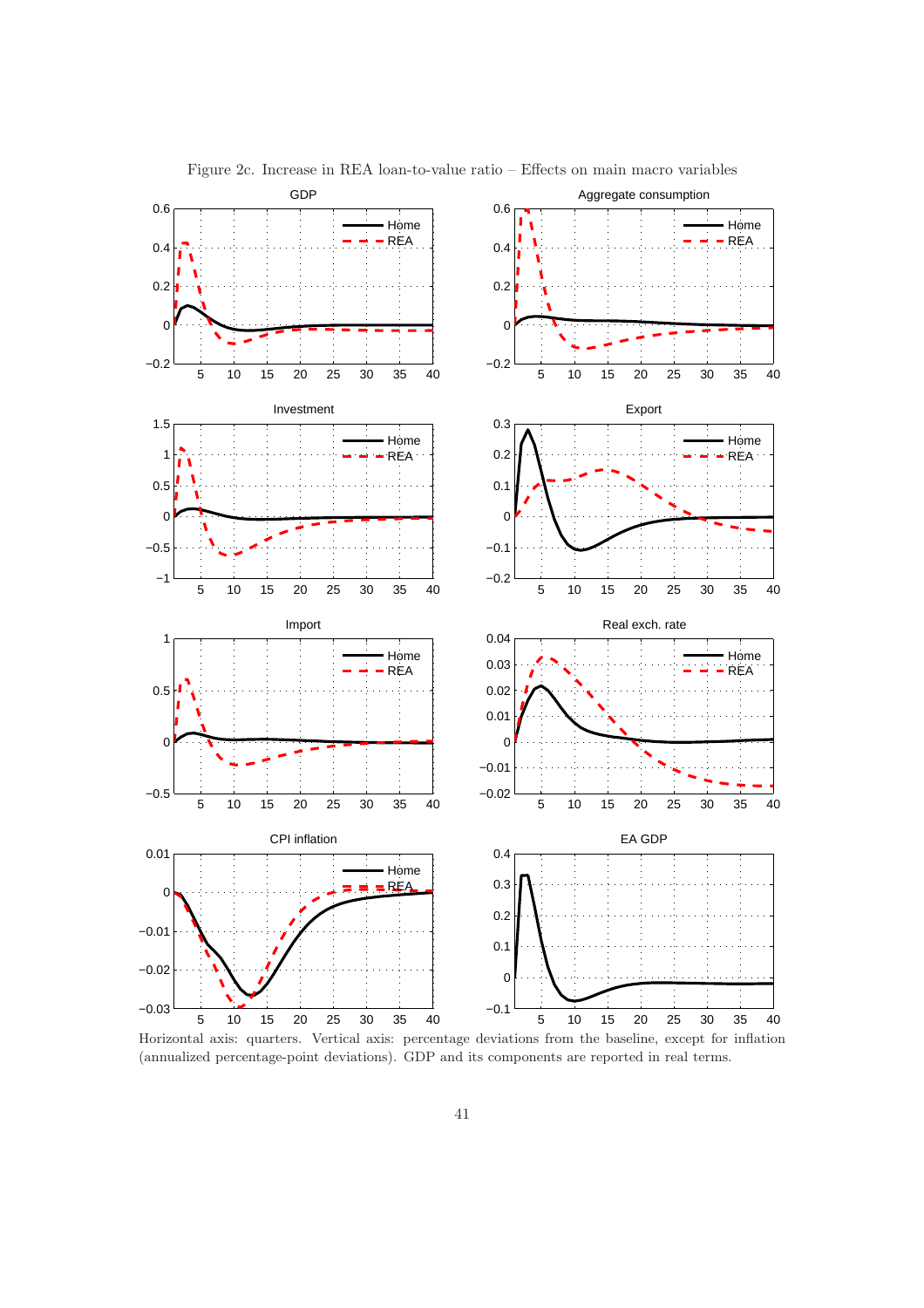Figure 2c. Increase in REA loan-to-value ratio – Effects on main macro variables

Horizontal axis: quarters. Vertical axis: percentage deviations from the baseline, except for inflation (annualized percentage-point deviations). GDP and its components are reported in real terms.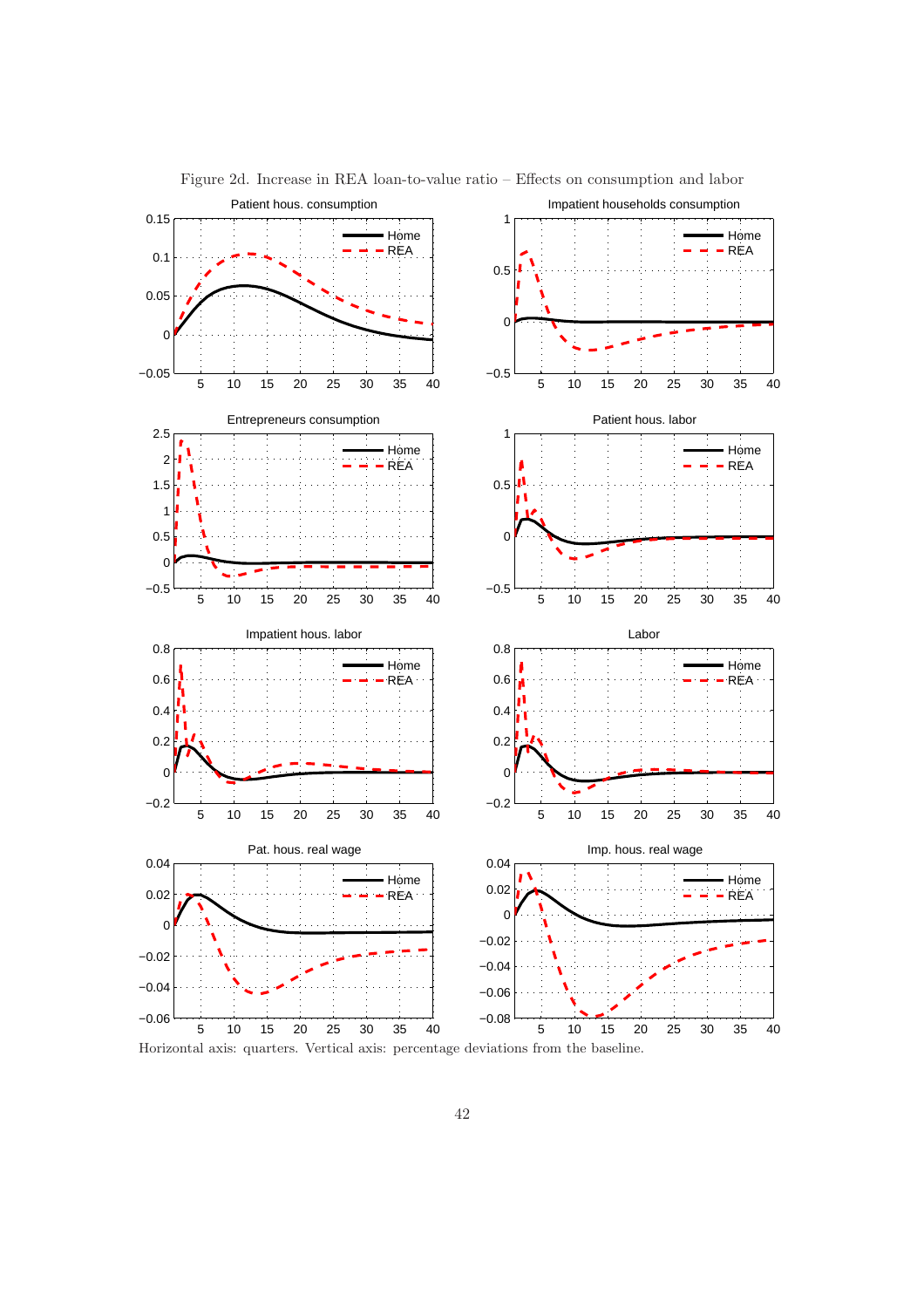Figure 2d. Increase in REA loan-to-value ratio – Effects on consumption and labor

Horizontal axis: quarters. Vertical axis: percentage deviations from the baseline.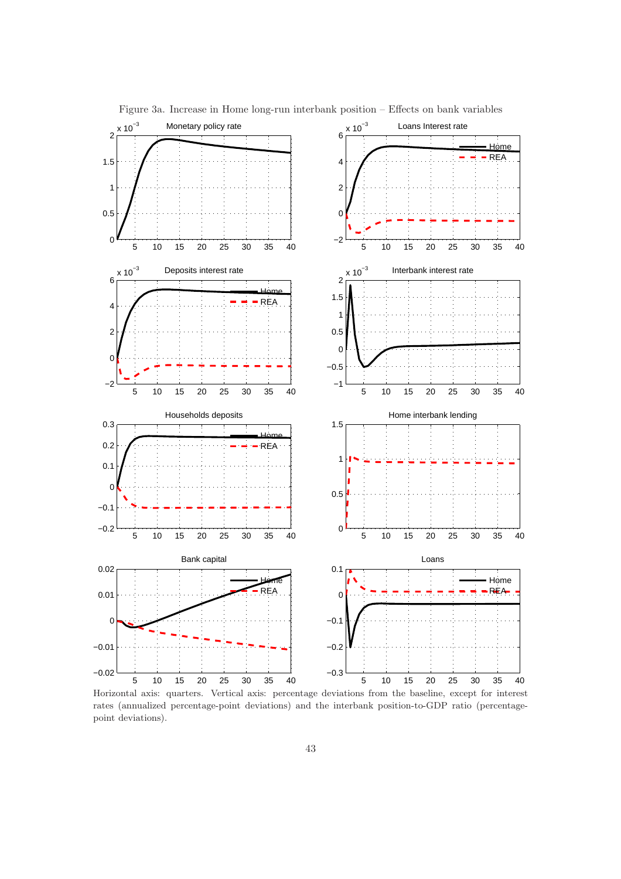Figure 3a. Increase in Home long-run interbank position – Effects on bank variables

Horizontal axis: quarters. Vertical axis: percentage deviations from the baseline, except for interest rates (annualized percentage-point deviations) and the interbank position-to-GDP ratio (percentage-point deviations).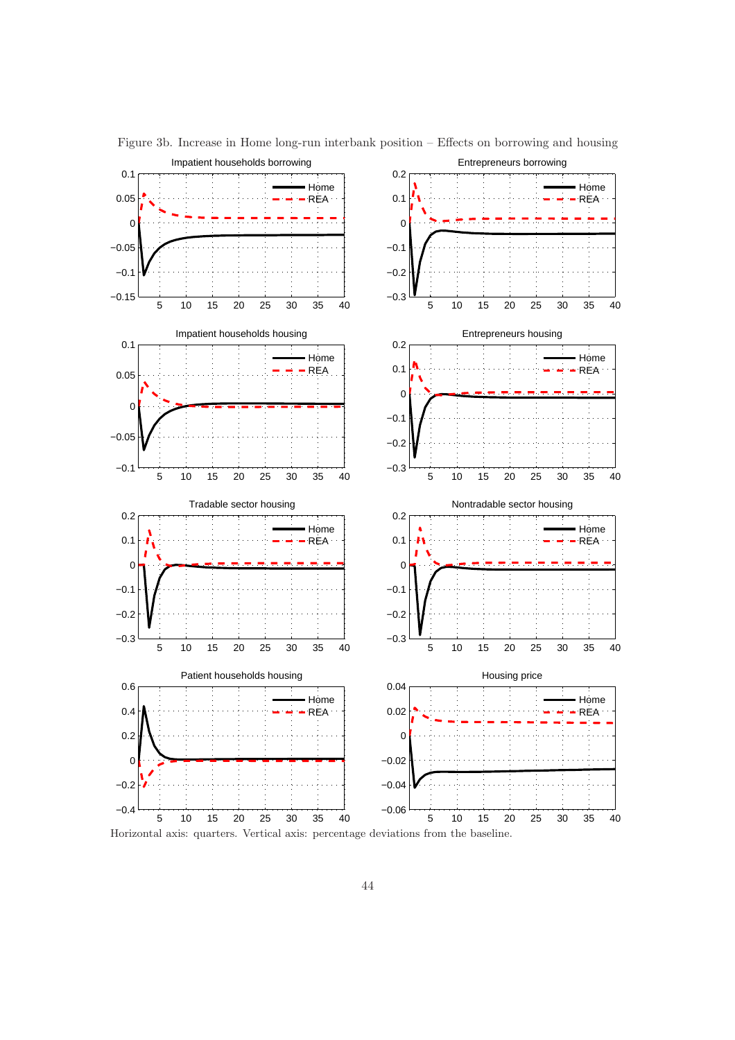Figure 3b. Increase in Home long-run interbank position – Effects on borrowing and housing

Horizontal axis: quarters. Vertical axis: percentage deviations from the baseline.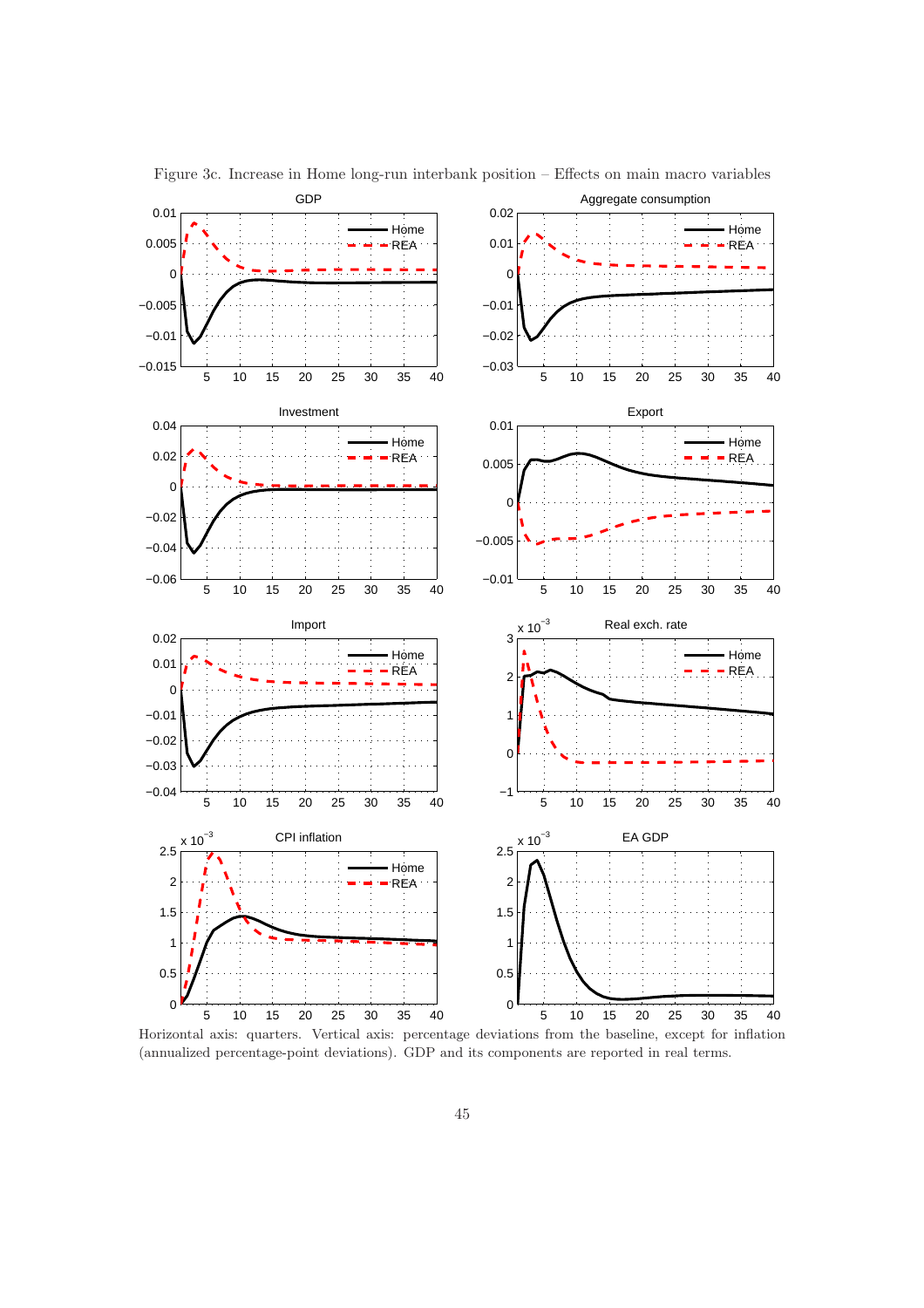Figure 3c. Increase in Home long-run interbank position – Effects on main macro variables

Horizontal axis: quarters. Vertical axis: percentage deviations from the baseline, except for inflation (annualized percentage-point deviations). GDP and its components are reported in real terms.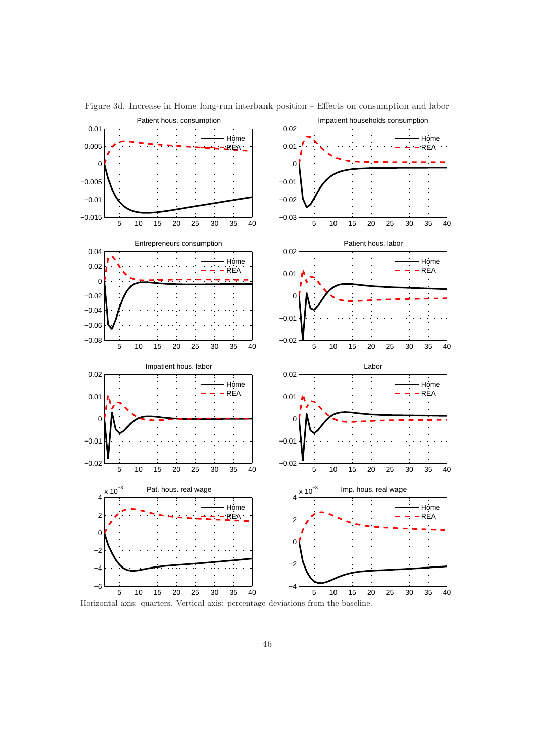Figure 3d. Increase in Home long-run interbank position – Effects on consumption and labor

Horizontal axis: quarters. Vertical axis: percentage deviations from the baseline.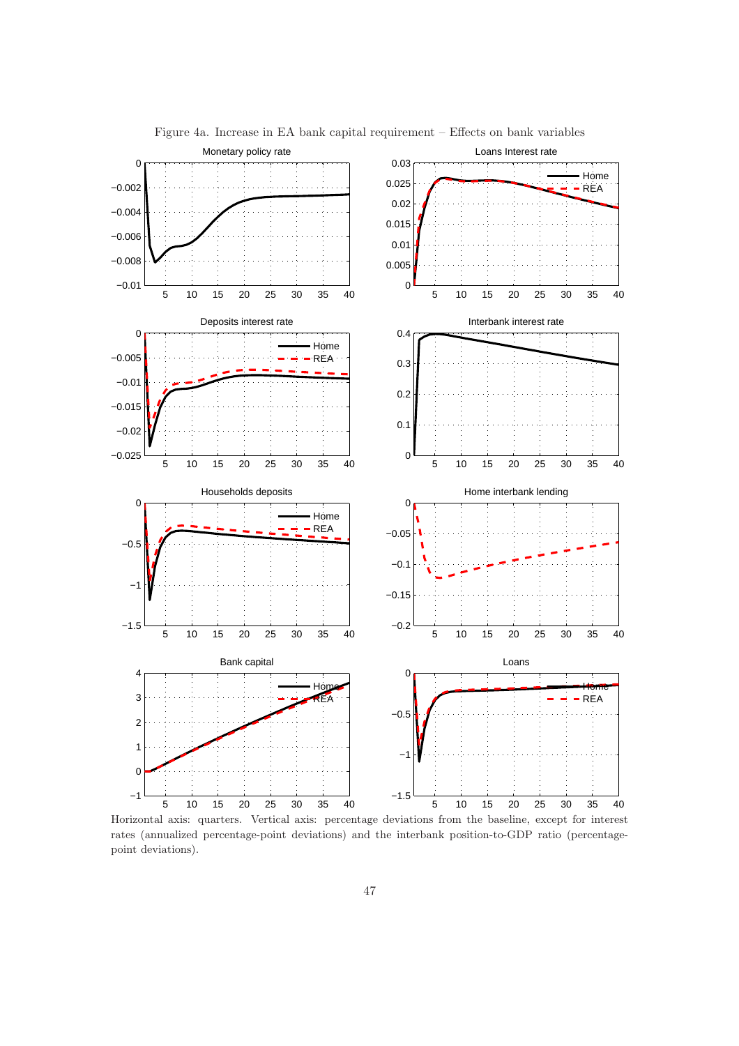Figure 4a. Increase in EA bank capital requirement – Effects on bank variables

Horizontal axis: quarters. Vertical axis: percentage deviations from the baseline, except for interest rates (annualized percentage-point deviations) and the interbank position-to-GDP ratio (percentage-point deviations).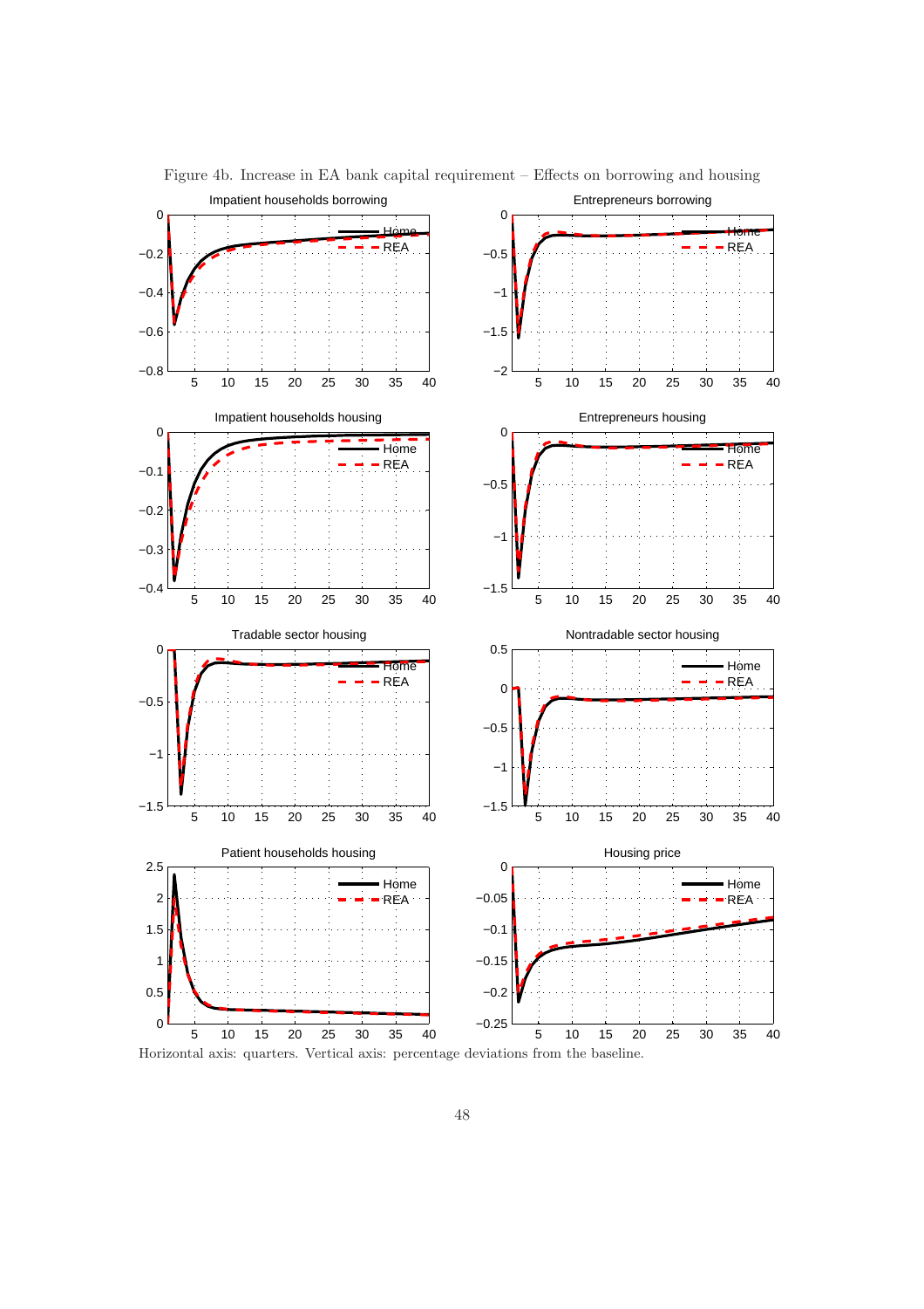Figure 4b. Increase in EA bank capital requirement – Effects on borrowing and housing

Horizontal axis: quarters. Vertical axis: percentage deviations from the baseline.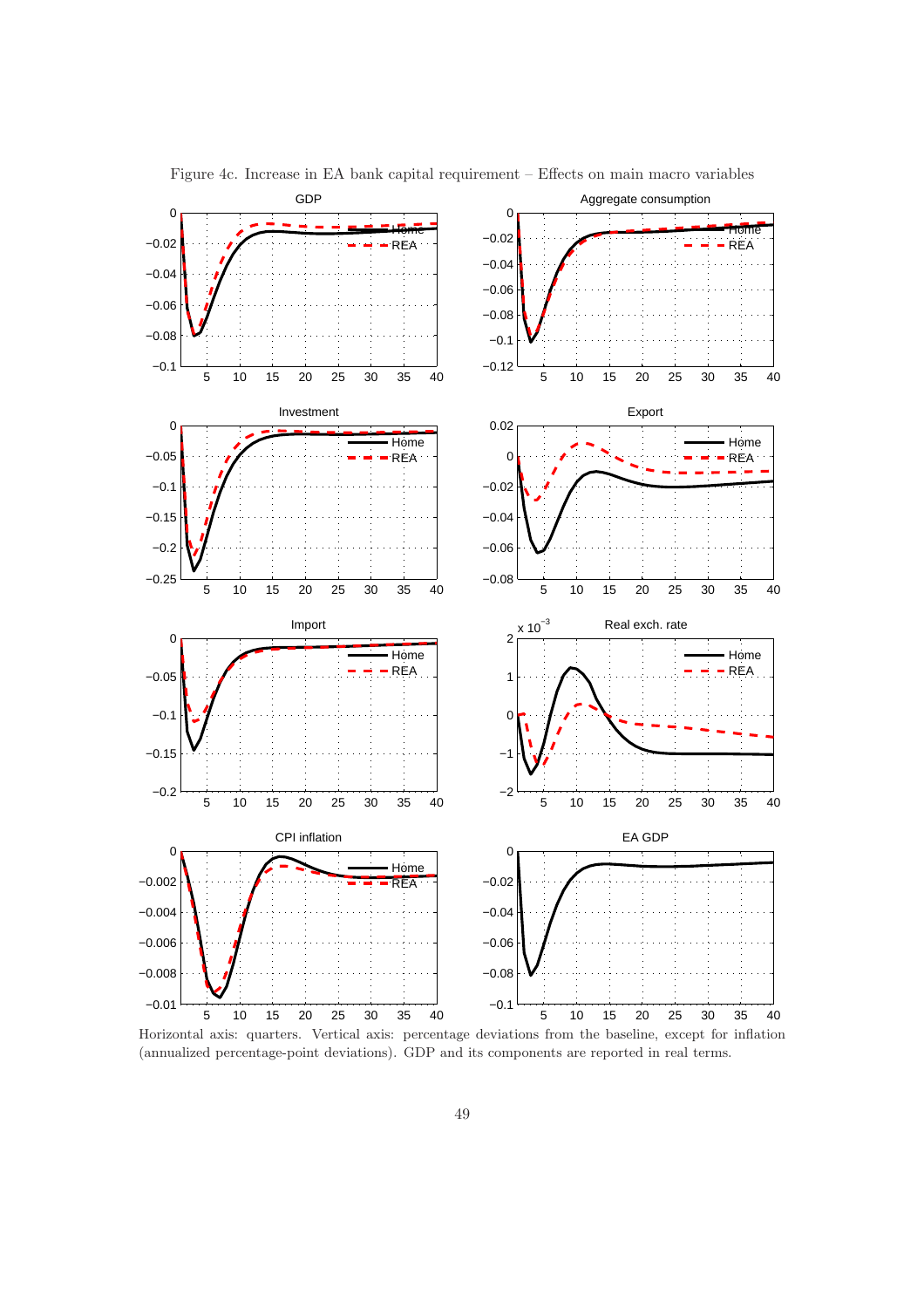Figure 4c. Increase in EA bank capital requirement – Effects on main macro variables

Horizontal axis: quarters. Vertical axis: percentage deviations from the baseline, except for inflation (annualized percentage-point deviations). GDP and its components are reported in real terms.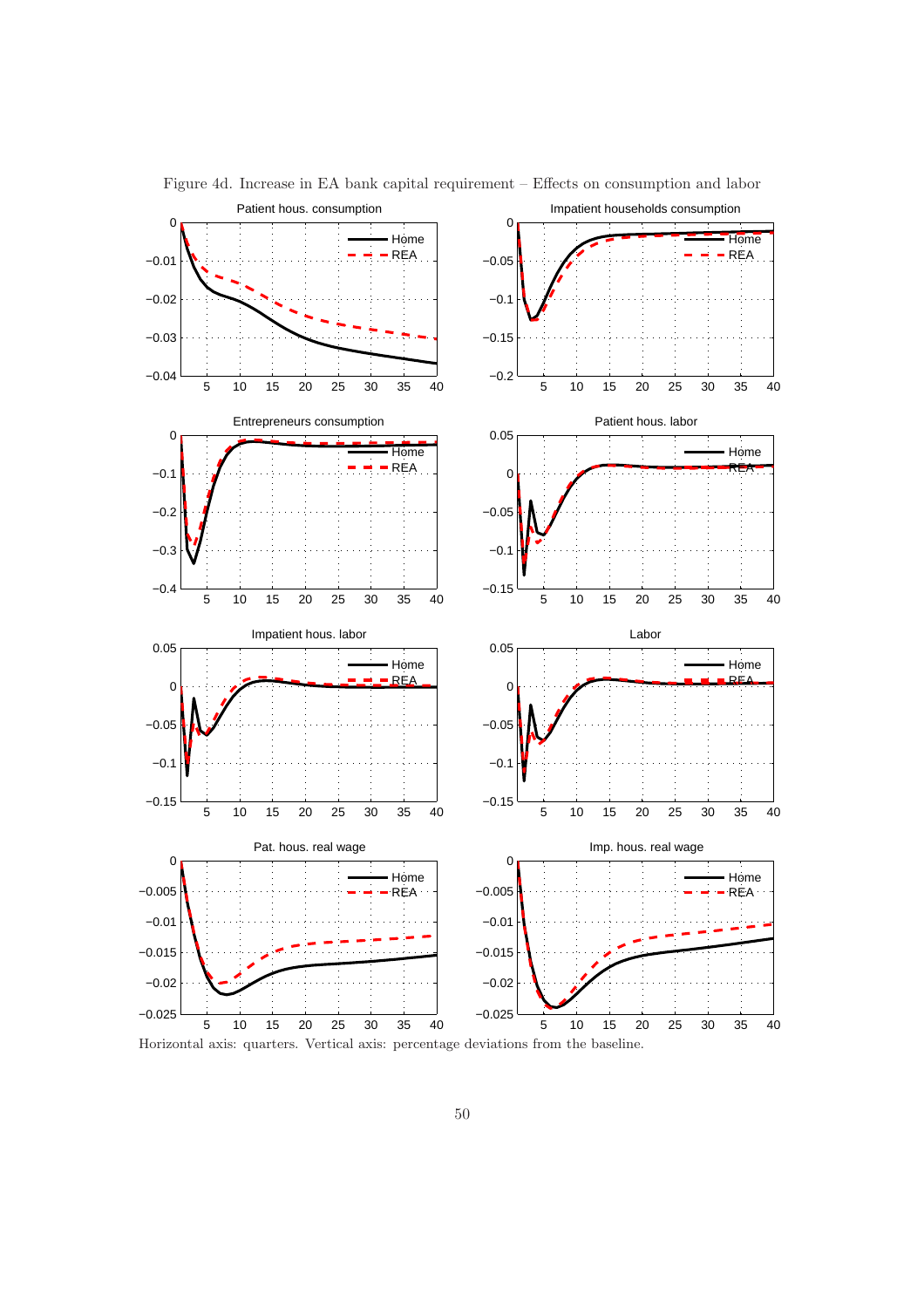Figure 4d. Increase in EA bank capital requirement – Effects on consumption and labor

Patient hous. consumption
0
−0.01
−0.02
−0.03
−0.04
5 10 15 20 25 30 35 40
Home
REA

Impatient households consumption
0
−0.05
−0.1
−0.15
−0.2
5 10 15 20 25 30 35 40
Home
REA

Entrepreneurs consumption
0
−0.1
−0.2
−0.3
−0.4
5 10 15 20 25 30 35 40
Home
REA

Patient hous. labor
0.05
0
−0.05
−0.1
−0.15
5 10 15 20 25 30 35 40
Home
REA

Impatient hous. labor
0.05
0
−0.05
−0.1
−0.15
5 10 15 20 25 30 35 40
Home
REA

Labor
0.05
0
−0.05
−0.1
−0.15
5 10 15 20 25 30 35 40
Home
REA

Pat. hous. real wage
0
−0.005
−0.01
−0.015
−0.02
−0.025
5 10 15 20 25 30 35 40
Home
REA

Imp. hous. real wage
0
−0.005
−0.01
−0.015
−0.02
−0.025
5 10 15 20 25 30 35 40
Home
REA

Horizontal axis: quarters. Vertical axis: percentage deviations from the baseline.